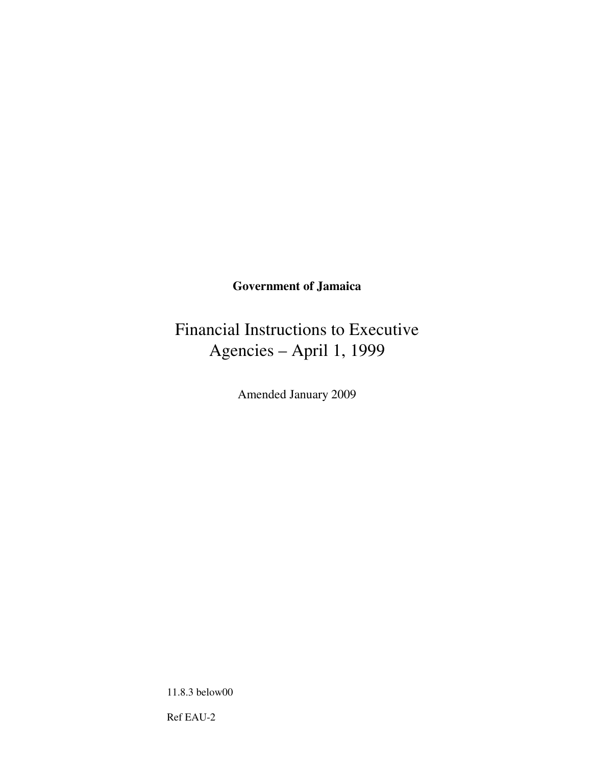**Government of Jamaica**

# Financial Instructions to Executive Agencies – April 1, 1999

Amended January 2009

11.8.3 below00

Ref EAU-2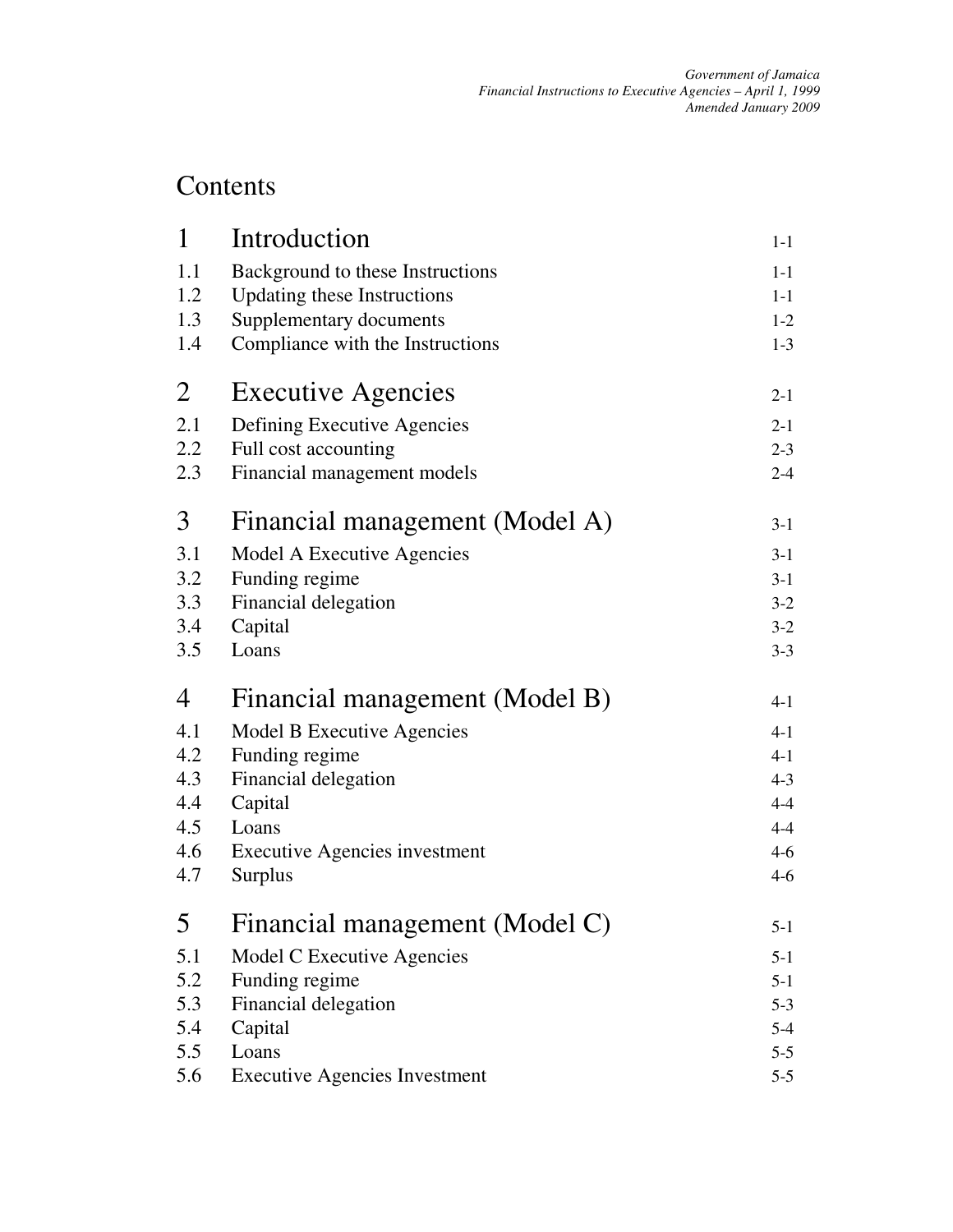# Contents

| | | |
|---|---|---|
| **1** | **Introduction** | **1-1** |
| 1.1 | Background to these Instructions | 1-1 |
| 1.2 | Updating these Instructions | 1-1 |
| 1.3 | Supplementary documents | 1-2 |
| 1.4 | Compliance with the Instructions | 1-3 |
| **2** | **Executive Agencies** | **2-1** |
| 2.1 | Defining Executive Agencies | 2-1 |
| 2.2 | Full cost accounting | 2-3 |
| 2.3 | Financial management models | 2-4 |
| **3** | **Financial management (Model A)** | **3-1** |
| 3.1 | Model A Executive Agencies | 3-1 |
| 3.2 | Funding regime | 3-1 |
| 3.3 | Financial delegation | 3-2 |
| 3.4 | Capital | 3-2 |
| 3.5 | Loans | 3-3 |
| **4** | **Financial management (Model B)** | **4-1** |
| 4.1 | Model B Executive Agencies | 4-1 |
| 4.2 | Funding regime | 4-1 |
| 4.3 | Financial delegation | 4-3 |
| 4.4 | Capital | 4-4 |
| 4.5 | Loans | 4-4 |
| 4.6 | Executive Agencies investment | 4-6 |
| 4.7 | Surplus | 4-6 |
| **5** | **Financial management (Model C)** | **5-1** |
| 5.1 | Model C Executive Agencies | 5-1 |
| 5.2 | Funding regime | 5-1 |
| 5.3 | Financial delegation | 5-3 |
| 5.4 | Capital | 5-4 |
| 5.5 | Loans | 5-5 |
| 5.6 | Executive Agencies Investment | 5-5 |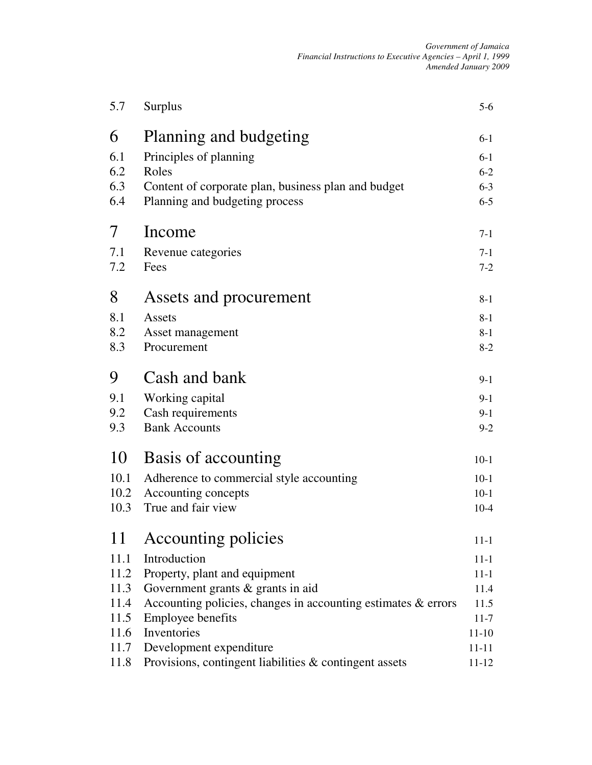| | | |
|---|---|---|
| 5.7 | Surplus | 5-6 |
| **6** | **Planning and budgeting** | **6-1** |
| 6.1 | Principles of planning | 6-1 |
| 6.2 | Roles | 6-2 |
| 6.3 | Content of corporate plan, business plan and budget | 6-3 |
| 6.4 | Planning and budgeting process | 6-5 |
| **7** | **Income** | **7-1** |
| 7.1 | Revenue categories | 7-1 |
| 7.2 | Fees | 7-2 |
| **8** | **Assets and procurement** | **8-1** |
| 8.1 | Assets | 8-1 |
| 8.2 | Asset management | 8-1 |
| 8.3 | Procurement | 8-2 |
| **9** | **Cash and bank** | **9-1** |
| 9.1 | Working capital | 9-1 |
| 9.2 | Cash requirements | 9-1 |
| 9.3 | Bank Accounts | 9-2 |
| **10** | **Basis of accounting** | **10-1** |
| 10.1 | Adherence to commercial style accounting | 10-1 |
| 10.2 | Accounting concepts | 10-1 |
| 10.3 | True and fair view | 10-4 |
| **11** | **Accounting policies** | **11-1** |
| 11.1 | Introduction | 11-1 |
| 11.2 | Property, plant and equipment | 11-1 |
| 11.3 | Government grants & grants in aid | 11.4 |
| 11.4 | Accounting policies, changes in accounting estimates & errors | 11.5 |
| 11.5 | Employee benefits | 11-7 |
| 11.6 | Inventories | 11-10 |
| 11.7 | Development expenditure | 11-11 |
| 11.8 | Provisions, contingent liabilities & contingent assets | 11-12 |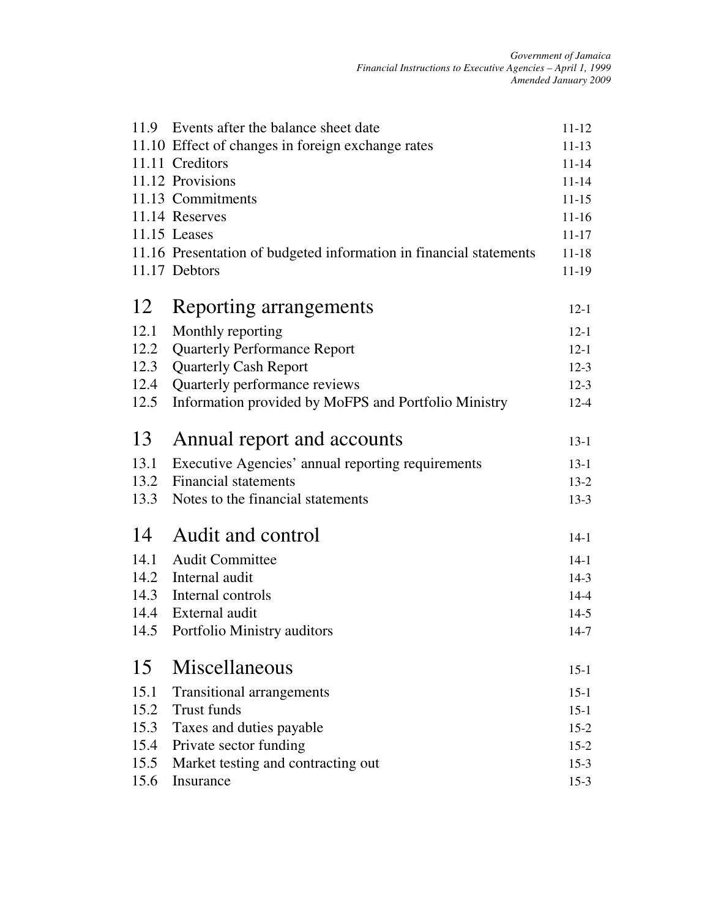| | | |
|---|---|---|
| 11.9 | Events after the balance sheet date | 11-12 |
| 11.10 | Effect of changes in foreign exchange rates | 11-13 |
| 11.11 | Creditors | 11-14 |
| 11.12 | Provisions | 11-14 |
| 11.13 | Commitments | 11-15 |
| 11.14 | Reserves | 11-16 |
| 11.15 | Leases | 11-17 |
| 11.16 | Presentation of budgeted information in financial statements | 11-18 |
| 11.17 | Debtors | 11-19 |

## 12 Reporting arrangements — 12-1

| | | |
|---|---|---|
| 12.1 | Monthly reporting | 12-1 |
| 12.2 | Quarterly Performance Report | 12-1 |
| 12.3 | Quarterly Cash Report | 12-3 |
| 12.4 | Quarterly performance reviews | 12-3 |
| 12.5 | Information provided by MoFPS and Portfolio Ministry | 12-4 |

## 13 Annual report and accounts — 13-1

| | | |
|---|---|---|
| 13.1 | Executive Agencies' annual reporting requirements | 13-1 |
| 13.2 | Financial statements | 13-2 |
| 13.3 | Notes to the financial statements | 13-3 |

## 14 Audit and control — 14-1

| | | |
|---|---|---|
| 14.1 | Audit Committee | 14-1 |
| 14.2 | Internal audit | 14-3 |
| 14.3 | Internal controls | 14-4 |
| 14.4 | External audit | 14-5 |
| 14.5 | Portfolio Ministry auditors | 14-7 |

## 15 Miscellaneous — 15-1

| | | |
|---|---|---|
| 15.1 | Transitional arrangements | 15-1 |
| 15.2 | Trust funds | 15-1 |
| 15.3 | Taxes and duties payable | 15-2 |
| 15.4 | Private sector funding | 15-2 |
| 15.5 | Market testing and contracting out | 15-3 |
| 15.6 | Insurance | 15-3 |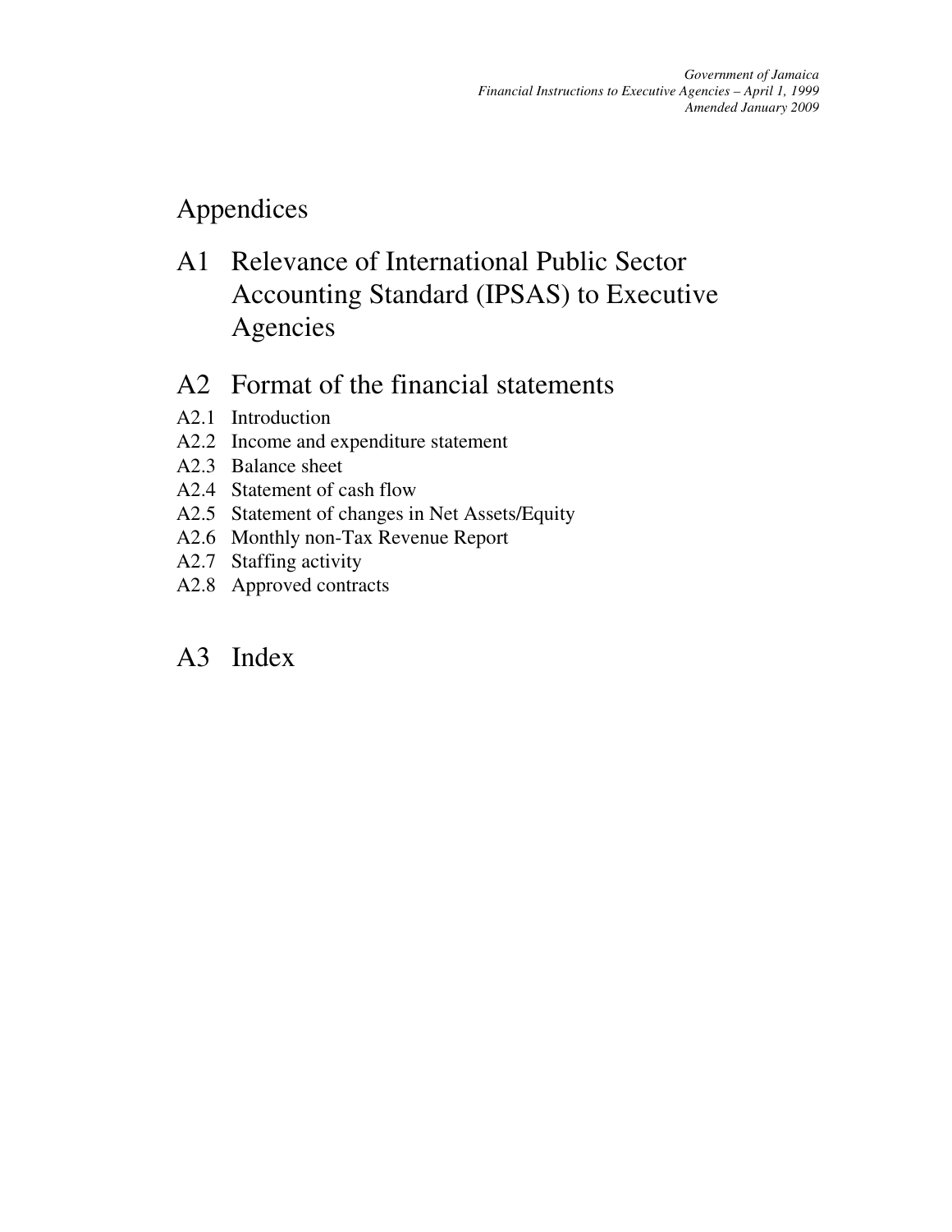# Appendices

## A1 Relevance of International Public Sector Accounting Standard (IPSAS) to Executive Agencies

## A2 Format of the financial statements

A2.1 Introduction
A2.2 Income and expenditure statement
A2.3 Balance sheet
A2.4 Statement of cash flow
A2.5 Statement of changes in Net Assets/Equity
A2.6 Monthly non-Tax Revenue Report
A2.7 Staffing activity
A2.8 Approved contracts

## A3 Index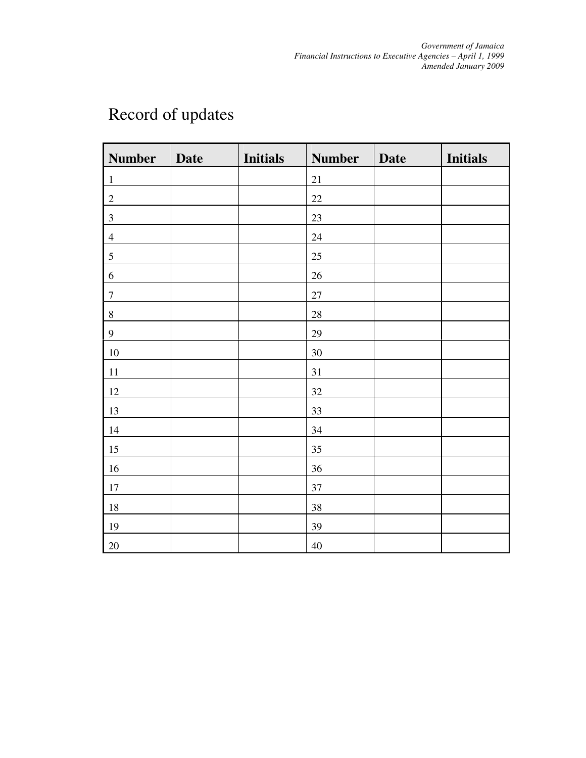# Record of updates

| Number | Date | Initials | Number | Date | Initials |
| --- | --- | --- | --- | --- | --- |
| 1 | | | 21 | | |
| 2 | | | 22 | | |
| 3 | | | 23 | | |
| 4 | | | 24 | | |
| 5 | | | 25 | | |
| 6 | | | 26 | | |
| 7 | | | 27 | | |
| 8 | | | 28 | | |
| 9 | | | 29 | | |
| 10 | | | 30 | | |
| 11 | | | 31 | | |
| 12 | | | 32 | | |
| 13 | | | 33 | | |
| 14 | | | 34 | | |
| 15 | | | 35 | | |
| 16 | | | 36 | | |
| 17 | | | 37 | | |
| 18 | | | 38 | | |
| 19 | | | 39 | | |
| 20 | | | 40 | | |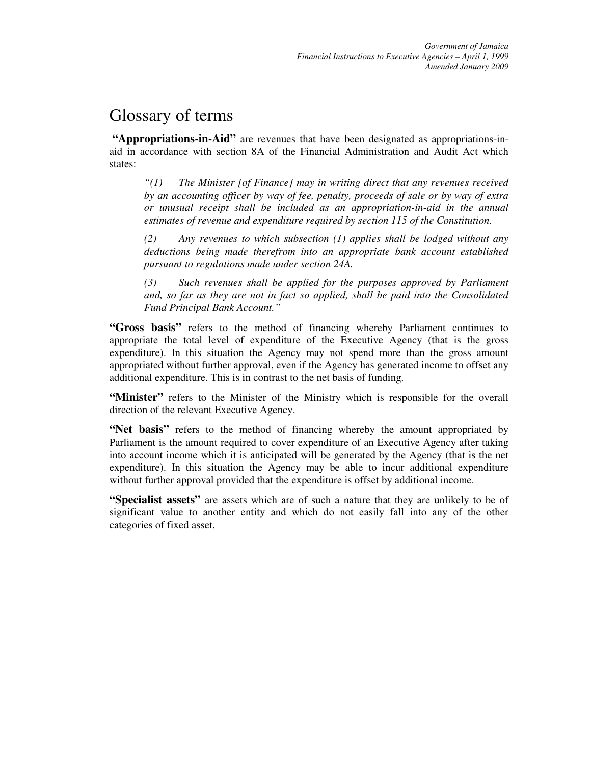# Glossary of terms

**"Appropriations-in-Aid"** are revenues that have been designated as appropriations-in-aid in accordance with section 8A of the Financial Administration and Audit Act which states:

> *"(1) The Minister [of Finance] may in writing direct that any revenues received by an accounting officer by way of fee, penalty, proceeds of sale or by way of extra or unusual receipt shall be included as an appropriation-in-aid in the annual estimates of revenue and expenditure required by section 115 of the Constitution.*
>
> *(2) Any revenues to which subsection (1) applies shall be lodged without any deductions being made therefrom into an appropriate bank account established pursuant to regulations made under section 24A.*
>
> *(3) Such revenues shall be applied for the purposes approved by Parliament and, so far as they are not in fact so applied, shall be paid into the Consolidated Fund Principal Bank Account."*

**"Gross basis"** refers to the method of financing whereby Parliament continues to appropriate the total level of expenditure of the Executive Agency (that is the gross expenditure). In this situation the Agency may not spend more than the gross amount appropriated without further approval, even if the Agency has generated income to offset any additional expenditure. This is in contrast to the net basis of funding.

**"Minister"** refers to the Minister of the Ministry which is responsible for the overall direction of the relevant Executive Agency.

**"Net basis"** refers to the method of financing whereby the amount appropriated by Parliament is the amount required to cover expenditure of an Executive Agency after taking into account income which it is anticipated will be generated by the Agency (that is the net expenditure). In this situation the Agency may be able to incur additional expenditure without further approval provided that the expenditure is offset by additional income.

**"Specialist assets"** are assets which are of such a nature that they are unlikely to be of significant value to another entity and which do not easily fall into any of the other categories of fixed asset.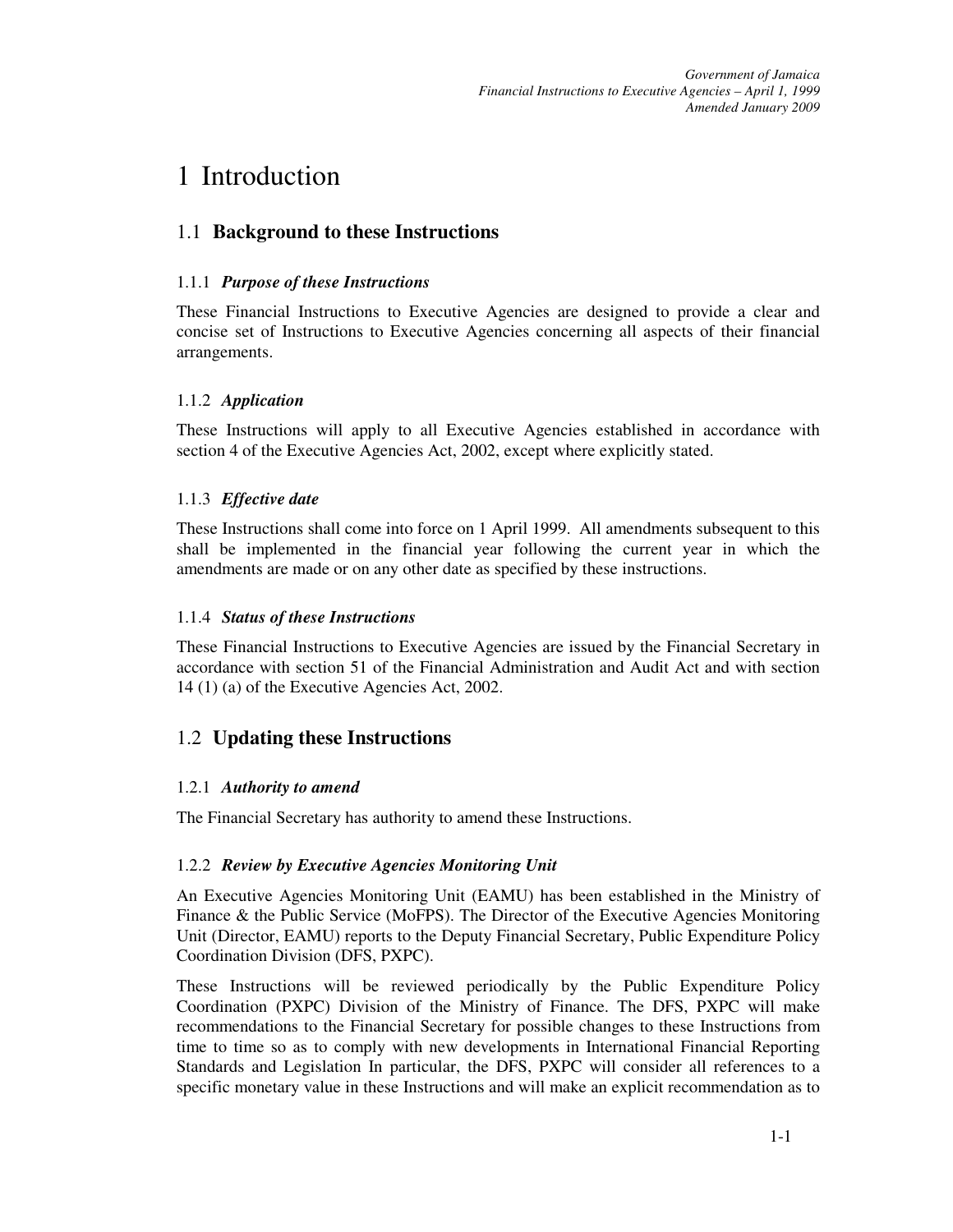# 1 Introduction

## 1.1 Background to these Instructions

### 1.1.1 *Purpose of these Instructions*

These Financial Instructions to Executive Agencies are designed to provide a clear and concise set of Instructions to Executive Agencies concerning all aspects of their financial arrangements.

### 1.1.2 *Application*

These Instructions will apply to all Executive Agencies established in accordance with section 4 of the Executive Agencies Act, 2002, except where explicitly stated.

### 1.1.3 *Effective date*

These Instructions shall come into force on 1 April 1999. All amendments subsequent to this shall be implemented in the financial year following the current year in which the amendments are made or on any other date as specified by these instructions.

### 1.1.4 *Status of these Instructions*

These Financial Instructions to Executive Agencies are issued by the Financial Secretary in accordance with section 51 of the Financial Administration and Audit Act and with section 14 (1) (a) of the Executive Agencies Act, 2002.

## 1.2 Updating these Instructions

### 1.2.1 *Authority to amend*

The Financial Secretary has authority to amend these Instructions.

### 1.2.2 *Review by Executive Agencies Monitoring Unit*

An Executive Agencies Monitoring Unit (EAMU) has been established in the Ministry of Finance & the Public Service (MoFPS). The Director of the Executive Agencies Monitoring Unit (Director, EAMU) reports to the Deputy Financial Secretary, Public Expenditure Policy Coordination Division (DFS, PXPC).

These Instructions will be reviewed periodically by the Public Expenditure Policy Coordination (PXPC) Division of the Ministry of Finance. The DFS, PXPC will make recommendations to the Financial Secretary for possible changes to these Instructions from time to time so as to comply with new developments in International Financial Reporting Standards and Legislation In particular, the DFS, PXPC will consider all references to a specific monetary value in these Instructions and will make an explicit recommendation as to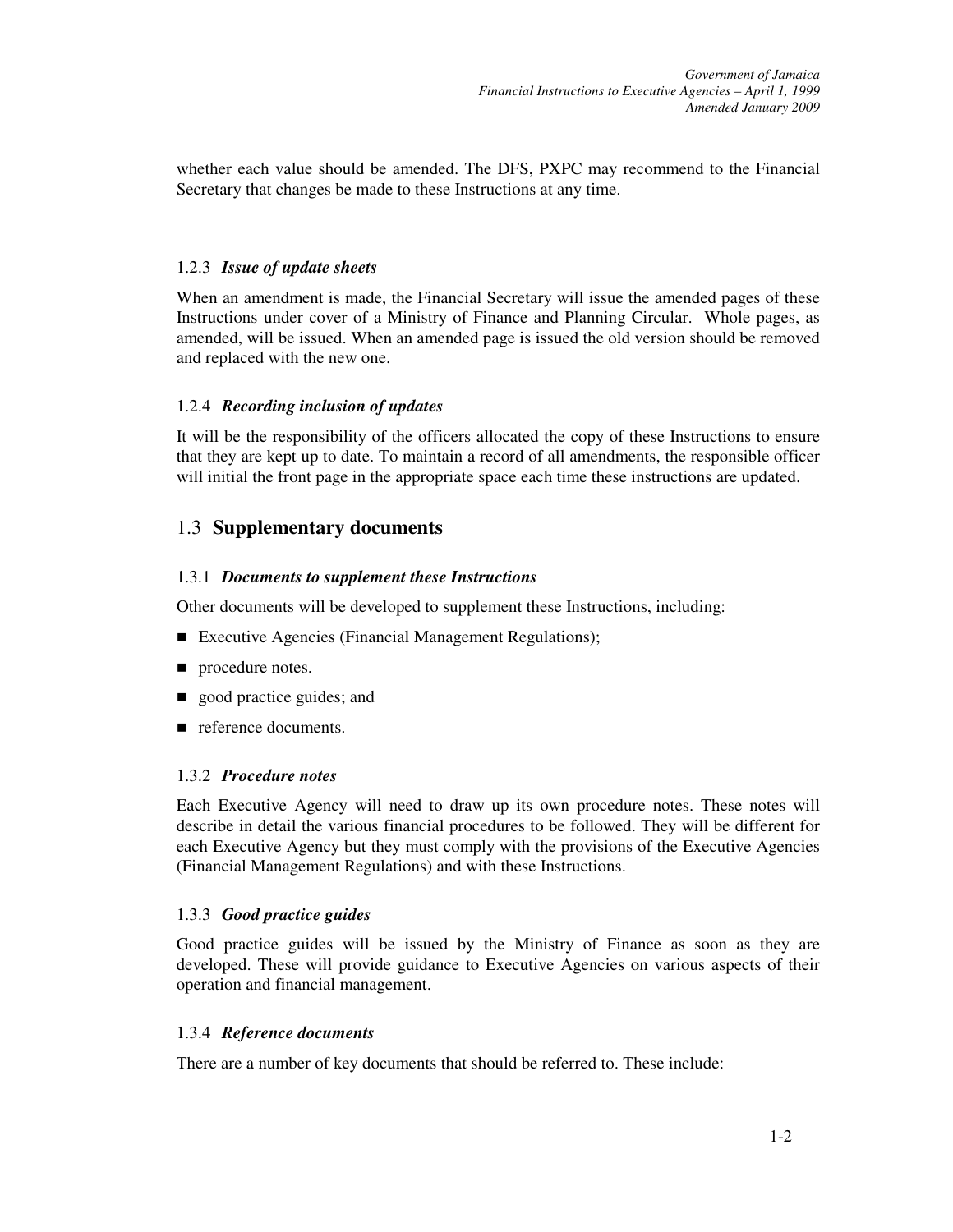whether each value should be amended. The DFS, PXPC may recommend to the Financial Secretary that changes be made to these Instructions at any time.

### 1.2.3 *Issue of update sheets*

When an amendment is made, the Financial Secretary will issue the amended pages of these Instructions under cover of a Ministry of Finance and Planning Circular. Whole pages, as amended, will be issued. When an amended page is issued the old version should be removed and replaced with the new one.

### 1.2.4 *Recording inclusion of updates*

It will be the responsibility of the officers allocated the copy of these Instructions to ensure that they are kept up to date. To maintain a record of all amendments, the responsible officer will initial the front page in the appropriate space each time these instructions are updated.

## 1.3 Supplementary documents

### 1.3.1 *Documents to supplement these Instructions*

Other documents will be developed to supplement these Instructions, including:

- Executive Agencies (Financial Management Regulations);
- procedure notes.
- good practice guides; and
- reference documents.

### 1.3.2 *Procedure notes*

Each Executive Agency will need to draw up its own procedure notes. These notes will describe in detail the various financial procedures to be followed. They will be different for each Executive Agency but they must comply with the provisions of the Executive Agencies (Financial Management Regulations) and with these Instructions.

### 1.3.3 *Good practice guides*

Good practice guides will be issued by the Ministry of Finance as soon as they are developed. These will provide guidance to Executive Agencies on various aspects of their operation and financial management.

### 1.3.4 *Reference documents*

There are a number of key documents that should be referred to. These include: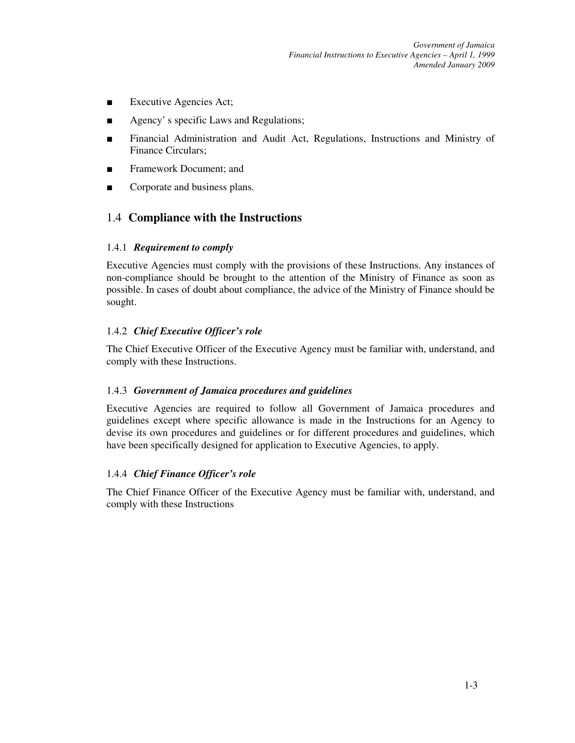- Executive Agencies Act;
- Agency' s specific Laws and Regulations;
- Financial Administration and Audit Act, Regulations, Instructions and Ministry of Finance Circulars;
- Framework Document; and
- Corporate and business plans.

## 1.4 Compliance with the Instructions

### 1.4.1 *Requirement to comply*

Executive Agencies must comply with the provisions of these Instructions. Any instances of non-compliance should be brought to the attention of the Ministry of Finance as soon as possible. In cases of doubt about compliance, the advice of the Ministry of Finance should be sought.

### 1.4.2 *Chief Executive Officer's role*

The Chief Executive Officer of the Executive Agency must be familiar with, understand, and comply with these Instructions.

### 1.4.3 *Government of Jamaica procedures and guidelines*

Executive Agencies are required to follow all Government of Jamaica procedures and guidelines except where specific allowance is made in the Instructions for an Agency to devise its own procedures and guidelines or for different procedures and guidelines, which have been specifically designed for application to Executive Agencies, to apply.

### 1.4.4 *Chief Finance Officer's role*

The Chief Finance Officer of the Executive Agency must be familiar with, understand, and comply with these Instructions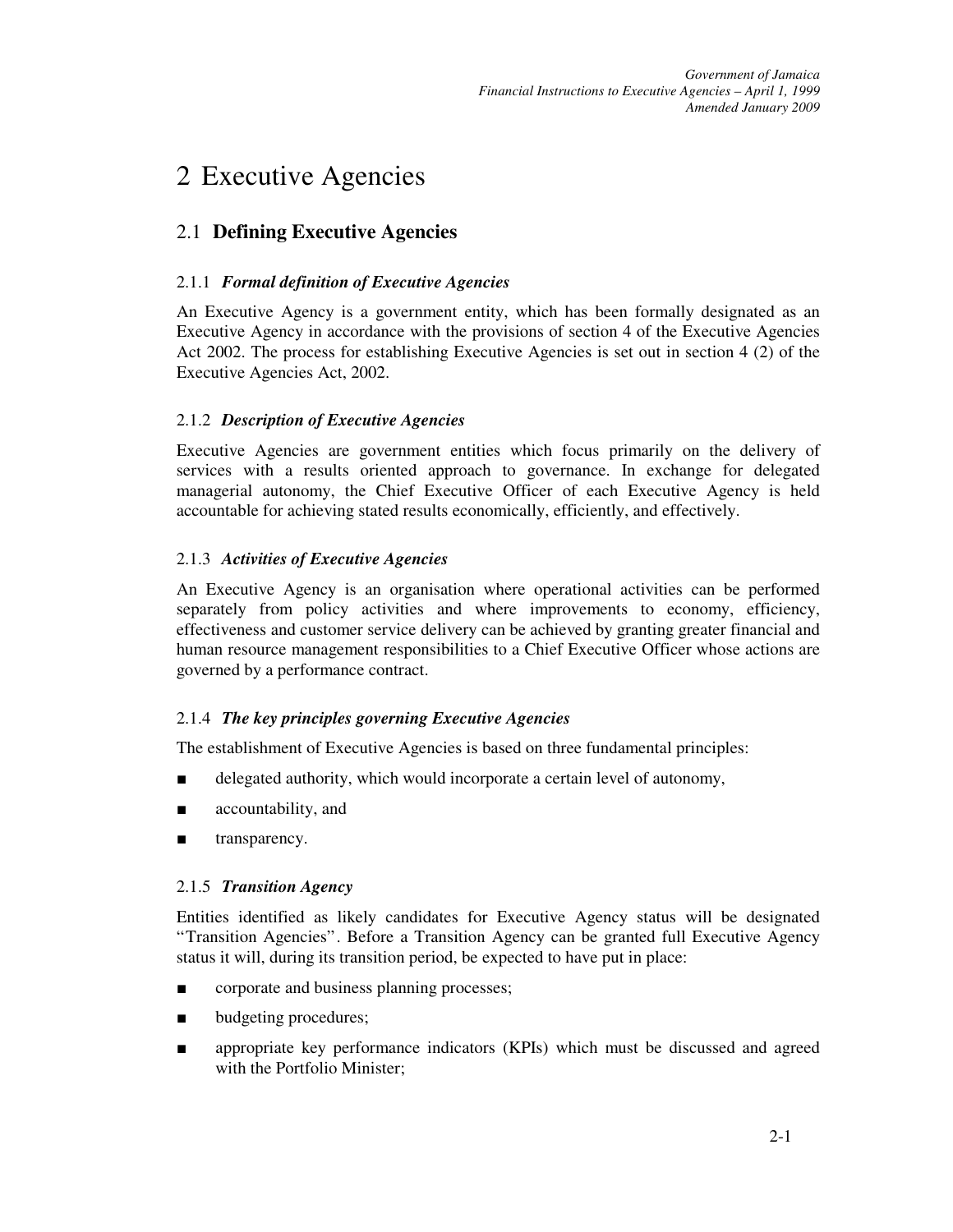# 2 Executive Agencies

## 2.1 **Defining Executive Agencies**

### 2.1.1 *Formal definition of Executive Agencies*

An Executive Agency is a government entity, which has been formally designated as an Executive Agency in accordance with the provisions of section 4 of the Executive Agencies Act 2002. The process for establishing Executive Agencies is set out in section 4 (2) of the Executive Agencies Act, 2002.

### 2.1.2 *Description of Executive Agencies*

Executive Agencies are government entities which focus primarily on the delivery of services with a results oriented approach to governance. In exchange for delegated managerial autonomy, the Chief Executive Officer of each Executive Agency is held accountable for achieving stated results economically, efficiently, and effectively.

### 2.1.3 *Activities of Executive Agencies*

An Executive Agency is an organisation where operational activities can be performed separately from policy activities and where improvements to economy, efficiency, effectiveness and customer service delivery can be achieved by granting greater financial and human resource management responsibilities to a Chief Executive Officer whose actions are governed by a performance contract.

### 2.1.4 *The key principles governing Executive Agencies*

The establishment of Executive Agencies is based on three fundamental principles:

- delegated authority, which would incorporate a certain level of autonomy,
- accountability, and
- transparency.

### 2.1.5 *Transition Agency*

Entities identified as likely candidates for Executive Agency status will be designated "Transition Agencies". Before a Transition Agency can be granted full Executive Agency status it will, during its transition period, be expected to have put in place:

- corporate and business planning processes;
- budgeting procedures;
- appropriate key performance indicators (KPIs) which must be discussed and agreed with the Portfolio Minister;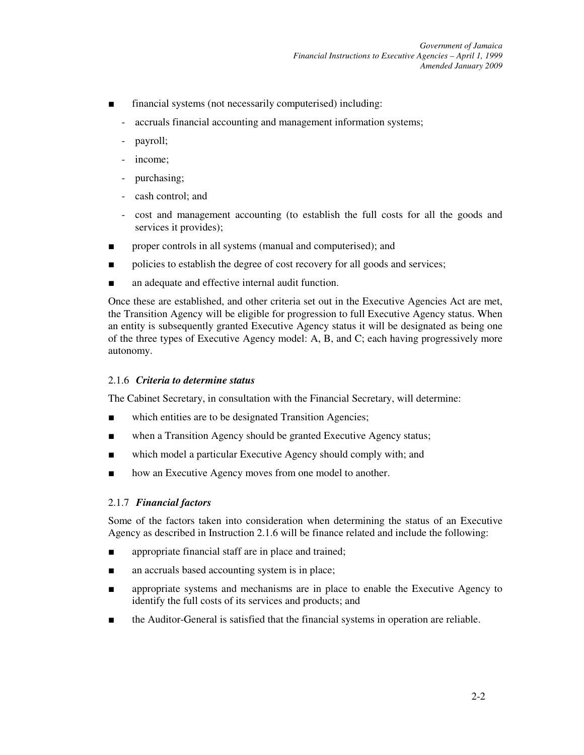- financial systems (not necessarily computerised) including:
  - accruals financial accounting and management information systems;
  - payroll;
  - income;
  - purchasing;
  - cash control; and
  - cost and management accounting (to establish the full costs for all the goods and services it provides);
- proper controls in all systems (manual and computerised); and
- policies to establish the degree of cost recovery for all goods and services;
- an adequate and effective internal audit function.

Once these are established, and other criteria set out in the Executive Agencies Act are met, the Transition Agency will be eligible for progression to full Executive Agency status. When an entity is subsequently granted Executive Agency status it will be designated as being one of the three types of Executive Agency model: A, B, and C; each having progressively more autonomy.

#### 2.1.6 *Criteria to determine status*

The Cabinet Secretary, in consultation with the Financial Secretary, will determine:

- which entities are to be designated Transition Agencies;
- when a Transition Agency should be granted Executive Agency status;
- which model a particular Executive Agency should comply with; and
- how an Executive Agency moves from one model to another.

#### 2.1.7 *Financial factors*

Some of the factors taken into consideration when determining the status of an Executive Agency as described in Instruction 2.1.6 will be finance related and include the following:

- appropriate financial staff are in place and trained;
- an accruals based accounting system is in place;
- appropriate systems and mechanisms are in place to enable the Executive Agency to identify the full costs of its services and products; and
- the Auditor-General is satisfied that the financial systems in operation are reliable.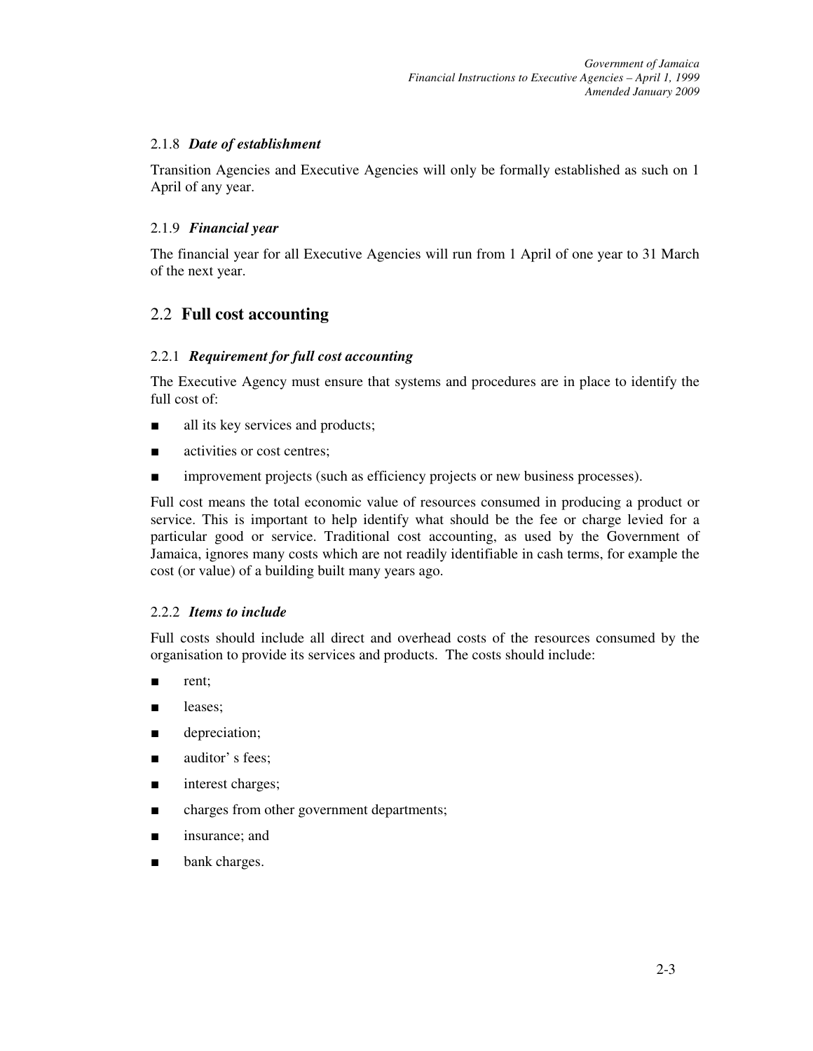#### 2.1.8 *Date of establishment*

Transition Agencies and Executive Agencies will only be formally established as such on 1 April of any year.

#### 2.1.9 *Financial year*

The financial year for all Executive Agencies will run from 1 April of one year to 31 March of the next year.

## 2.2 Full cost accounting

#### 2.2.1 *Requirement for full cost accounting*

The Executive Agency must ensure that systems and procedures are in place to identify the full cost of:

- all its key services and products;
- activities or cost centres;
- improvement projects (such as efficiency projects or new business processes).

Full cost means the total economic value of resources consumed in producing a product or service. This is important to help identify what should be the fee or charge levied for a particular good or service. Traditional cost accounting, as used by the Government of Jamaica, ignores many costs which are not readily identifiable in cash terms, for example the cost (or value) of a building built many years ago.

#### 2.2.2 *Items to include*

Full costs should include all direct and overhead costs of the resources consumed by the organisation to provide its services and products. The costs should include:

- rent;
- leases;
- depreciation;
- auditor' s fees;
- interest charges;
- charges from other government departments;
- insurance; and
- bank charges.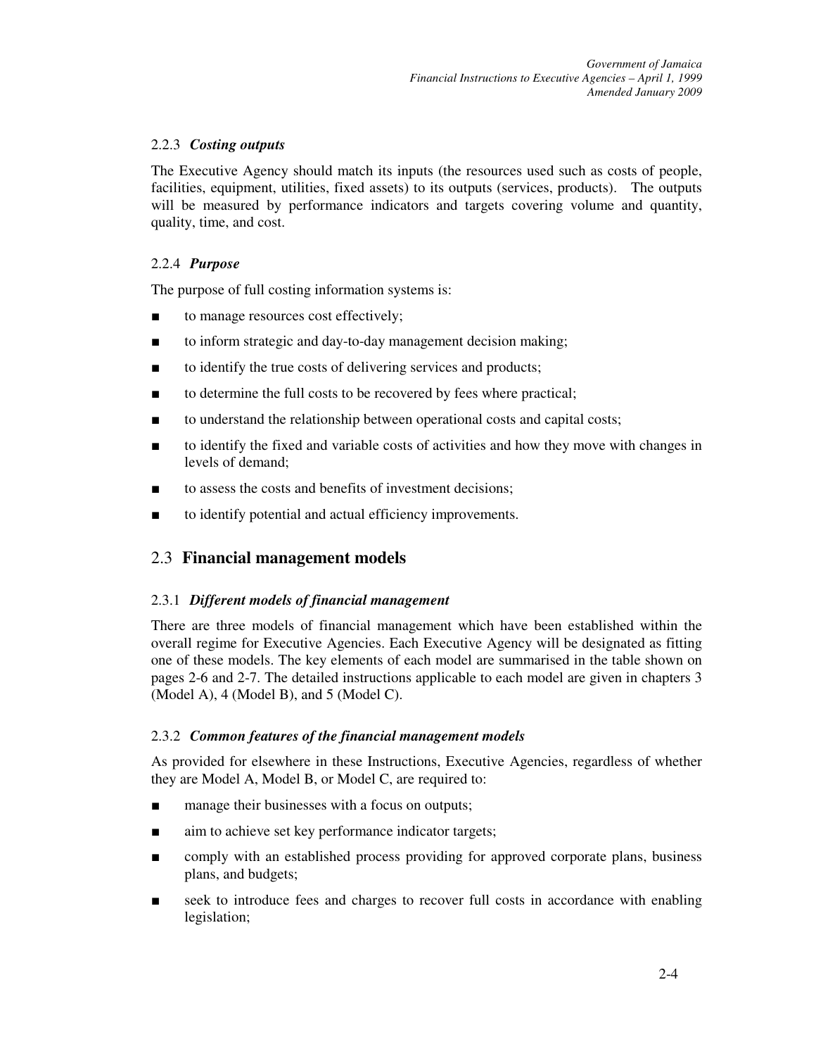#### 2.2.3 *Costing outputs*

The Executive Agency should match its inputs (the resources used such as costs of people, facilities, equipment, utilities, fixed assets) to its outputs (services, products). The outputs will be measured by performance indicators and targets covering volume and quantity, quality, time, and cost.

#### 2.2.4 *Purpose*

The purpose of full costing information systems is:

- to manage resources cost effectively;
- to inform strategic and day-to-day management decision making;
- to identify the true costs of delivering services and products;
- to determine the full costs to be recovered by fees where practical;
- to understand the relationship between operational costs and capital costs;
- to identify the fixed and variable costs of activities and how they move with changes in levels of demand;
- to assess the costs and benefits of investment decisions;
- to identify potential and actual efficiency improvements.

## 2.3 **Financial management models**

#### 2.3.1 *Different models of financial management*

There are three models of financial management which have been established within the overall regime for Executive Agencies. Each Executive Agency will be designated as fitting one of these models. The key elements of each model are summarised in the table shown on pages 2-6 and 2-7. The detailed instructions applicable to each model are given in chapters 3 (Model A), 4 (Model B), and 5 (Model C).

#### 2.3.2 *Common features of the financial management models*

As provided for elsewhere in these Instructions, Executive Agencies, regardless of whether they are Model A, Model B, or Model C, are required to:

- manage their businesses with a focus on outputs;
- aim to achieve set key performance indicator targets;
- comply with an established process providing for approved corporate plans, business plans, and budgets;
- seek to introduce fees and charges to recover full costs in accordance with enabling legislation;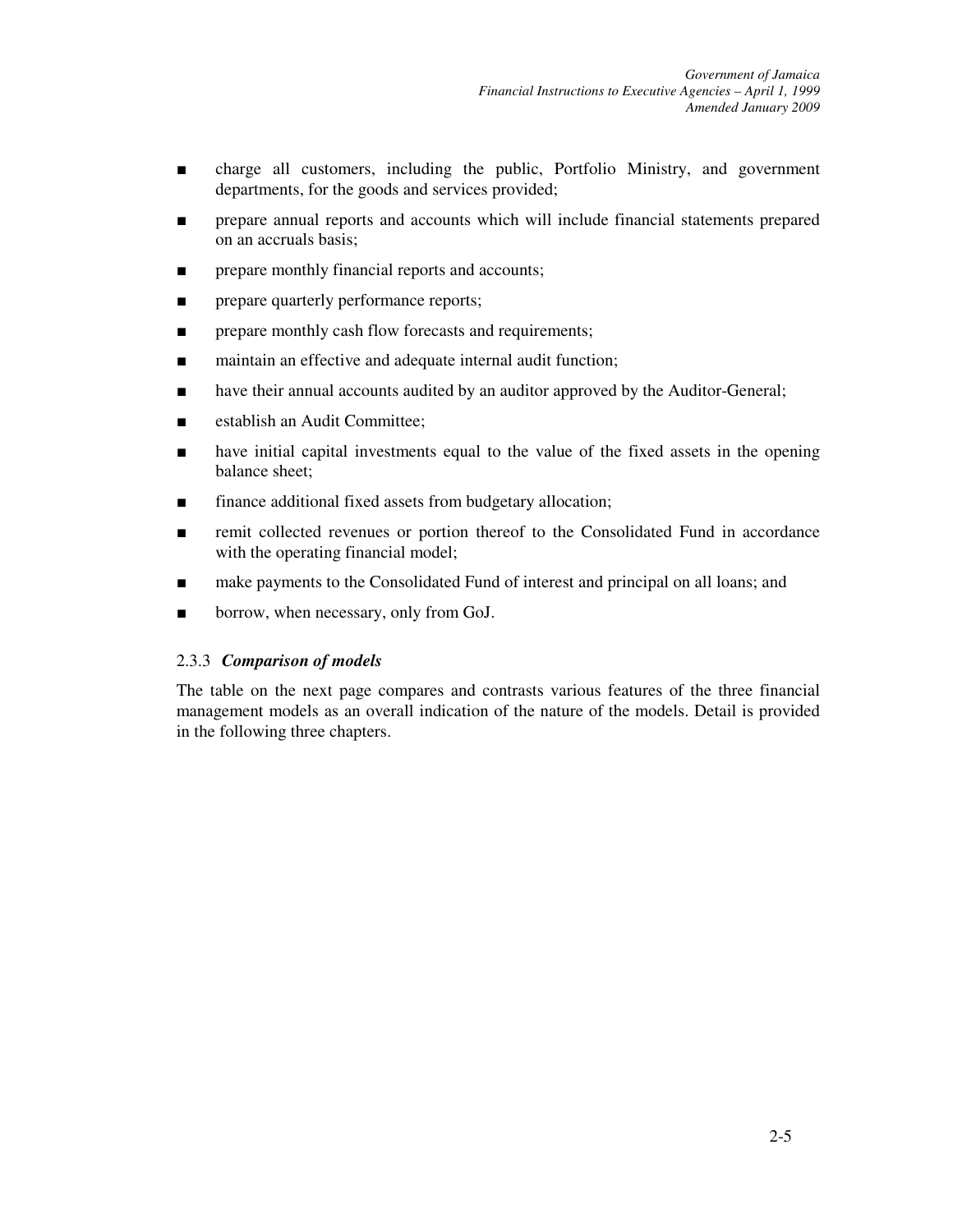- charge all customers, including the public, Portfolio Ministry, and government departments, for the goods and services provided;
- prepare annual reports and accounts which will include financial statements prepared on an accruals basis;
- prepare monthly financial reports and accounts;
- prepare quarterly performance reports;
- prepare monthly cash flow forecasts and requirements;
- maintain an effective and adequate internal audit function;
- have their annual accounts audited by an auditor approved by the Auditor-General;
- establish an Audit Committee;
- have initial capital investments equal to the value of the fixed assets in the opening balance sheet;
- finance additional fixed assets from budgetary allocation;
- remit collected revenues or portion thereof to the Consolidated Fund in accordance with the operating financial model;
- make payments to the Consolidated Fund of interest and principal on all loans; and
- borrow, when necessary, only from GoJ.

### 2.3.3 *Comparison of models*

The table on the next page compares and contrasts various features of the three financial management models as an overall indication of the nature of the models. Detail is provided in the following three chapters.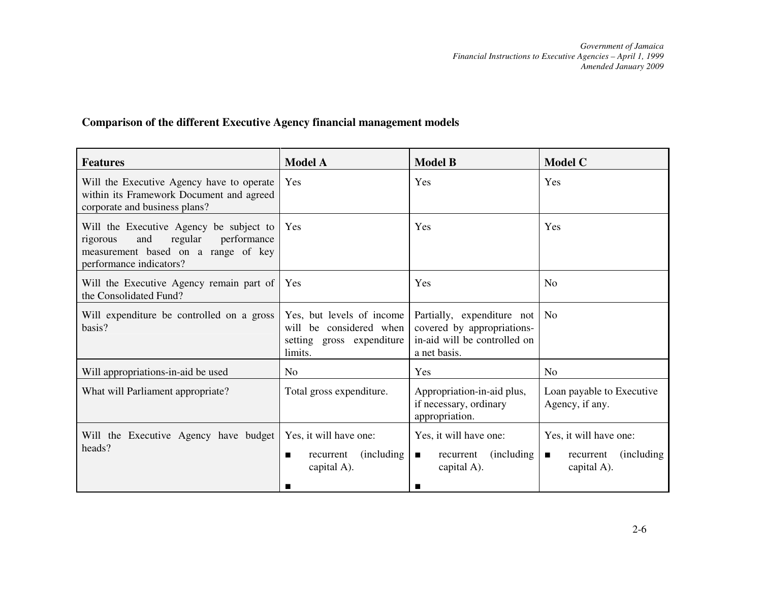## Comparison of the different Executive Agency financial management models

| Features | Model A | Model B | Model C |
|---|---|---|---|
| Will the Executive Agency have to operate within its Framework Document and agreed corporate and business plans? | Yes | Yes | Yes |
| Will the Executive Agency be subject to rigorous and regular performance measurement based on a range of key performance indicators? | Yes | Yes | Yes |
| Will the Executive Agency remain part of the Consolidated Fund? | Yes | Yes | No |
| Will expenditure be controlled on a gross basis? | Yes, but levels of income will be considered when setting gross expenditure limits. | Partially, expenditure not covered by appropriations-in-aid will be controlled on a net basis. | No |
| Will appropriations-in-aid be used | No | Yes | No |
| What will Parliament appropriate? | Total gross expenditure. | Appropriation-in-aid plus, if necessary, ordinary appropriation. | Loan payable to Executive Agency, if any. |
| Will the Executive Agency have budget heads? | Yes, it will have one:<br>■ recurrent (including capital A).<br>■ | Yes, it will have one:<br>■ recurrent (including capital A).<br>■ | Yes, it will have one:<br>■ recurrent (including capital A). |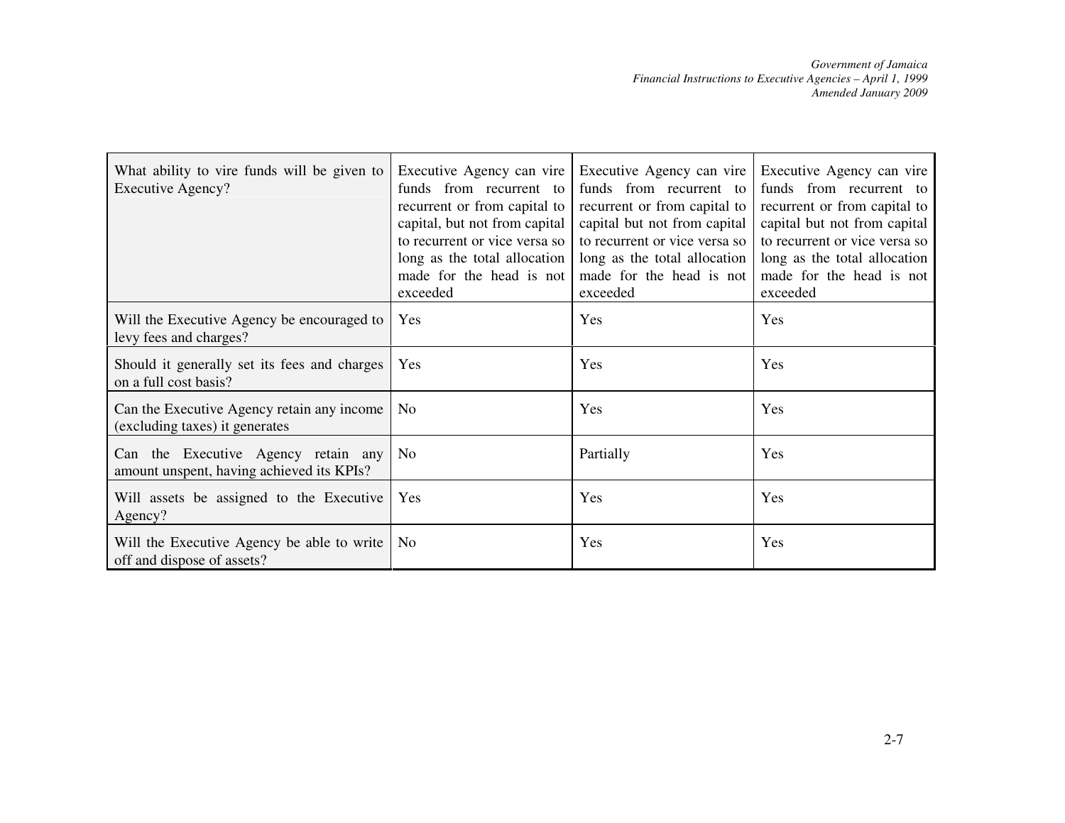| What ability to vire funds will be given to Executive Agency? | Executive Agency can vire funds from recurrent to recurrent or from capital to capital, but not from capital to recurrent or vice versa so long as the total allocation made for the head is not exceeded | Executive Agency can vire funds from recurrent to recurrent or from capital to capital but not from capital to recurrent or vice versa so long as the total allocation made for the head is not exceeded | Executive Agency can vire funds from recurrent to recurrent or from capital to capital but not from capital to recurrent or vice versa so long as the total allocation made for the head is not exceeded |
|---|---|---|---|
| Will the Executive Agency be encouraged to levy fees and charges? | Yes | Yes | Yes |
| Should it generally set its fees and charges on a full cost basis? | Yes | Yes | Yes |
| Can the Executive Agency retain any income (excluding taxes) it generates | No | Yes | Yes |
| Can the Executive Agency retain any amount unspent, having achieved its KPIs? | No | Partially | Yes |
| Will assets be assigned to the Executive Agency? | Yes | Yes | Yes |
| Will the Executive Agency be able to write off and dispose of assets? | No | Yes | Yes |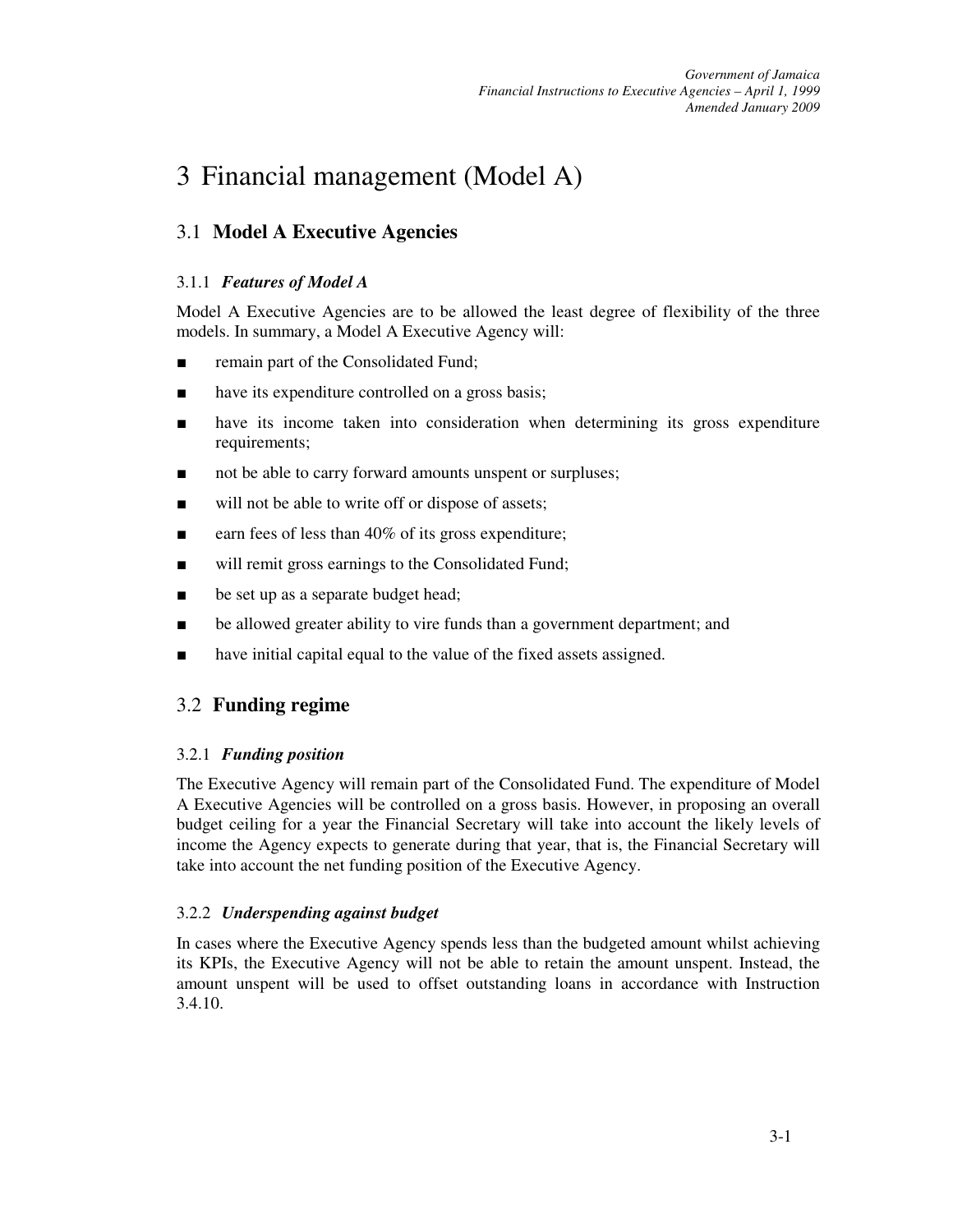# 3 Financial management (Model A)

## 3.1 Model A Executive Agencies

### 3.1.1 *Features of Model A*

Model A Executive Agencies are to be allowed the least degree of flexibility of the three models. In summary, a Model A Executive Agency will:

- remain part of the Consolidated Fund;
- have its expenditure controlled on a gross basis;
- have its income taken into consideration when determining its gross expenditure requirements;
- not be able to carry forward amounts unspent or surpluses;
- will not be able to write off or dispose of assets;
- earn fees of less than 40% of its gross expenditure;
- will remit gross earnings to the Consolidated Fund;
- be set up as a separate budget head;
- be allowed greater ability to vire funds than a government department; and
- have initial capital equal to the value of the fixed assets assigned.

## 3.2 Funding regime

### 3.2.1 *Funding position*

The Executive Agency will remain part of the Consolidated Fund. The expenditure of Model A Executive Agencies will be controlled on a gross basis. However, in proposing an overall budget ceiling for a year the Financial Secretary will take into account the likely levels of income the Agency expects to generate during that year, that is, the Financial Secretary will take into account the net funding position of the Executive Agency.

### 3.2.2 *Underspending against budget*

In cases where the Executive Agency spends less than the budgeted amount whilst achieving its KPIs, the Executive Agency will not be able to retain the amount unspent. Instead, the amount unspent will be used to offset outstanding loans in accordance with Instruction 3.4.10.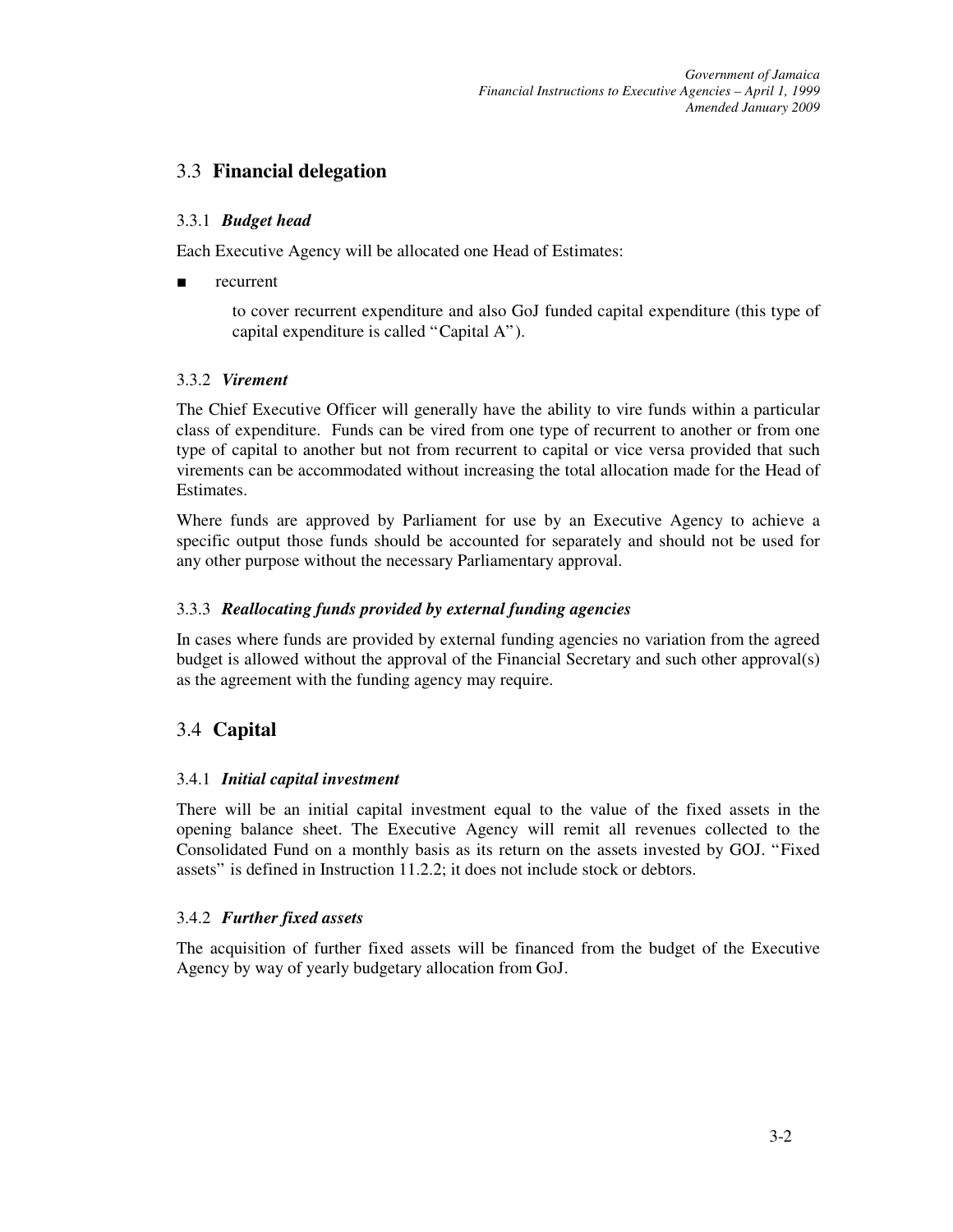## 3.3 **Financial delegation**

### 3.3.1 ***Budget head***

Each Executive Agency will be allocated one Head of Estimates:

- recurrent

  to cover recurrent expenditure and also GoJ funded capital expenditure (this type of capital expenditure is called "Capital A").

### 3.3.2 ***Virement***

The Chief Executive Officer will generally have the ability to vire funds within a particular class of expenditure. Funds can be vired from one type of recurrent to another or from one type of capital to another but not from recurrent to capital or vice versa provided that such virements can be accommodated without increasing the total allocation made for the Head of Estimates.

Where funds are approved by Parliament for use by an Executive Agency to achieve a specific output those funds should be accounted for separately and should not be used for any other purpose without the necessary Parliamentary approval.

### 3.3.3 ***Reallocating funds provided by external funding agencies***

In cases where funds are provided by external funding agencies no variation from the agreed budget is allowed without the approval of the Financial Secretary and such other approval(s) as the agreement with the funding agency may require.

## 3.4 **Capital**

### 3.4.1 ***Initial capital investment***

There will be an initial capital investment equal to the value of the fixed assets in the opening balance sheet. The Executive Agency will remit all revenues collected to the Consolidated Fund on a monthly basis as its return on the assets invested by GOJ. "Fixed assets" is defined in Instruction 11.2.2; it does not include stock or debtors.

### 3.4.2 ***Further fixed assets***

The acquisition of further fixed assets will be financed from the budget of the Executive Agency by way of yearly budgetary allocation from GoJ.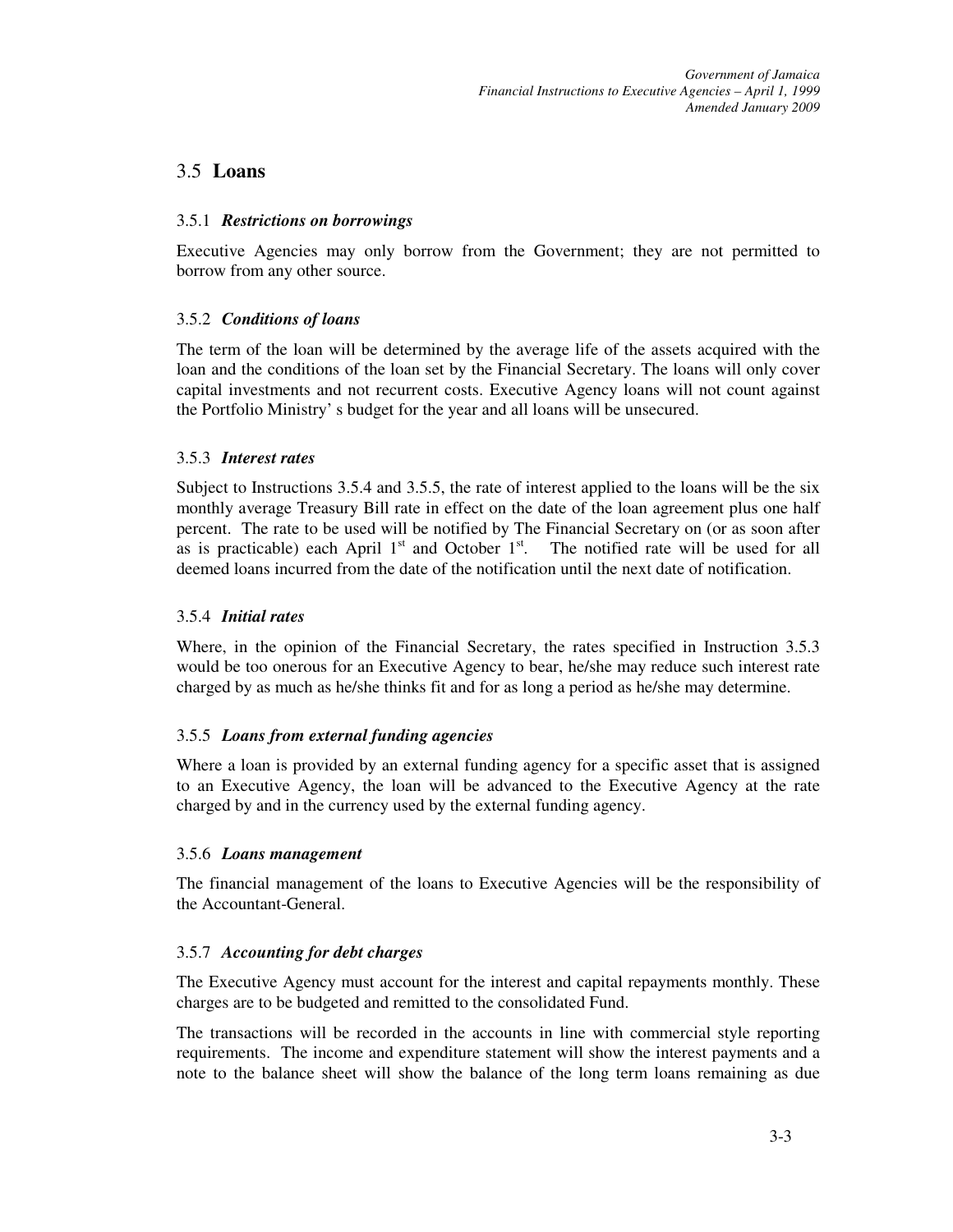## 3.5 **Loans**

### 3.5.1 *Restrictions on borrowings*

Executive Agencies may only borrow from the Government; they are not permitted to borrow from any other source.

### 3.5.2 *Conditions of loans*

The term of the loan will be determined by the average life of the assets acquired with the loan and the conditions of the loan set by the Financial Secretary. The loans will only cover capital investments and not recurrent costs. Executive Agency loans will not count against the Portfolio Ministry' s budget for the year and all loans will be unsecured.

### 3.5.3 *Interest rates*

Subject to Instructions 3.5.4 and 3.5.5, the rate of interest applied to the loans will be the six monthly average Treasury Bill rate in effect on the date of the loan agreement plus one half percent. The rate to be used will be notified by The Financial Secretary on (or as soon after as is practicable) each April 1st and October 1st. The notified rate will be used for all deemed loans incurred from the date of the notification until the next date of notification.

### 3.5.4 *Initial rates*

Where, in the opinion of the Financial Secretary, the rates specified in Instruction 3.5.3 would be too onerous for an Executive Agency to bear, he/she may reduce such interest rate charged by as much as he/she thinks fit and for as long a period as he/she may determine.

### 3.5.5 *Loans from external funding agencies*

Where a loan is provided by an external funding agency for a specific asset that is assigned to an Executive Agency, the loan will be advanced to the Executive Agency at the rate charged by and in the currency used by the external funding agency.

### 3.5.6 *Loans management*

The financial management of the loans to Executive Agencies will be the responsibility of the Accountant-General.

### 3.5.7 *Accounting for debt charges*

The Executive Agency must account for the interest and capital repayments monthly. These charges are to be budgeted and remitted to the consolidated Fund.

The transactions will be recorded in the accounts in line with commercial style reporting requirements. The income and expenditure statement will show the interest payments and a note to the balance sheet will show the balance of the long term loans remaining as due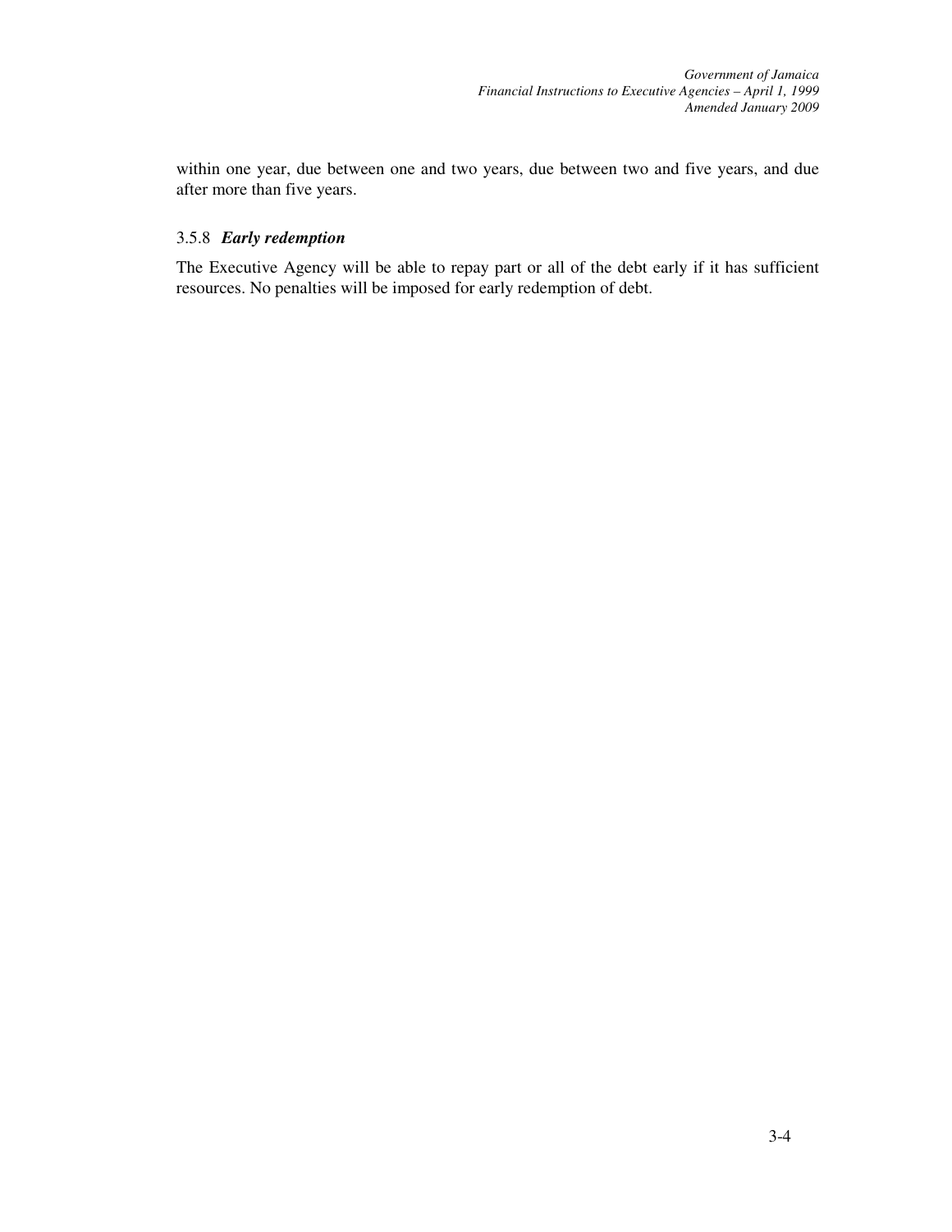within one year, due between one and two years, due between two and five years, and due after more than five years.

### 3.5.8 *Early redemption*

The Executive Agency will be able to repay part or all of the debt early if it has sufficient resources. No penalties will be imposed for early redemption of debt.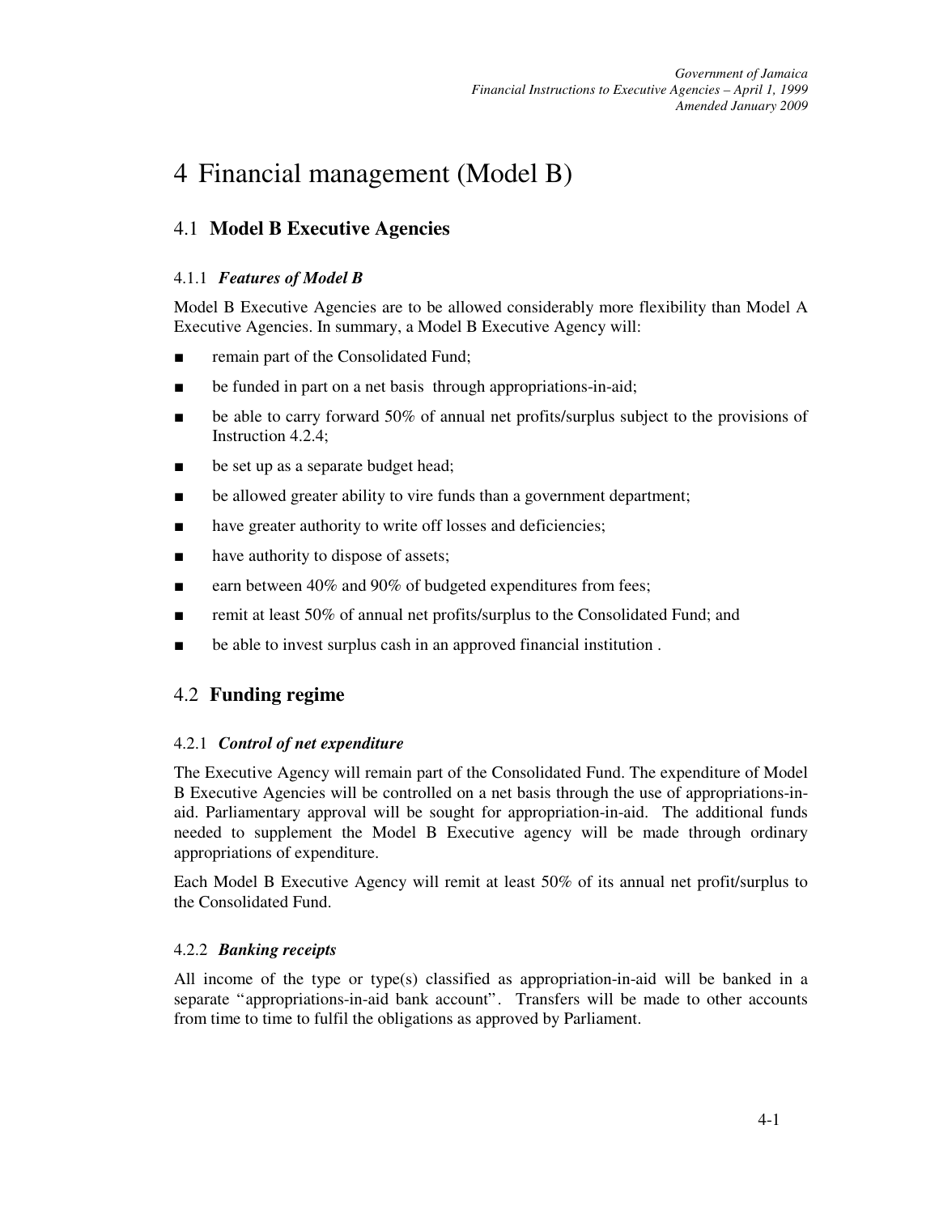# 4 Financial management (Model B)

## 4.1 Model B Executive Agencies

### 4.1.1 *Features of Model B*

Model B Executive Agencies are to be allowed considerably more flexibility than Model A Executive Agencies. In summary, a Model B Executive Agency will:

- remain part of the Consolidated Fund;
- be funded in part on a net basis through appropriations-in-aid;
- be able to carry forward 50% of annual net profits/surplus subject to the provisions of Instruction 4.2.4;
- be set up as a separate budget head;
- be allowed greater ability to vire funds than a government department;
- have greater authority to write off losses and deficiencies;
- have authority to dispose of assets;
- earn between 40% and 90% of budgeted expenditures from fees;
- remit at least 50% of annual net profits/surplus to the Consolidated Fund; and
- be able to invest surplus cash in an approved financial institution .

## 4.2 Funding regime

### 4.2.1 *Control of net expenditure*

The Executive Agency will remain part of the Consolidated Fund. The expenditure of Model B Executive Agencies will be controlled on a net basis through the use of appropriations-in-aid. Parliamentary approval will be sought for appropriation-in-aid. The additional funds needed to supplement the Model B Executive agency will be made through ordinary appropriations of expenditure.

Each Model B Executive Agency will remit at least 50% of its annual net profit/surplus to the Consolidated Fund.

### 4.2.2 *Banking receipts*

All income of the type or type(s) classified as appropriation-in-aid will be banked in a separate "appropriations-in-aid bank account". Transfers will be made to other accounts from time to time to fulfil the obligations as approved by Parliament.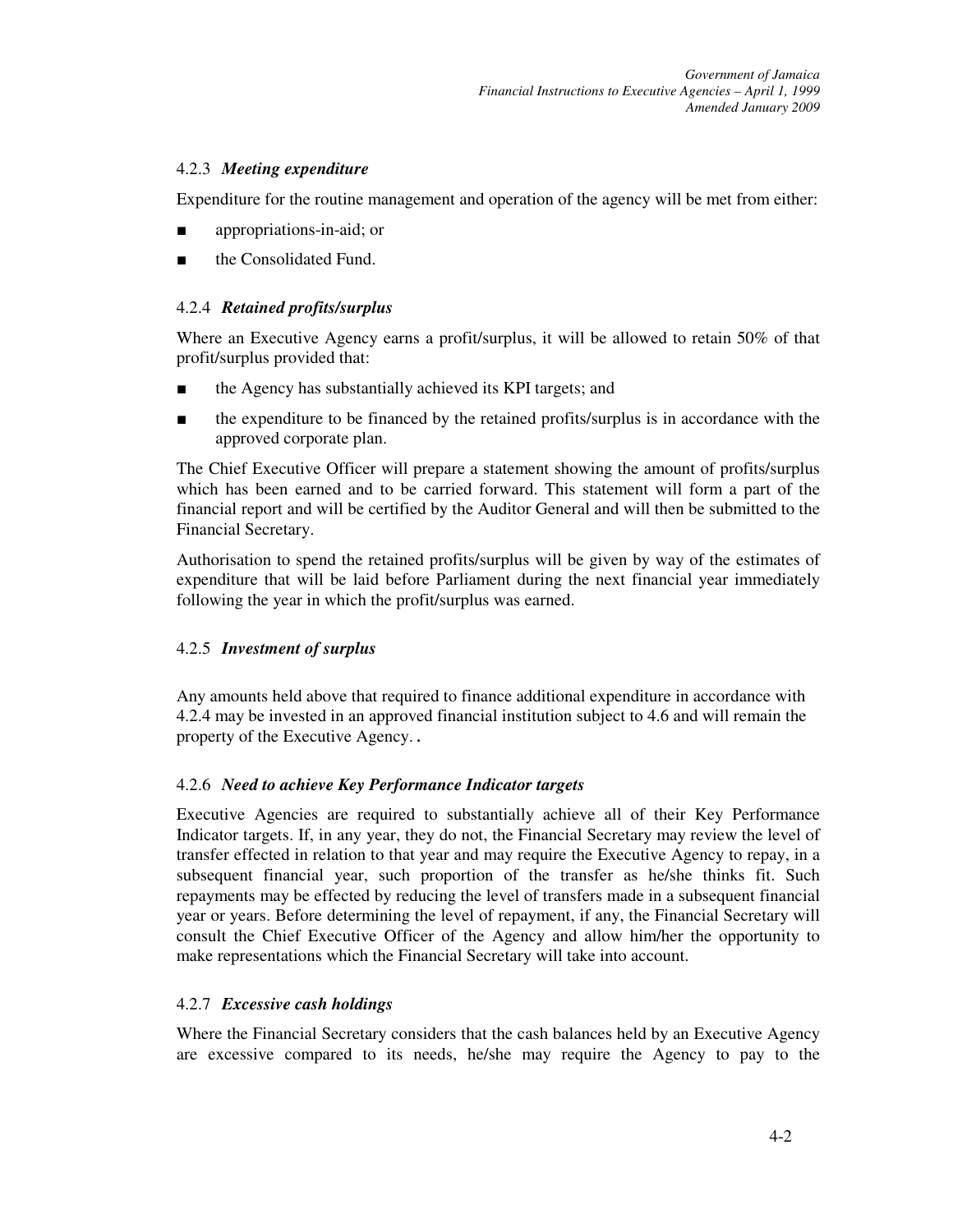#### 4.2.3 *Meeting expenditure*

Expenditure for the routine management and operation of the agency will be met from either:

- appropriations-in-aid; or
- the Consolidated Fund.

#### 4.2.4 *Retained profits/surplus*

Where an Executive Agency earns a profit/surplus, it will be allowed to retain 50% of that profit/surplus provided that:

- the Agency has substantially achieved its KPI targets; and
- the expenditure to be financed by the retained profits/surplus is in accordance with the approved corporate plan.

The Chief Executive Officer will prepare a statement showing the amount of profits/surplus which has been earned and to be carried forward. This statement will form a part of the financial report and will be certified by the Auditor General and will then be submitted to the Financial Secretary.

Authorisation to spend the retained profits/surplus will be given by way of the estimates of expenditure that will be laid before Parliament during the next financial year immediately following the year in which the profit/surplus was earned.

#### 4.2.5 *Investment of surplus*

Any amounts held above that required to finance additional expenditure in accordance with 4.2.4 may be invested in an approved financial institution subject to 4.6 and will remain the property of the Executive Agency..

#### 4.2.6 *Need to achieve Key Performance Indicator targets*

Executive Agencies are required to substantially achieve all of their Key Performance Indicator targets. If, in any year, they do not, the Financial Secretary may review the level of transfer effected in relation to that year and may require the Executive Agency to repay, in a subsequent financial year, such proportion of the transfer as he/she thinks fit. Such repayments may be effected by reducing the level of transfers made in a subsequent financial year or years. Before determining the level of repayment, if any, the Financial Secretary will consult the Chief Executive Officer of the Agency and allow him/her the opportunity to make representations which the Financial Secretary will take into account.

#### 4.2.7 *Excessive cash holdings*

Where the Financial Secretary considers that the cash balances held by an Executive Agency are excessive compared to its needs, he/she may require the Agency to pay to the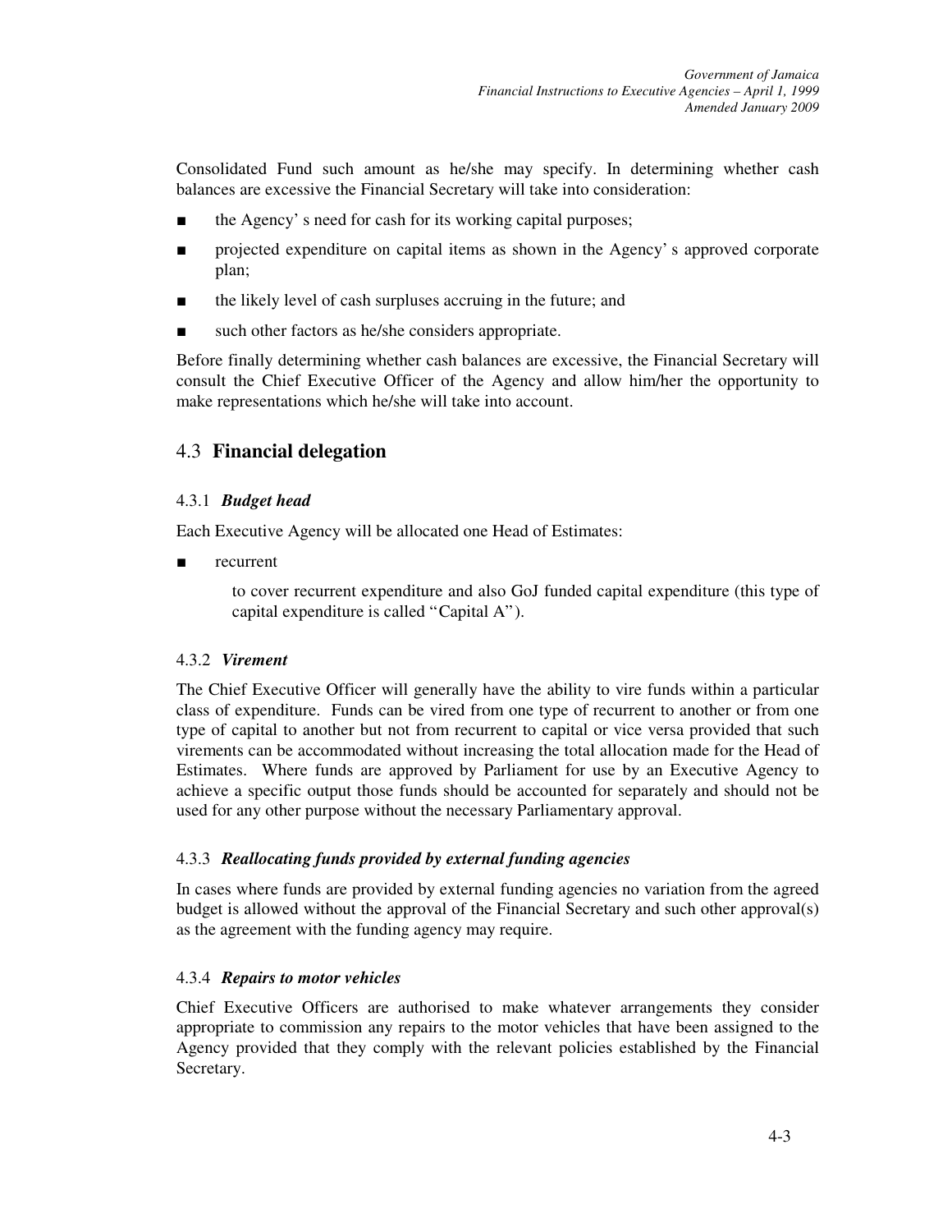Consolidated Fund such amount as he/she may specify. In determining whether cash balances are excessive the Financial Secretary will take into consideration:

- the Agency' s need for cash for its working capital purposes;
- projected expenditure on capital items as shown in the Agency' s approved corporate plan;
- the likely level of cash surpluses accruing in the future; and
- such other factors as he/she considers appropriate.

Before finally determining whether cash balances are excessive, the Financial Secretary will consult the Chief Executive Officer of the Agency and allow him/her the opportunity to make representations which he/she will take into account.

## 4.3 Financial delegation

### 4.3.1 *Budget head*

Each Executive Agency will be allocated one Head of Estimates:

- recurrent

  to cover recurrent expenditure and also GoJ funded capital expenditure (this type of capital expenditure is called "Capital A").

### 4.3.2 *Virement*

The Chief Executive Officer will generally have the ability to vire funds within a particular class of expenditure. Funds can be vired from one type of recurrent to another or from one type of capital to another but not from recurrent to capital or vice versa provided that such virements can be accommodated without increasing the total allocation made for the Head of Estimates. Where funds are approved by Parliament for use by an Executive Agency to achieve a specific output those funds should be accounted for separately and should not be used for any other purpose without the necessary Parliamentary approval.

### 4.3.3 *Reallocating funds provided by external funding agencies*

In cases where funds are provided by external funding agencies no variation from the agreed budget is allowed without the approval of the Financial Secretary and such other approval(s) as the agreement with the funding agency may require.

### 4.3.4 *Repairs to motor vehicles*

Chief Executive Officers are authorised to make whatever arrangements they consider appropriate to commission any repairs to the motor vehicles that have been assigned to the Agency provided that they comply with the relevant policies established by the Financial Secretary.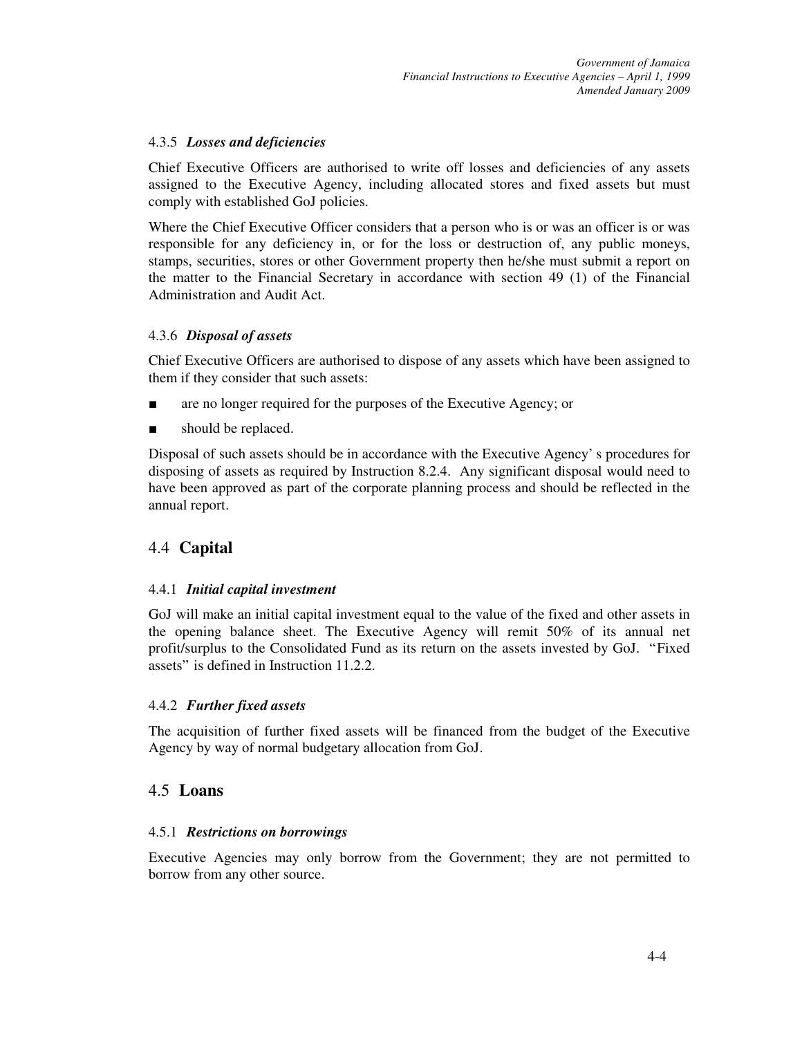#### 4.3.5 *Losses and deficiencies*

Chief Executive Officers are authorised to write off losses and deficiencies of any assets assigned to the Executive Agency, including allocated stores and fixed assets but must comply with established GoJ policies.

Where the Chief Executive Officer considers that a person who is or was an officer is or was responsible for any deficiency in, or for the loss or destruction of, any public moneys, stamps, securities, stores or other Government property then he/she must submit a report on the matter to the Financial Secretary in accordance with section 49 (1) of the Financial Administration and Audit Act.

#### 4.3.6 *Disposal of assets*

Chief Executive Officers are authorised to dispose of any assets which have been assigned to them if they consider that such assets:

- are no longer required for the purposes of the Executive Agency; or
- should be replaced.

Disposal of such assets should be in accordance with the Executive Agency' s procedures for disposing of assets as required by Instruction 8.2.4. Any significant disposal would need to have been approved as part of the corporate planning process and should be reflected in the annual report.

## 4.4 **Capital**

#### 4.4.1 *Initial capital investment*

GoJ will make an initial capital investment equal to the value of the fixed and other assets in the opening balance sheet. The Executive Agency will remit 50% of its annual net profit/surplus to the Consolidated Fund as its return on the assets invested by GoJ. "Fixed assets" is defined in Instruction 11.2.2.

#### 4.4.2 *Further fixed assets*

The acquisition of further fixed assets will be financed from the budget of the Executive Agency by way of normal budgetary allocation from GoJ.

## 4.5 **Loans**

#### 4.5.1 *Restrictions on borrowings*

Executive Agencies may only borrow from the Government; they are not permitted to borrow from any other source.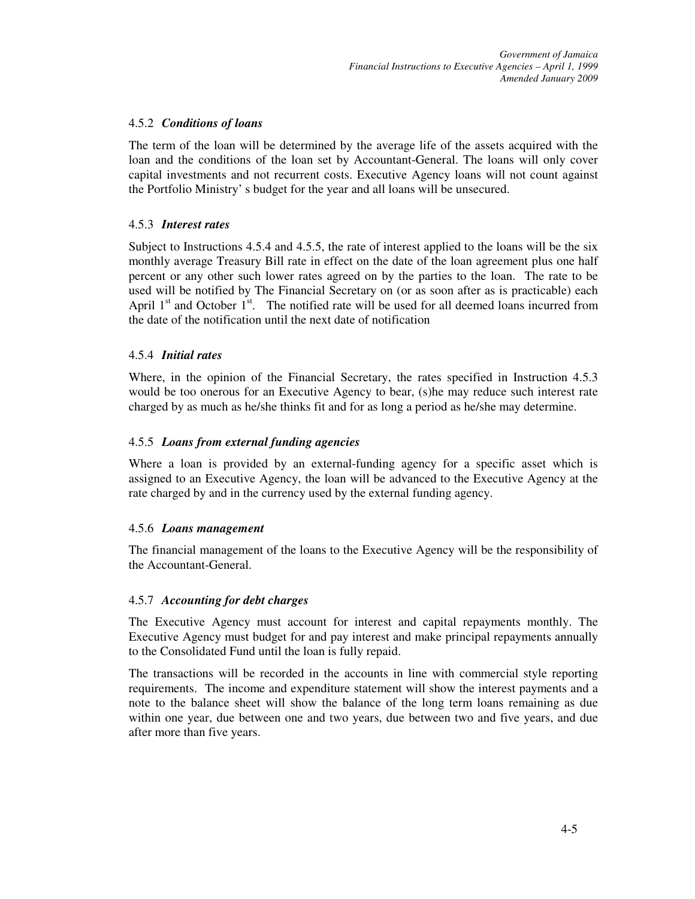### 4.5.2 *Conditions of loans*

The term of the loan will be determined by the average life of the assets acquired with the loan and the conditions of the loan set by Accountant-General. The loans will only cover capital investments and not recurrent costs. Executive Agency loans will not count against the Portfolio Ministry' s budget for the year and all loans will be unsecured.

### 4.5.3 *Interest rates*

Subject to Instructions 4.5.4 and 4.5.5, the rate of interest applied to the loans will be the six monthly average Treasury Bill rate in effect on the date of the loan agreement plus one half percent or any other such lower rates agreed on by the parties to the loan. The rate to be used will be notified by The Financial Secretary on (or as soon after as is practicable) each April 1st and October 1st. The notified rate will be used for all deemed loans incurred from the date of the notification until the next date of notification

### 4.5.4 *Initial rates*

Where, in the opinion of the Financial Secretary, the rates specified in Instruction 4.5.3 would be too onerous for an Executive Agency to bear, (s)he may reduce such interest rate charged by as much as he/she thinks fit and for as long a period as he/she may determine.

### 4.5.5 *Loans from external funding agencies*

Where a loan is provided by an external-funding agency for a specific asset which is assigned to an Executive Agency, the loan will be advanced to the Executive Agency at the rate charged by and in the currency used by the external funding agency.

### 4.5.6 *Loans management*

The financial management of the loans to the Executive Agency will be the responsibility of the Accountant-General.

### 4.5.7 *Accounting for debt charges*

The Executive Agency must account for interest and capital repayments monthly. The Executive Agency must budget for and pay interest and make principal repayments annually to the Consolidated Fund until the loan is fully repaid.

The transactions will be recorded in the accounts in line with commercial style reporting requirements. The income and expenditure statement will show the interest payments and a note to the balance sheet will show the balance of the long term loans remaining as due within one year, due between one and two years, due between two and five years, and due after more than five years.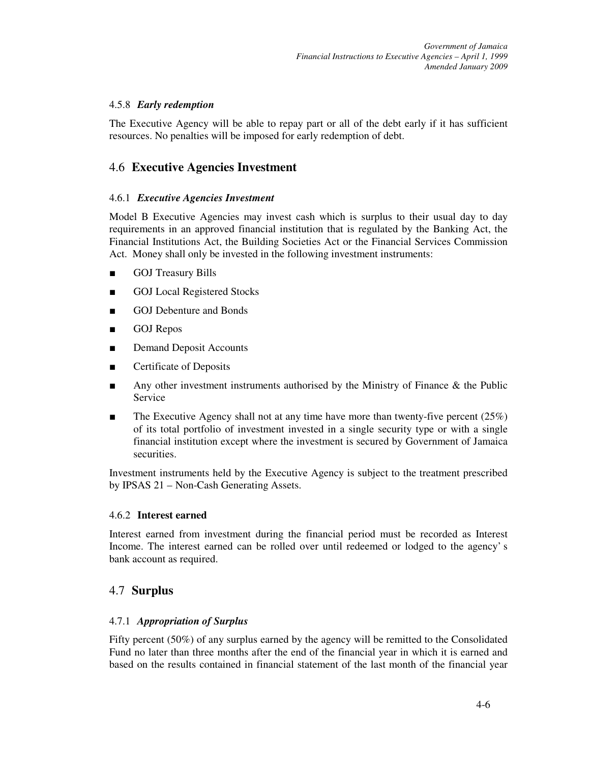#### 4.5.8 *Early redemption*

The Executive Agency will be able to repay part or all of the debt early if it has sufficient resources. No penalties will be imposed for early redemption of debt.

## 4.6 **Executive Agencies Investment**

#### 4.6.1 *Executive Agencies Investment*

Model B Executive Agencies may invest cash which is surplus to their usual day to day requirements in an approved financial institution that is regulated by the Banking Act, the Financial Institutions Act, the Building Societies Act or the Financial Services Commission Act. Money shall only be invested in the following investment instruments:

- GOJ Treasury Bills
- GOJ Local Registered Stocks
- GOJ Debenture and Bonds
- GOJ Repos
- Demand Deposit Accounts
- Certificate of Deposits
- Any other investment instruments authorised by the Ministry of Finance & the Public Service
- The Executive Agency shall not at any time have more than twenty-five percent (25%) of its total portfolio of investment invested in a single security type or with a single financial institution except where the investment is secured by Government of Jamaica securities.

Investment instruments held by the Executive Agency is subject to the treatment prescribed by IPSAS 21 – Non-Cash Generating Assets.

#### 4.6.2 **Interest earned**

Interest earned from investment during the financial period must be recorded as Interest Income. The interest earned can be rolled over until redeemed or lodged to the agency' s bank account as required.

## 4.7 **Surplus**

#### 4.7.1 *Appropriation of Surplus*

Fifty percent (50%) of any surplus earned by the agency will be remitted to the Consolidated Fund no later than three months after the end of the financial year in which it is earned and based on the results contained in financial statement of the last month of the financial year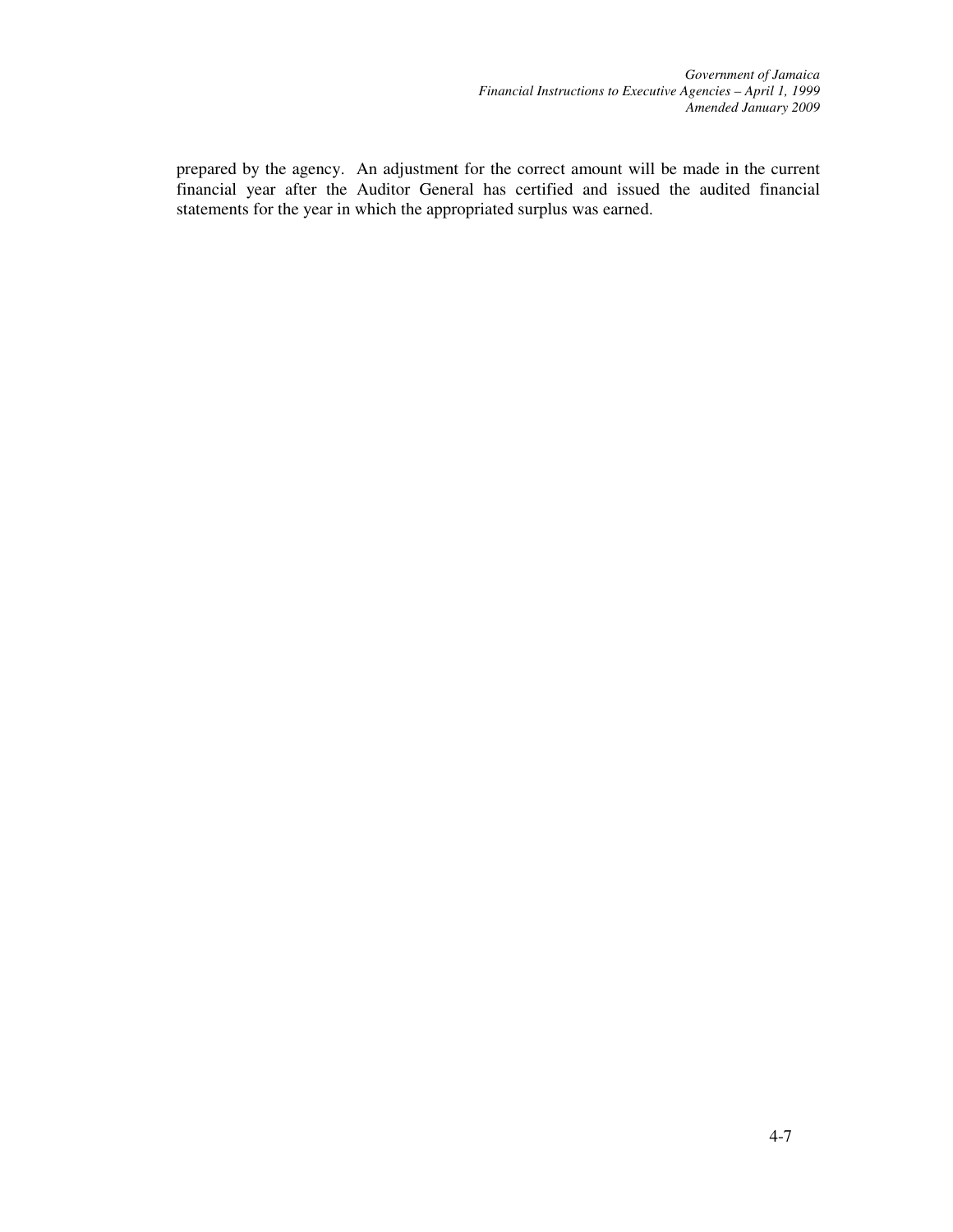prepared by the agency. An adjustment for the correct amount will be made in the current financial year after the Auditor General has certified and issued the audited financial statements for the year in which the appropriated surplus was earned.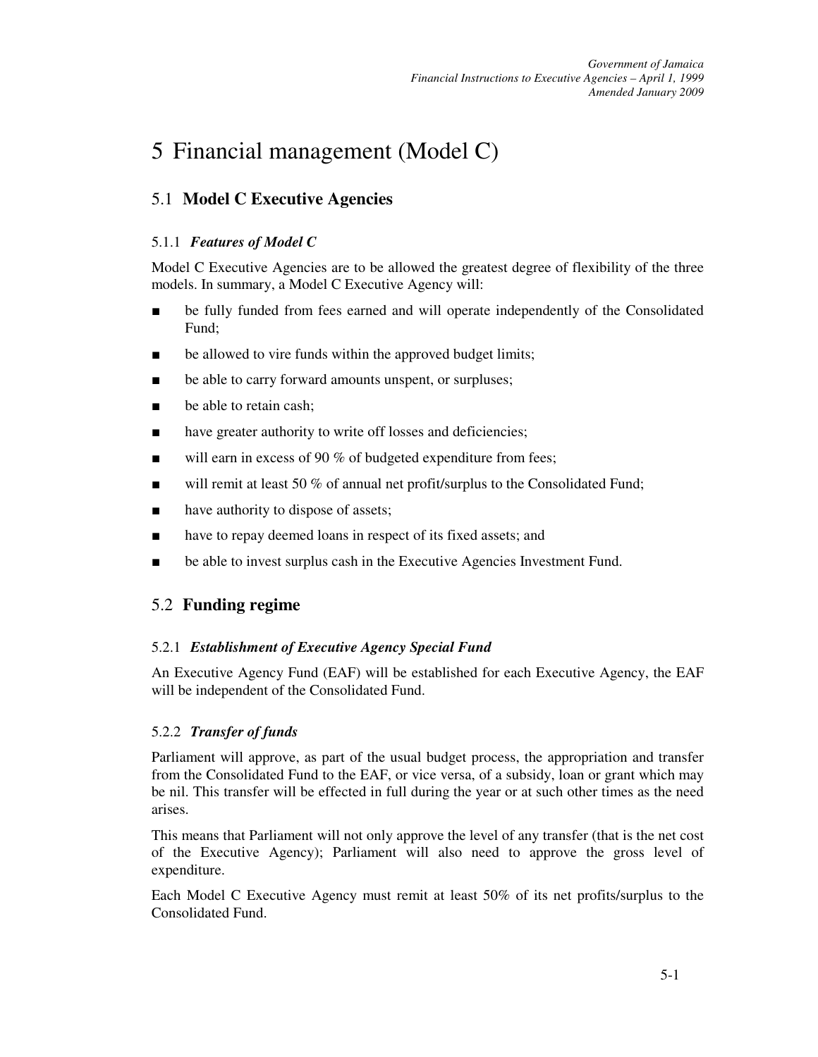# 5 Financial management (Model C)

## 5.1 **Model C Executive Agencies**

### 5.1.1 ***Features of Model C***

Model C Executive Agencies are to be allowed the greatest degree of flexibility of the three models. In summary, a Model C Executive Agency will:

- be fully funded from fees earned and will operate independently of the Consolidated Fund;
- be allowed to vire funds within the approved budget limits;
- be able to carry forward amounts unspent, or surpluses;
- be able to retain cash;
- have greater authority to write off losses and deficiencies;
- will earn in excess of 90 % of budgeted expenditure from fees;
- will remit at least 50 % of annual net profit/surplus to the Consolidated Fund;
- have authority to dispose of assets;
- have to repay deemed loans in respect of its fixed assets; and
- be able to invest surplus cash in the Executive Agencies Investment Fund.

## 5.2 **Funding regime**

### 5.2.1 ***Establishment of Executive Agency Special Fund***

An Executive Agency Fund (EAF) will be established for each Executive Agency, the EAF will be independent of the Consolidated Fund.

### 5.2.2 ***Transfer of funds***

Parliament will approve, as part of the usual budget process, the appropriation and transfer from the Consolidated Fund to the EAF, or vice versa, of a subsidy, loan or grant which may be nil. This transfer will be effected in full during the year or at such other times as the need arises.

This means that Parliament will not only approve the level of any transfer (that is the net cost of the Executive Agency); Parliament will also need to approve the gross level of expenditure.

Each Model C Executive Agency must remit at least 50% of its net profits/surplus to the Consolidated Fund.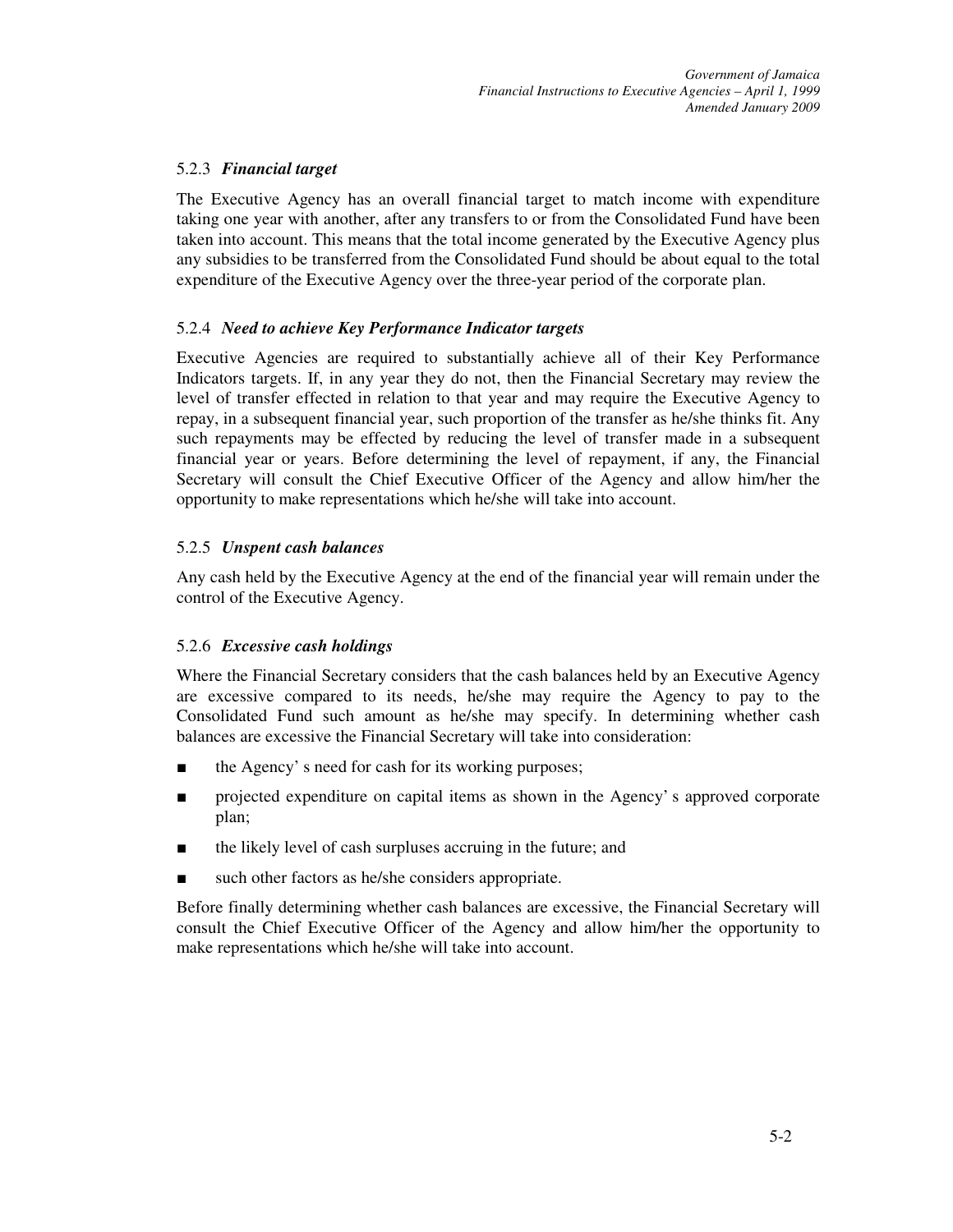### 5.2.3 *Financial target*

The Executive Agency has an overall financial target to match income with expenditure taking one year with another, after any transfers to or from the Consolidated Fund have been taken into account. This means that the total income generated by the Executive Agency plus any subsidies to be transferred from the Consolidated Fund should be about equal to the total expenditure of the Executive Agency over the three-year period of the corporate plan.

### 5.2.4 *Need to achieve Key Performance Indicator targets*

Executive Agencies are required to substantially achieve all of their Key Performance Indicators targets. If, in any year they do not, then the Financial Secretary may review the level of transfer effected in relation to that year and may require the Executive Agency to repay, in a subsequent financial year, such proportion of the transfer as he/she thinks fit. Any such repayments may be effected by reducing the level of transfer made in a subsequent financial year or years. Before determining the level of repayment, if any, the Financial Secretary will consult the Chief Executive Officer of the Agency and allow him/her the opportunity to make representations which he/she will take into account.

### 5.2.5 *Unspent cash balances*

Any cash held by the Executive Agency at the end of the financial year will remain under the control of the Executive Agency.

### 5.2.6 *Excessive cash holdings*

Where the Financial Secretary considers that the cash balances held by an Executive Agency are excessive compared to its needs, he/she may require the Agency to pay to the Consolidated Fund such amount as he/she may specify. In determining whether cash balances are excessive the Financial Secretary will take into consideration:

- the Agency' s need for cash for its working purposes;
- projected expenditure on capital items as shown in the Agency' s approved corporate plan;
- the likely level of cash surpluses accruing in the future; and
- such other factors as he/she considers appropriate.

Before finally determining whether cash balances are excessive, the Financial Secretary will consult the Chief Executive Officer of the Agency and allow him/her the opportunity to make representations which he/she will take into account.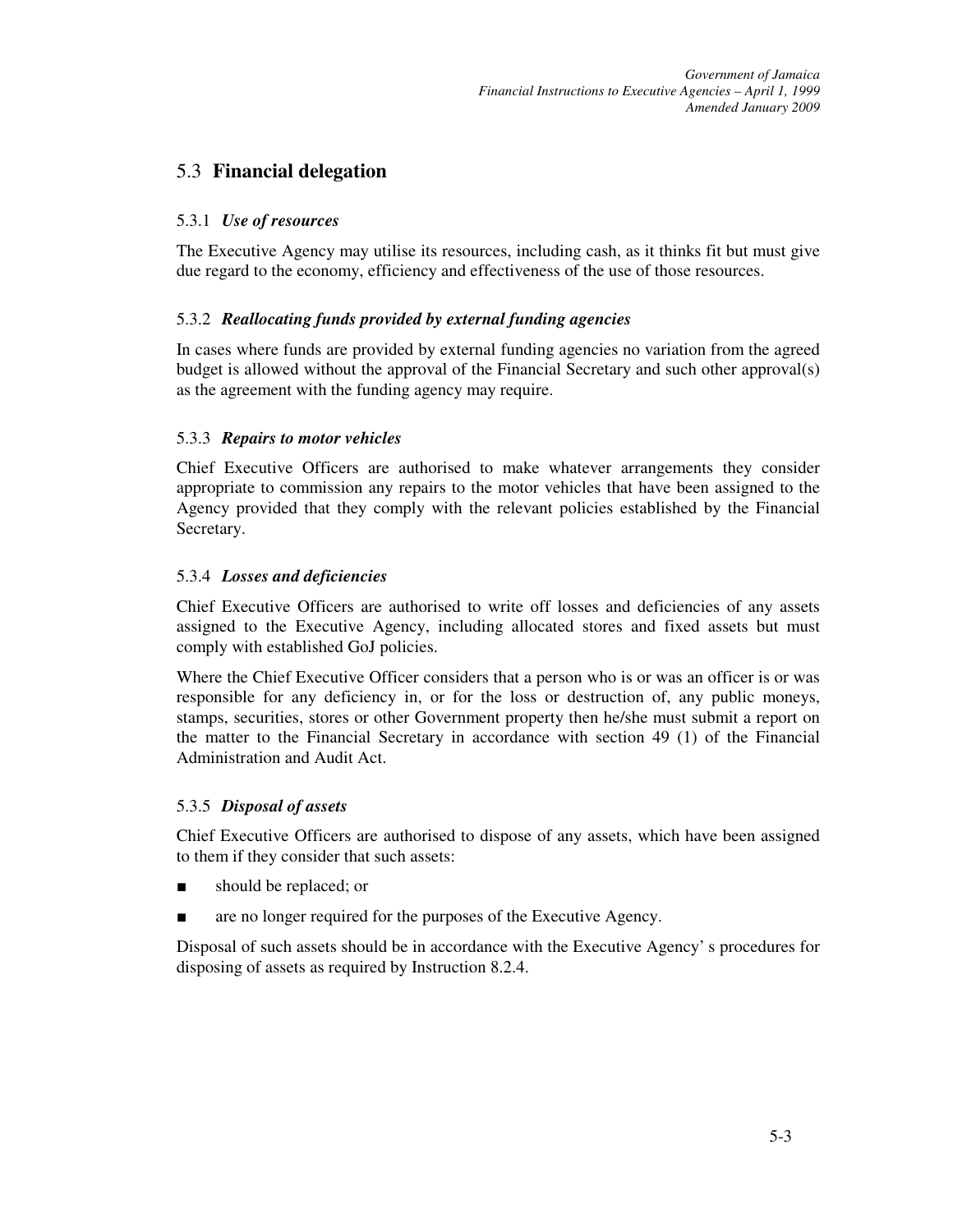## 5.3 **Financial delegation**

### 5.3.1 *Use of resources*

The Executive Agency may utilise its resources, including cash, as it thinks fit but must give due regard to the economy, efficiency and effectiveness of the use of those resources.

### 5.3.2 *Reallocating funds provided by external funding agencies*

In cases where funds are provided by external funding agencies no variation from the agreed budget is allowed without the approval of the Financial Secretary and such other approval(s) as the agreement with the funding agency may require.

### 5.3.3 *Repairs to motor vehicles*

Chief Executive Officers are authorised to make whatever arrangements they consider appropriate to commission any repairs to the motor vehicles that have been assigned to the Agency provided that they comply with the relevant policies established by the Financial Secretary.

### 5.3.4 *Losses and deficiencies*

Chief Executive Officers are authorised to write off losses and deficiencies of any assets assigned to the Executive Agency, including allocated stores and fixed assets but must comply with established GoJ policies.

Where the Chief Executive Officer considers that a person who is or was an officer is or was responsible for any deficiency in, or for the loss or destruction of, any public moneys, stamps, securities, stores or other Government property then he/she must submit a report on the matter to the Financial Secretary in accordance with section 49 (1) of the Financial Administration and Audit Act.

### 5.3.5 *Disposal of assets*

Chief Executive Officers are authorised to dispose of any assets, which have been assigned to them if they consider that such assets:

- should be replaced; or
- are no longer required for the purposes of the Executive Agency.

Disposal of such assets should be in accordance with the Executive Agency' s procedures for disposing of assets as required by Instruction 8.2.4.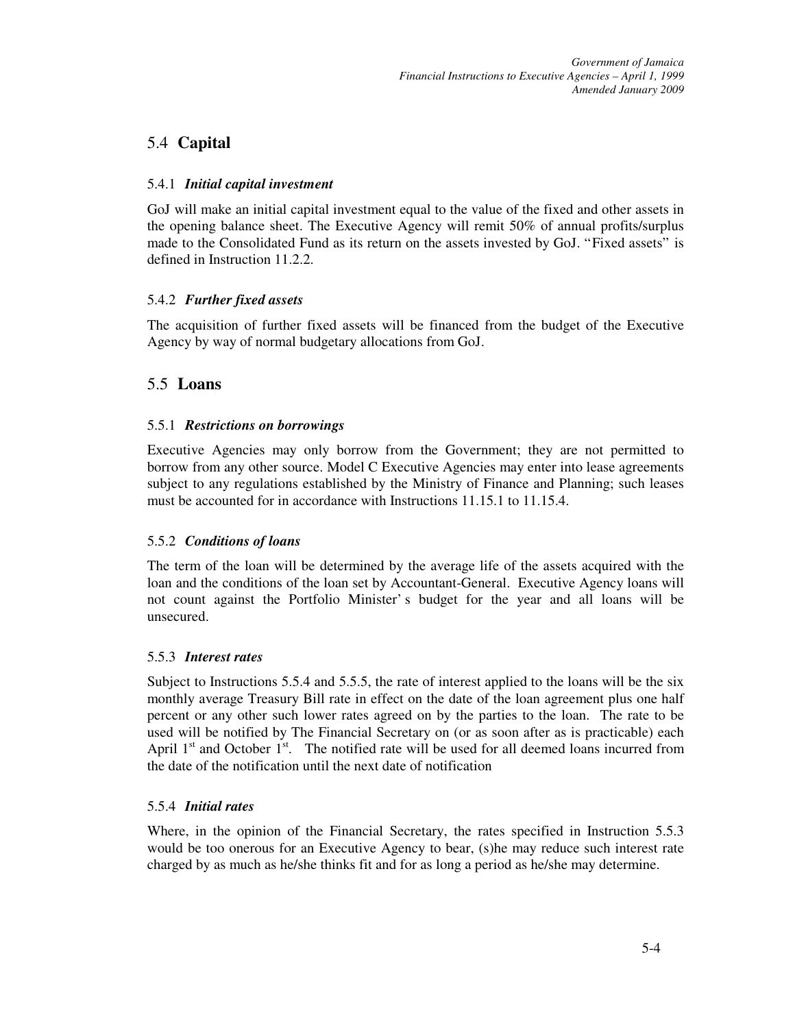## 5.4 **Capital**

### 5.4.1 ***Initial capital investment***

GoJ will make an initial capital investment equal to the value of the fixed and other assets in the opening balance sheet. The Executive Agency will remit 50% of annual profits/surplus made to the Consolidated Fund as its return on the assets invested by GoJ. "Fixed assets" is defined in Instruction 11.2.2.

### 5.4.2 ***Further fixed assets***

The acquisition of further fixed assets will be financed from the budget of the Executive Agency by way of normal budgetary allocations from GoJ.

## 5.5 **Loans**

### 5.5.1 ***Restrictions on borrowings***

Executive Agencies may only borrow from the Government; they are not permitted to borrow from any other source. Model C Executive Agencies may enter into lease agreements subject to any regulations established by the Ministry of Finance and Planning; such leases must be accounted for in accordance with Instructions 11.15.1 to 11.15.4.

### 5.5.2 ***Conditions of loans***

The term of the loan will be determined by the average life of the assets acquired with the loan and the conditions of the loan set by Accountant-General. Executive Agency loans will not count against the Portfolio Minister's budget for the year and all loans will be unsecured.

### 5.5.3 ***Interest rates***

Subject to Instructions 5.5.4 and 5.5.5, the rate of interest applied to the loans will be the six monthly average Treasury Bill rate in effect on the date of the loan agreement plus one half percent or any other such lower rates agreed on by the parties to the loan. The rate to be used will be notified by The Financial Secretary on (or as soon after as is practicable) each April 1st and October 1st. The notified rate will be used for all deemed loans incurred from the date of the notification until the next date of notification

### 5.5.4 ***Initial rates***

Where, in the opinion of the Financial Secretary, the rates specified in Instruction 5.5.3 would be too onerous for an Executive Agency to bear, (s)he may reduce such interest rate charged by as much as he/she thinks fit and for as long a period as he/she may determine.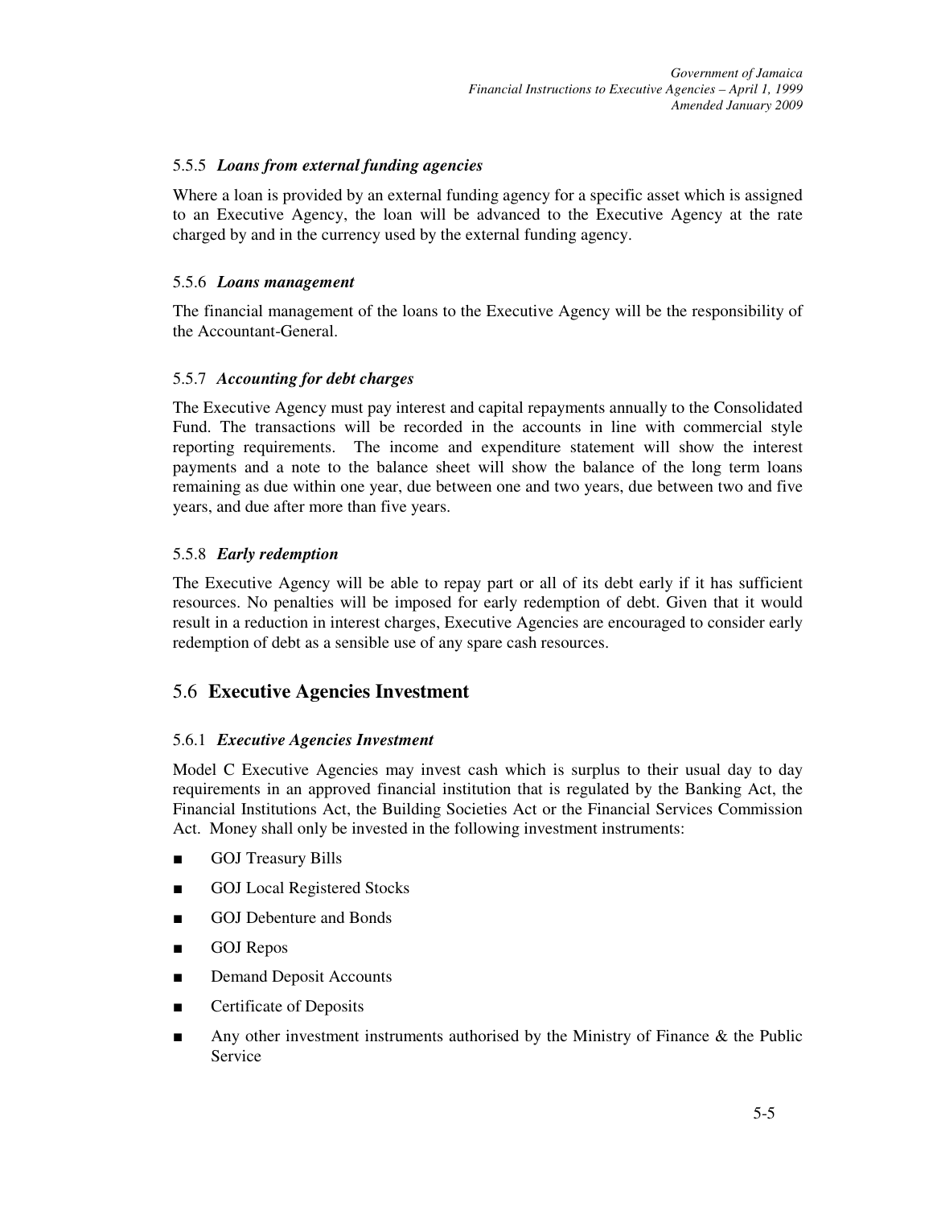### 5.5.5 *Loans from external funding agencies*

Where a loan is provided by an external funding agency for a specific asset which is assigned to an Executive Agency, the loan will be advanced to the Executive Agency at the rate charged by and in the currency used by the external funding agency.

### 5.5.6 *Loans management*

The financial management of the loans to the Executive Agency will be the responsibility of the Accountant-General.

### 5.5.7 *Accounting for debt charges*

The Executive Agency must pay interest and capital repayments annually to the Consolidated Fund. The transactions will be recorded in the accounts in line with commercial style reporting requirements. The income and expenditure statement will show the interest payments and a note to the balance sheet will show the balance of the long term loans remaining as due within one year, due between one and two years, due between two and five years, and due after more than five years.

### 5.5.8 *Early redemption*

The Executive Agency will be able to repay part or all of its debt early if it has sufficient resources. No penalties will be imposed for early redemption of debt. Given that it would result in a reduction in interest charges, Executive Agencies are encouraged to consider early redemption of debt as a sensible use of any spare cash resources.

## 5.6 **Executive Agencies Investment**

### 5.6.1 *Executive Agencies Investment*

Model C Executive Agencies may invest cash which is surplus to their usual day to day requirements in an approved financial institution that is regulated by the Banking Act, the Financial Institutions Act, the Building Societies Act or the Financial Services Commission Act. Money shall only be invested in the following investment instruments:

- GOJ Treasury Bills
- GOJ Local Registered Stocks
- GOJ Debenture and Bonds
- GOJ Repos
- Demand Deposit Accounts
- Certificate of Deposits
- Any other investment instruments authorised by the Ministry of Finance & the Public Service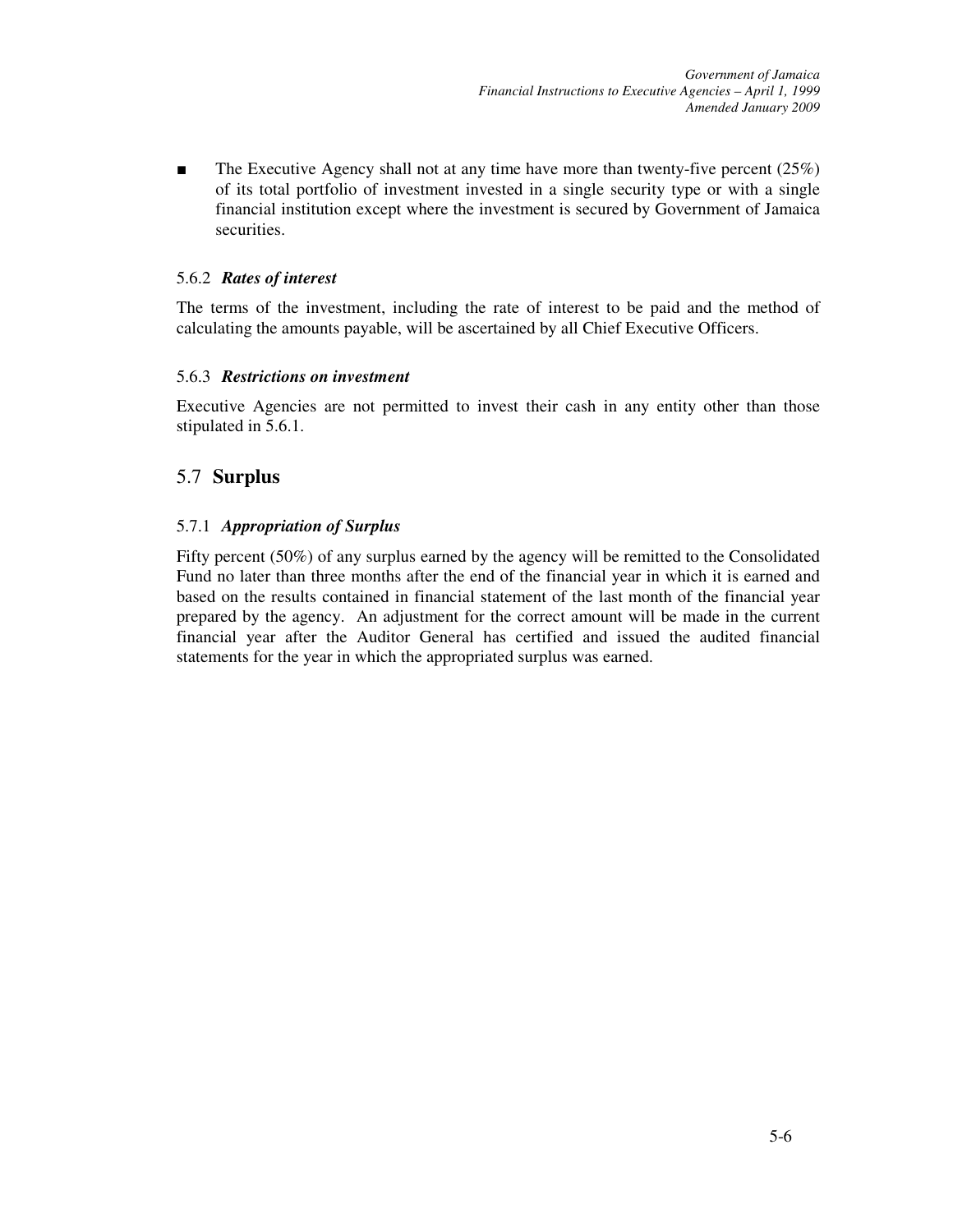- The Executive Agency shall not at any time have more than twenty-five percent (25%) of its total portfolio of investment invested in a single security type or with a single financial institution except where the investment is secured by Government of Jamaica securities.

### 5.6.2 *Rates of interest*

The terms of the investment, including the rate of interest to be paid and the method of calculating the amounts payable, will be ascertained by all Chief Executive Officers.

### 5.6.3 *Restrictions on investment*

Executive Agencies are not permitted to invest their cash in any entity other than those stipulated in 5.6.1.

## 5.7 Surplus

### 5.7.1 *Appropriation of Surplus*

Fifty percent (50%) of any surplus earned by the agency will be remitted to the Consolidated Fund no later than three months after the end of the financial year in which it is earned and based on the results contained in financial statement of the last month of the financial year prepared by the agency. An adjustment for the correct amount will be made in the current financial year after the Auditor General has certified and issued the audited financial statements for the year in which the appropriated surplus was earned.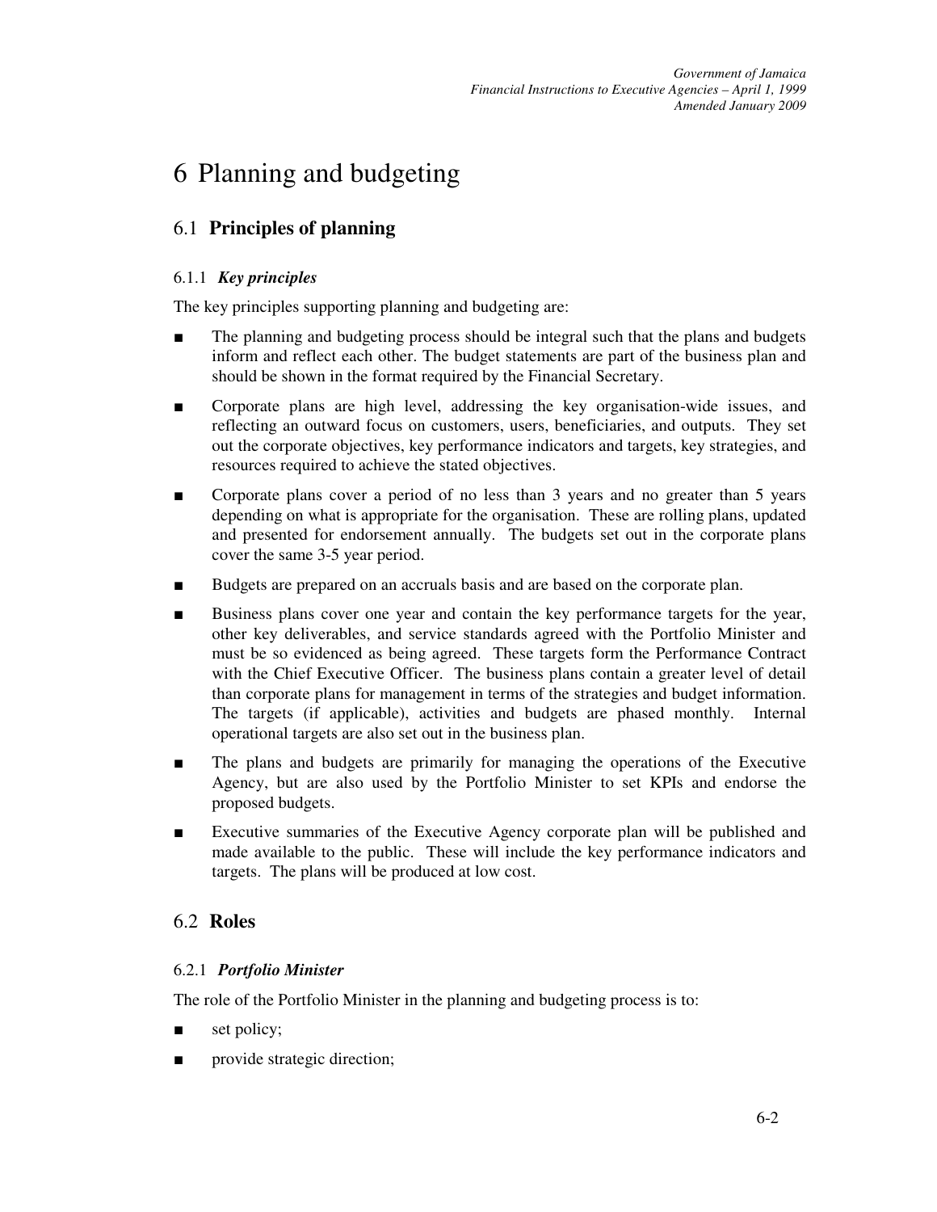# 6 Planning and budgeting

## 6.1 **Principles of planning**

### 6.1.1 *Key principles*

The key principles supporting planning and budgeting are:

- The planning and budgeting process should be integral such that the plans and budgets inform and reflect each other. The budget statements are part of the business plan and should be shown in the format required by the Financial Secretary.
- Corporate plans are high level, addressing the key organisation-wide issues, and reflecting an outward focus on customers, users, beneficiaries, and outputs. They set out the corporate objectives, key performance indicators and targets, key strategies, and resources required to achieve the stated objectives.
- Corporate plans cover a period of no less than 3 years and no greater than 5 years depending on what is appropriate for the organisation. These are rolling plans, updated and presented for endorsement annually. The budgets set out in the corporate plans cover the same 3-5 year period.
- Budgets are prepared on an accruals basis and are based on the corporate plan.
- Business plans cover one year and contain the key performance targets for the year, other key deliverables, and service standards agreed with the Portfolio Minister and must be so evidenced as being agreed. These targets form the Performance Contract with the Chief Executive Officer. The business plans contain a greater level of detail than corporate plans for management in terms of the strategies and budget information. The targets (if applicable), activities and budgets are phased monthly. Internal operational targets are also set out in the business plan.
- The plans and budgets are primarily for managing the operations of the Executive Agency, but are also used by the Portfolio Minister to set KPIs and endorse the proposed budgets.
- Executive summaries of the Executive Agency corporate plan will be published and made available to the public. These will include the key performance indicators and targets. The plans will be produced at low cost.

## 6.2 **Roles**

### 6.2.1 *Portfolio Minister*

The role of the Portfolio Minister in the planning and budgeting process is to:

- set policy;
- provide strategic direction;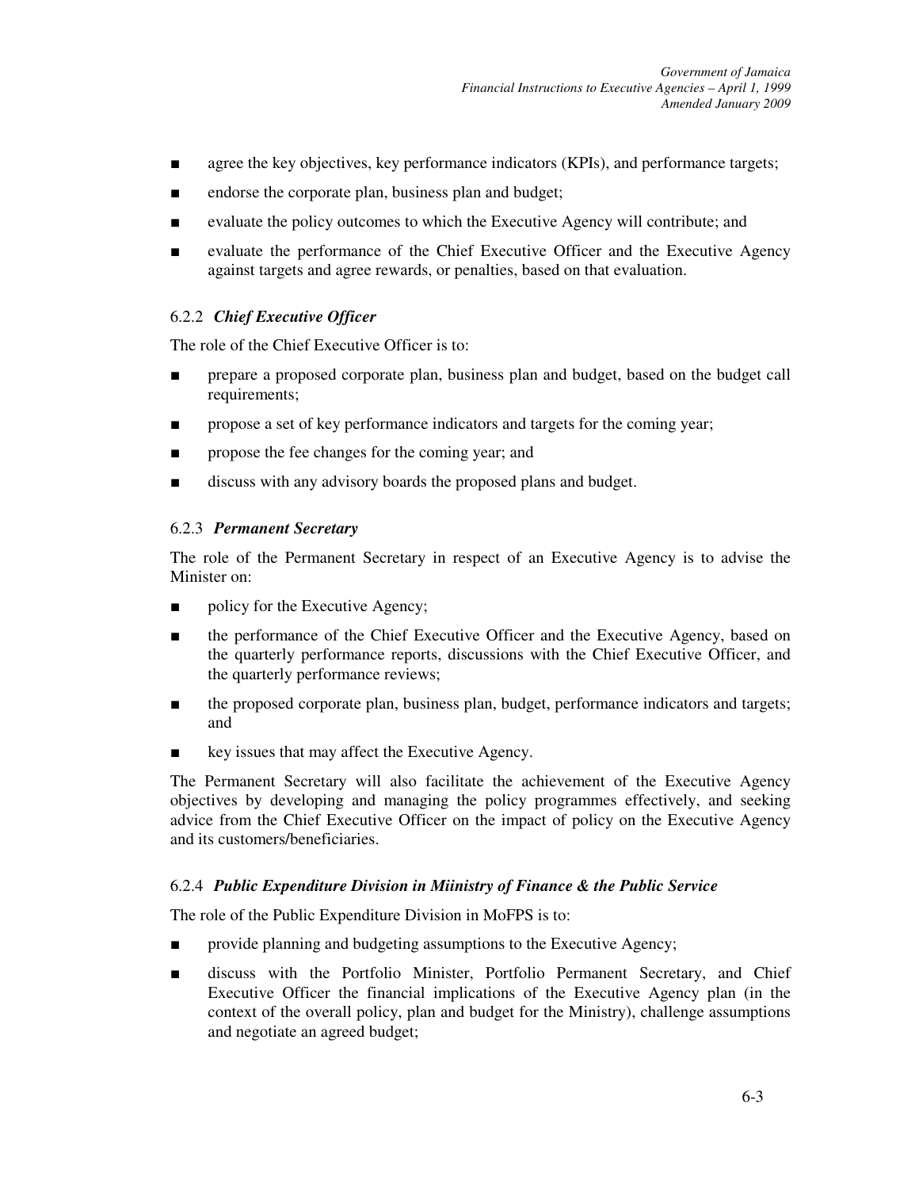- agree the key objectives, key performance indicators (KPIs), and performance targets;
- endorse the corporate plan, business plan and budget;
- evaluate the policy outcomes to which the Executive Agency will contribute; and
- evaluate the performance of the Chief Executive Officer and the Executive Agency against targets and agree rewards, or penalties, based on that evaluation.

### 6.2.2 *Chief Executive Officer*

The role of the Chief Executive Officer is to:

- prepare a proposed corporate plan, business plan and budget, based on the budget call requirements;
- propose a set of key performance indicators and targets for the coming year;
- propose the fee changes for the coming year; and
- discuss with any advisory boards the proposed plans and budget.

### 6.2.3 *Permanent Secretary*

The role of the Permanent Secretary in respect of an Executive Agency is to advise the Minister on:

- policy for the Executive Agency;
- the performance of the Chief Executive Officer and the Executive Agency, based on the quarterly performance reports, discussions with the Chief Executive Officer, and the quarterly performance reviews;
- the proposed corporate plan, business plan, budget, performance indicators and targets; and
- key issues that may affect the Executive Agency.

The Permanent Secretary will also facilitate the achievement of the Executive Agency objectives by developing and managing the policy programmes effectively, and seeking advice from the Chief Executive Officer on the impact of policy on the Executive Agency and its customers/beneficiaries.

### 6.2.4 *Public Expenditure Division in Miinistry of Finance & the Public Service*

The role of the Public Expenditure Division in MoFPS is to:

- provide planning and budgeting assumptions to the Executive Agency;
- discuss with the Portfolio Minister, Portfolio Permanent Secretary, and Chief Executive Officer the financial implications of the Executive Agency plan (in the context of the overall policy, plan and budget for the Ministry), challenge assumptions and negotiate an agreed budget;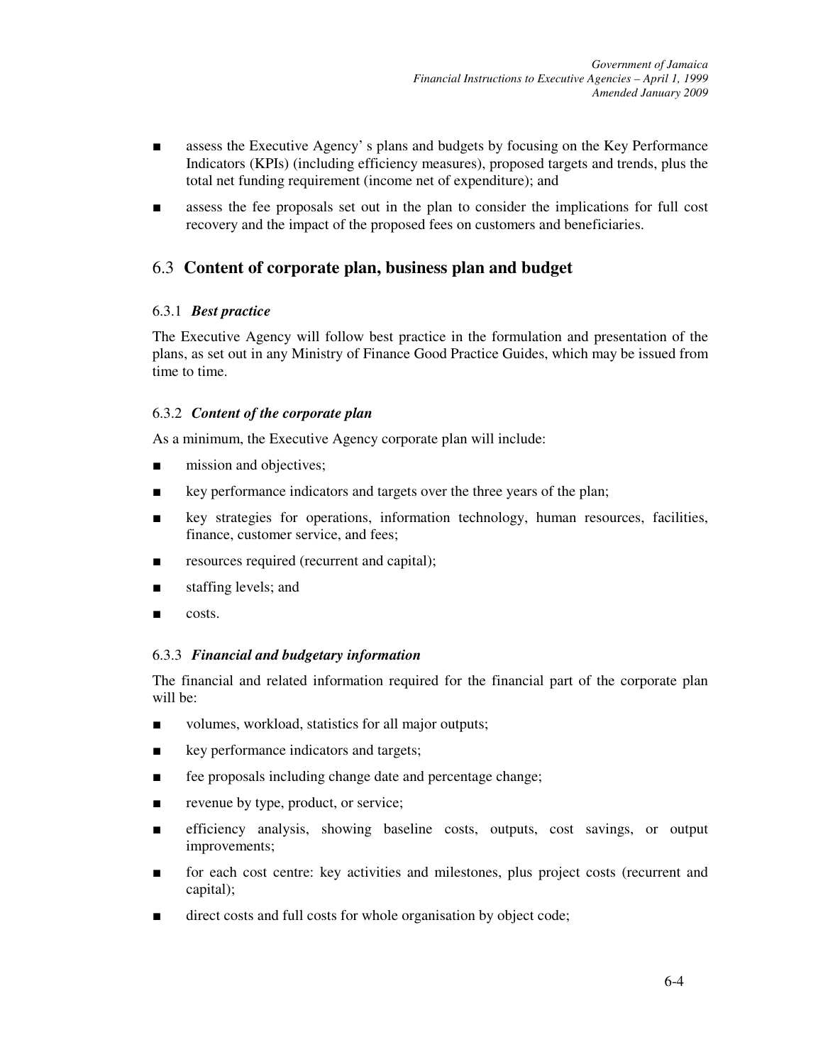- assess the Executive Agency' s plans and budgets by focusing on the Key Performance Indicators (KPIs) (including efficiency measures), proposed targets and trends, plus the total net funding requirement (income net of expenditure); and
- assess the fee proposals set out in the plan to consider the implications for full cost recovery and the impact of the proposed fees on customers and beneficiaries.

## 6.3 Content of corporate plan, business plan and budget

### 6.3.1 *Best practice*

The Executive Agency will follow best practice in the formulation and presentation of the plans, as set out in any Ministry of Finance Good Practice Guides, which may be issued from time to time.

### 6.3.2 *Content of the corporate plan*

As a minimum, the Executive Agency corporate plan will include:

- mission and objectives;
- key performance indicators and targets over the three years of the plan;
- key strategies for operations, information technology, human resources, facilities, finance, customer service, and fees;
- resources required (recurrent and capital);
- staffing levels; and
- costs.

### 6.3.3 *Financial and budgetary information*

The financial and related information required for the financial part of the corporate plan will be:

- volumes, workload, statistics for all major outputs;
- key performance indicators and targets;
- fee proposals including change date and percentage change;
- revenue by type, product, or service;
- efficiency analysis, showing baseline costs, outputs, cost savings, or output improvements;
- for each cost centre: key activities and milestones, plus project costs (recurrent and capital);
- direct costs and full costs for whole organisation by object code;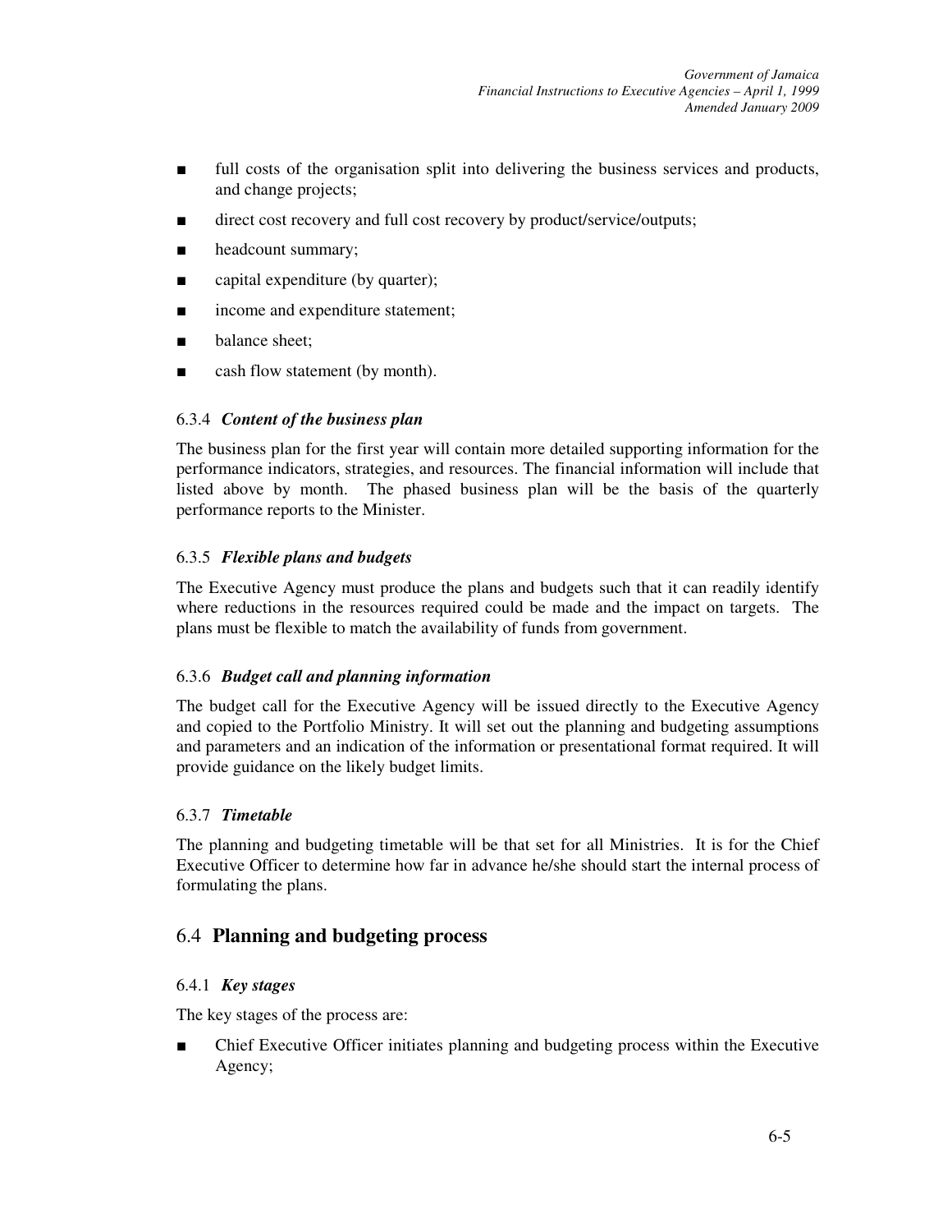- full costs of the organisation split into delivering the business services and products, and change projects;
- direct cost recovery and full cost recovery by product/service/outputs;
- headcount summary;
- capital expenditure (by quarter);
- income and expenditure statement;
- balance sheet;
- cash flow statement (by month).

### 6.3.4 *Content of the business plan*

The business plan for the first year will contain more detailed supporting information for the performance indicators, strategies, and resources. The financial information will include that listed above by month. The phased business plan will be the basis of the quarterly performance reports to the Minister.

### 6.3.5 *Flexible plans and budgets*

The Executive Agency must produce the plans and budgets such that it can readily identify where reductions in the resources required could be made and the impact on targets. The plans must be flexible to match the availability of funds from government.

### 6.3.6 *Budget call and planning information*

The budget call for the Executive Agency will be issued directly to the Executive Agency and copied to the Portfolio Ministry. It will set out the planning and budgeting assumptions and parameters and an indication of the information or presentational format required. It will provide guidance on the likely budget limits.

### 6.3.7 *Timetable*

The planning and budgeting timetable will be that set for all Ministries. It is for the Chief Executive Officer to determine how far in advance he/she should start the internal process of formulating the plans.

## 6.4 Planning and budgeting process

### 6.4.1 *Key stages*

The key stages of the process are:

- Chief Executive Officer initiates planning and budgeting process within the Executive Agency;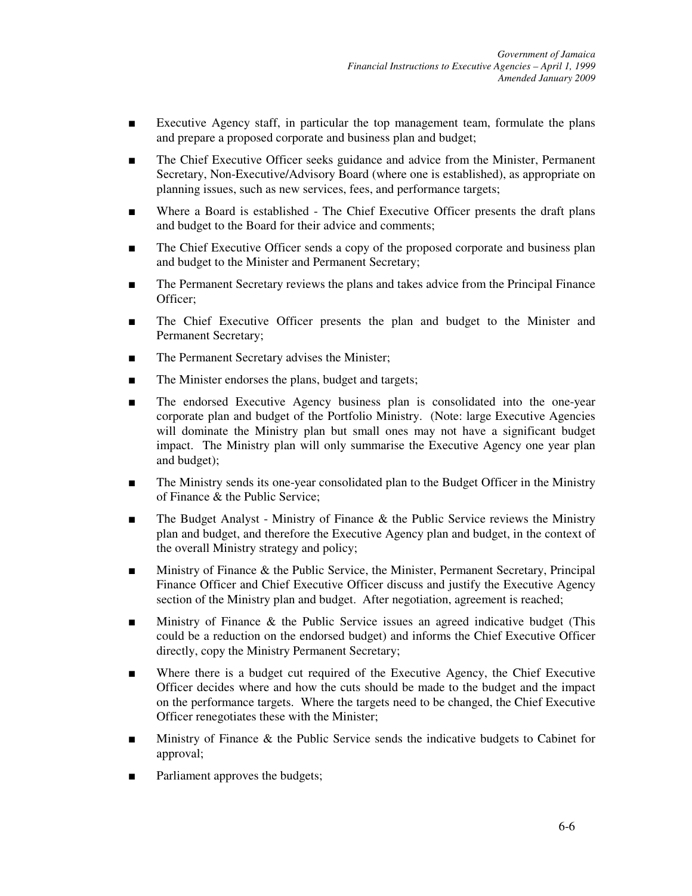- Executive Agency staff, in particular the top management team, formulate the plans and prepare a proposed corporate and business plan and budget;
- The Chief Executive Officer seeks guidance and advice from the Minister, Permanent Secretary, Non-Executive/Advisory Board (where one is established), as appropriate on planning issues, such as new services, fees, and performance targets;
- Where a Board is established - The Chief Executive Officer presents the draft plans and budget to the Board for their advice and comments;
- The Chief Executive Officer sends a copy of the proposed corporate and business plan and budget to the Minister and Permanent Secretary;
- The Permanent Secretary reviews the plans and takes advice from the Principal Finance Officer;
- The Chief Executive Officer presents the plan and budget to the Minister and Permanent Secretary;
- The Permanent Secretary advises the Minister;
- The Minister endorses the plans, budget and targets;
- The endorsed Executive Agency business plan is consolidated into the one-year corporate plan and budget of the Portfolio Ministry. (Note: large Executive Agencies will dominate the Ministry plan but small ones may not have a significant budget impact. The Ministry plan will only summarise the Executive Agency one year plan and budget);
- The Ministry sends its one-year consolidated plan to the Budget Officer in the Ministry of Finance & the Public Service;
- The Budget Analyst - Ministry of Finance & the Public Service reviews the Ministry plan and budget, and therefore the Executive Agency plan and budget, in the context of the overall Ministry strategy and policy;
- Ministry of Finance & the Public Service, the Minister, Permanent Secretary, Principal Finance Officer and Chief Executive Officer discuss and justify the Executive Agency section of the Ministry plan and budget. After negotiation, agreement is reached;
- Ministry of Finance & the Public Service issues an agreed indicative budget (This could be a reduction on the endorsed budget) and informs the Chief Executive Officer directly, copy the Ministry Permanent Secretary;
- Where there is a budget cut required of the Executive Agency, the Chief Executive Officer decides where and how the cuts should be made to the budget and the impact on the performance targets. Where the targets need to be changed, the Chief Executive Officer renegotiates these with the Minister;
- Ministry of Finance & the Public Service sends the indicative budgets to Cabinet for approval;
- Parliament approves the budgets;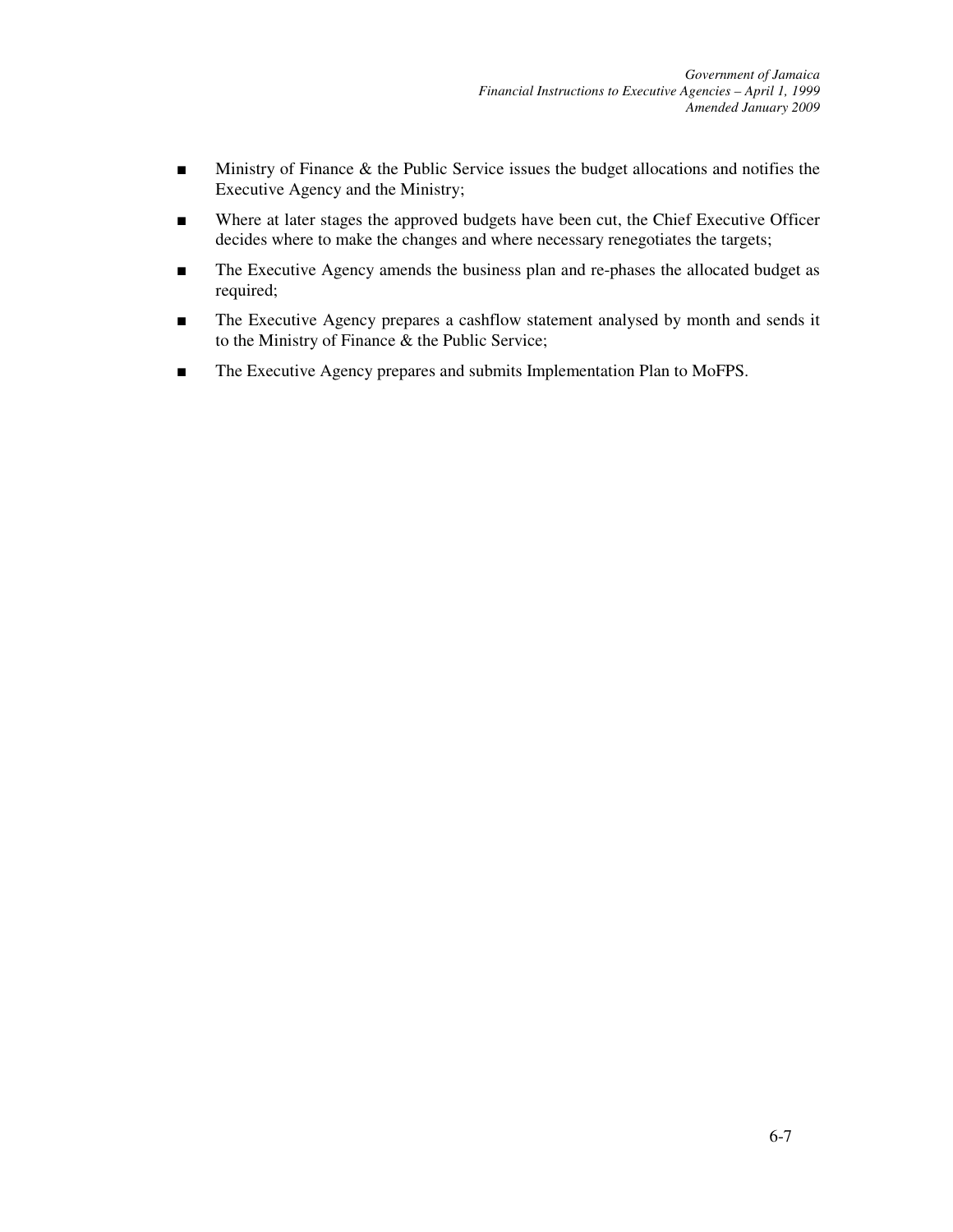- Ministry of Finance & the Public Service issues the budget allocations and notifies the Executive Agency and the Ministry;
- Where at later stages the approved budgets have been cut, the Chief Executive Officer decides where to make the changes and where necessary renegotiates the targets;
- The Executive Agency amends the business plan and re-phases the allocated budget as required;
- The Executive Agency prepares a cashflow statement analysed by month and sends it to the Ministry of Finance & the Public Service;
- The Executive Agency prepares and submits Implementation Plan to MoFPS.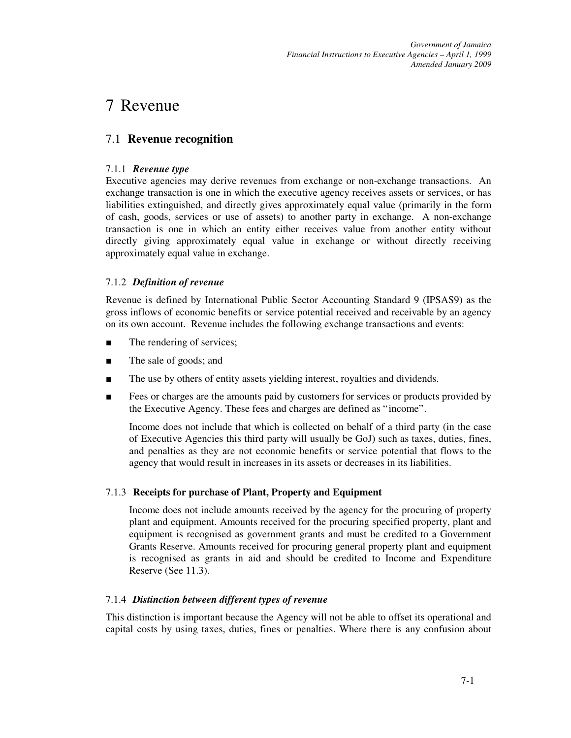# 7 Revenue

## 7.1 Revenue recognition

### 7.1.1 *Revenue type*

Executive agencies may derive revenues from exchange or non-exchange transactions. An exchange transaction is one in which the executive agency receives assets or services, or has liabilities extinguished, and directly gives approximately equal value (primarily in the form of cash, goods, services or use of assets) to another party in exchange. A non-exchange transaction is one in which an entity either receives value from another entity without directly giving approximately equal value in exchange or without directly receiving approximately equal value in exchange.

### 7.1.2 *Definition of revenue*

Revenue is defined by International Public Sector Accounting Standard 9 (IPSAS9) as the gross inflows of economic benefits or service potential received and receivable by an agency on its own account. Revenue includes the following exchange transactions and events:

- The rendering of services;
- The sale of goods; and
- The use by others of entity assets yielding interest, royalties and dividends.
- Fees or charges are the amounts paid by customers for services or products provided by the Executive Agency. These fees and charges are defined as "income".

  Income does not include that which is collected on behalf of a third party (in the case of Executive Agencies this third party will usually be GoJ) such as taxes, duties, fines, and penalties as they are not economic benefits or service potential that flows to the agency that would result in increases in its assets or decreases in its liabilities.

### 7.1.3 **Receipts for purchase of Plant, Property and Equipment**

Income does not include amounts received by the agency for the procuring of property plant and equipment. Amounts received for the procuring specified property, plant and equipment is recognised as government grants and must be credited to a Government Grants Reserve. Amounts received for procuring general property plant and equipment is recognised as grants in aid and should be credited to Income and Expenditure Reserve (See 11.3).

### 7.1.4 *Distinction between different types of revenue*

This distinction is important because the Agency will not be able to offset its operational and capital costs by using taxes, duties, fines or penalties. Where there is any confusion about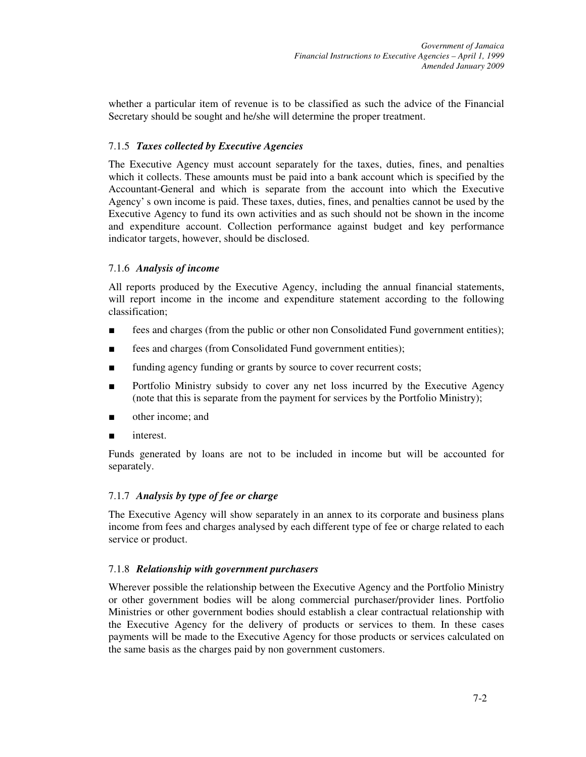whether a particular item of revenue is to be classified as such the advice of the Financial Secretary should be sought and he/she will determine the proper treatment.

### 7.1.5 *Taxes collected by Executive Agencies*

The Executive Agency must account separately for the taxes, duties, fines, and penalties which it collects. These amounts must be paid into a bank account which is specified by the Accountant-General and which is separate from the account into which the Executive Agency' s own income is paid. These taxes, duties, fines, and penalties cannot be used by the Executive Agency to fund its own activities and as such should not be shown in the income and expenditure account. Collection performance against budget and key performance indicator targets, however, should be disclosed.

### 7.1.6 *Analysis of income*

All reports produced by the Executive Agency, including the annual financial statements, will report income in the income and expenditure statement according to the following classification;

- fees and charges (from the public or other non Consolidated Fund government entities);
- fees and charges (from Consolidated Fund government entities);
- funding agency funding or grants by source to cover recurrent costs;
- Portfolio Ministry subsidy to cover any net loss incurred by the Executive Agency (note that this is separate from the payment for services by the Portfolio Ministry);
- other income; and
- interest.

Funds generated by loans are not to be included in income but will be accounted for separately.

### 7.1.7 *Analysis by type of fee or charge*

The Executive Agency will show separately in an annex to its corporate and business plans income from fees and charges analysed by each different type of fee or charge related to each service or product.

### 7.1.8 *Relationship with government purchasers*

Wherever possible the relationship between the Executive Agency and the Portfolio Ministry or other government bodies will be along commercial purchaser/provider lines. Portfolio Ministries or other government bodies should establish a clear contractual relationship with the Executive Agency for the delivery of products or services to them. In these cases payments will be made to the Executive Agency for those products or services calculated on the same basis as the charges paid by non government customers.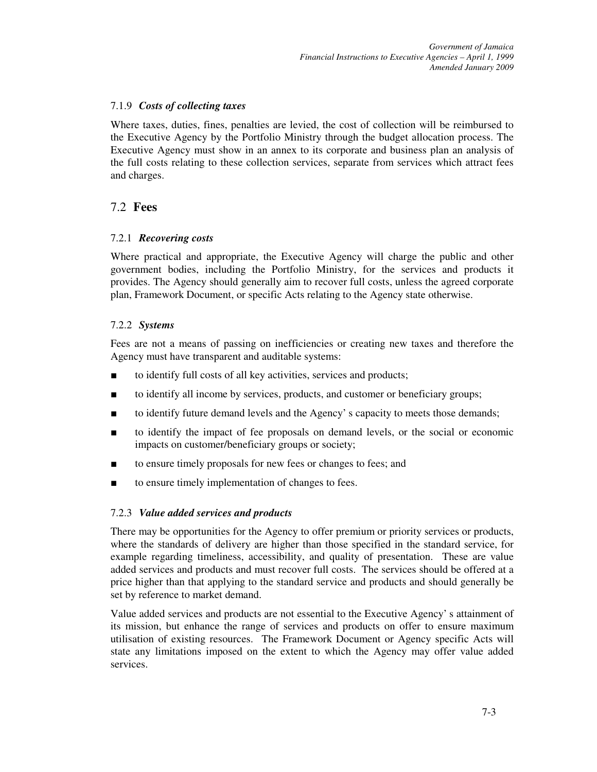#### 7.1.9 *Costs of collecting taxes*

Where taxes, duties, fines, penalties are levied, the cost of collection will be reimbursed to the Executive Agency by the Portfolio Ministry through the budget allocation process. The Executive Agency must show in an annex to its corporate and business plan an analysis of the full costs relating to these collection services, separate from services which attract fees and charges.

## 7.2 **Fees**

#### 7.2.1 *Recovering costs*

Where practical and appropriate, the Executive Agency will charge the public and other government bodies, including the Portfolio Ministry, for the services and products it provides. The Agency should generally aim to recover full costs, unless the agreed corporate plan, Framework Document, or specific Acts relating to the Agency state otherwise.

#### 7.2.2 *Systems*

Fees are not a means of passing on inefficiencies or creating new taxes and therefore the Agency must have transparent and auditable systems:

- to identify full costs of all key activities, services and products;
- to identify all income by services, products, and customer or beneficiary groups;
- to identify future demand levels and the Agency' s capacity to meets those demands;
- to identify the impact of fee proposals on demand levels, or the social or economic impacts on customer/beneficiary groups or society;
- to ensure timely proposals for new fees or changes to fees; and
- to ensure timely implementation of changes to fees.

#### 7.2.3 *Value added services and products*

There may be opportunities for the Agency to offer premium or priority services or products, where the standards of delivery are higher than those specified in the standard service, for example regarding timeliness, accessibility, and quality of presentation. These are value added services and products and must recover full costs. The services should be offered at a price higher than that applying to the standard service and products and should generally be set by reference to market demand.

Value added services and products are not essential to the Executive Agency' s attainment of its mission, but enhance the range of services and products on offer to ensure maximum utilisation of existing resources. The Framework Document or Agency specific Acts will state any limitations imposed on the extent to which the Agency may offer value added services.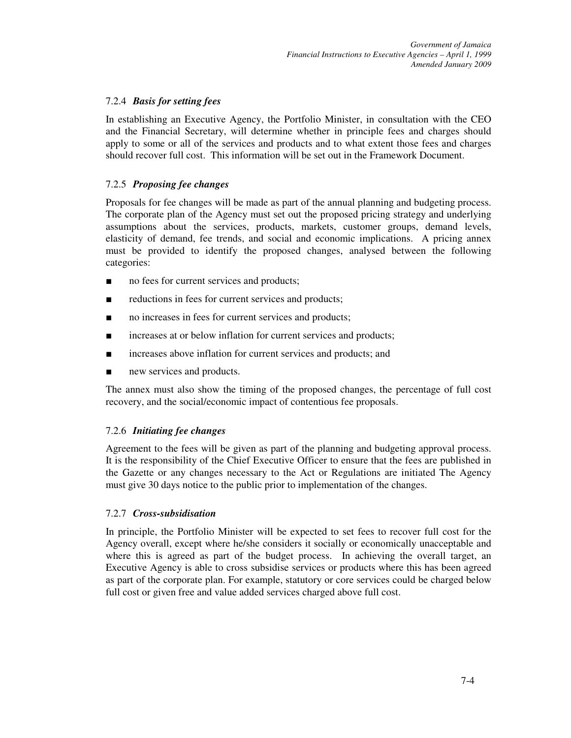### 7.2.4 *Basis for setting fees*

In establishing an Executive Agency, the Portfolio Minister, in consultation with the CEO and the Financial Secretary, will determine whether in principle fees and charges should apply to some or all of the services and products and to what extent those fees and charges should recover full cost. This information will be set out in the Framework Document.

### 7.2.5 *Proposing fee changes*

Proposals for fee changes will be made as part of the annual planning and budgeting process. The corporate plan of the Agency must set out the proposed pricing strategy and underlying assumptions about the services, products, markets, customer groups, demand levels, elasticity of demand, fee trends, and social and economic implications. A pricing annex must be provided to identify the proposed changes, analysed between the following categories:

- no fees for current services and products;
- reductions in fees for current services and products;
- no increases in fees for current services and products;
- increases at or below inflation for current services and products;
- increases above inflation for current services and products; and
- new services and products.

The annex must also show the timing of the proposed changes, the percentage of full cost recovery, and the social/economic impact of contentious fee proposals.

### 7.2.6 *Initiating fee changes*

Agreement to the fees will be given as part of the planning and budgeting approval process. It is the responsibility of the Chief Executive Officer to ensure that the fees are published in the Gazette or any changes necessary to the Act or Regulations are initiated The Agency must give 30 days notice to the public prior to implementation of the changes.

### 7.2.7 *Cross-subsidisation*

In principle, the Portfolio Minister will be expected to set fees to recover full cost for the Agency overall, except where he/she considers it socially or economically unacceptable and where this is agreed as part of the budget process. In achieving the overall target, an Executive Agency is able to cross subsidise services or products where this has been agreed as part of the corporate plan. For example, statutory or core services could be charged below full cost or given free and value added services charged above full cost.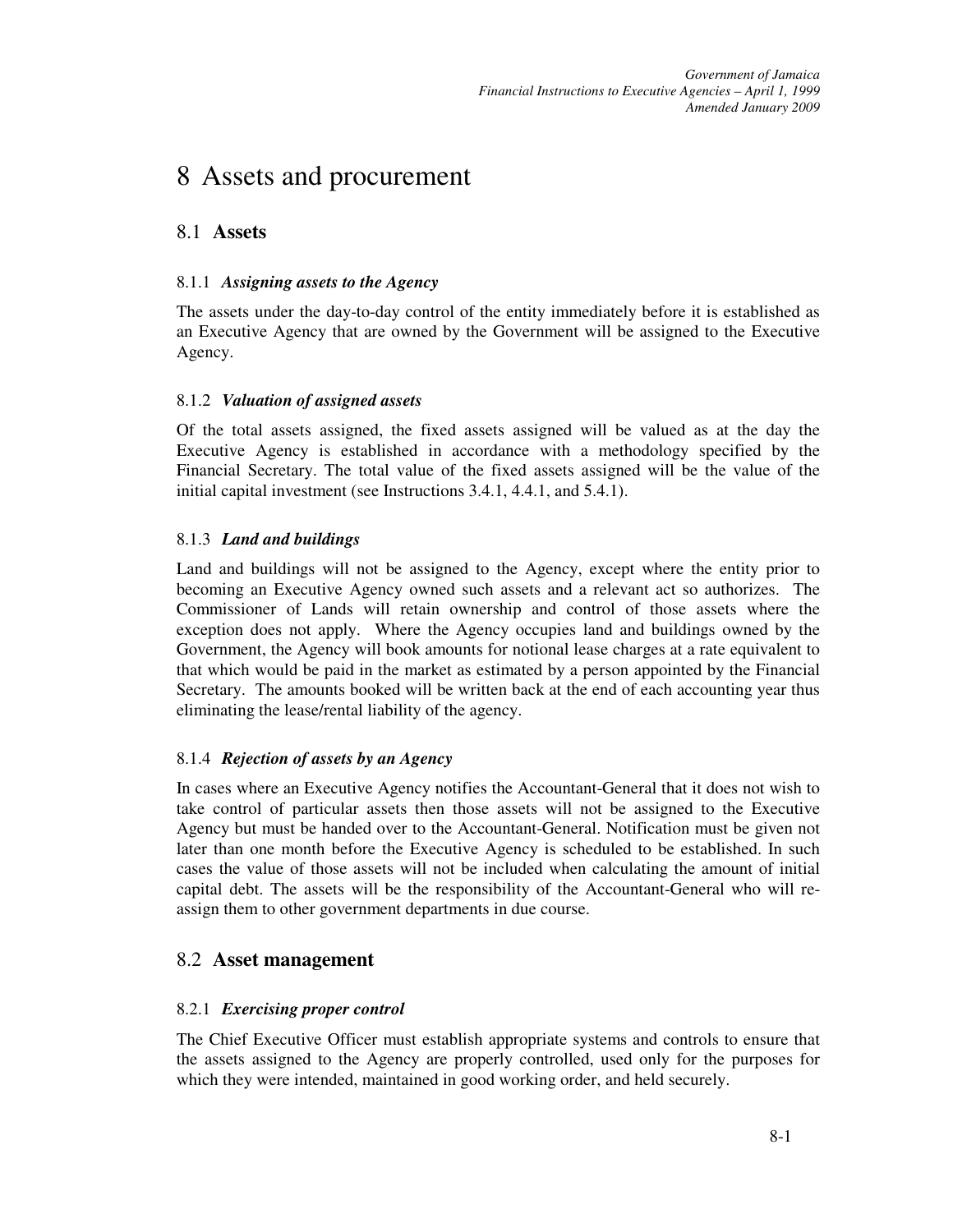# 8 Assets and procurement

## 8.1 **Assets**

### 8.1.1 *Assigning assets to the Agency*

The assets under the day-to-day control of the entity immediately before it is established as an Executive Agency that are owned by the Government will be assigned to the Executive Agency.

### 8.1.2 *Valuation of assigned assets*

Of the total assets assigned, the fixed assets assigned will be valued as at the day the Executive Agency is established in accordance with a methodology specified by the Financial Secretary. The total value of the fixed assets assigned will be the value of the initial capital investment (see Instructions 3.4.1, 4.4.1, and 5.4.1).

### 8.1.3 *Land and buildings*

Land and buildings will not be assigned to the Agency, except where the entity prior to becoming an Executive Agency owned such assets and a relevant act so authorizes. The Commissioner of Lands will retain ownership and control of those assets where the exception does not apply. Where the Agency occupies land and buildings owned by the Government, the Agency will book amounts for notional lease charges at a rate equivalent to that which would be paid in the market as estimated by a person appointed by the Financial Secretary. The amounts booked will be written back at the end of each accounting year thus eliminating the lease/rental liability of the agency.

### 8.1.4 *Rejection of assets by an Agency*

In cases where an Executive Agency notifies the Accountant-General that it does not wish to take control of particular assets then those assets will not be assigned to the Executive Agency but must be handed over to the Accountant-General. Notification must be given not later than one month before the Executive Agency is scheduled to be established. In such cases the value of those assets will not be included when calculating the amount of initial capital debt. The assets will be the responsibility of the Accountant-General who will re-assign them to other government departments in due course.

## 8.2 **Asset management**

### 8.2.1 *Exercising proper control*

The Chief Executive Officer must establish appropriate systems and controls to ensure that the assets assigned to the Agency are properly controlled, used only for the purposes for which they were intended, maintained in good working order, and held securely.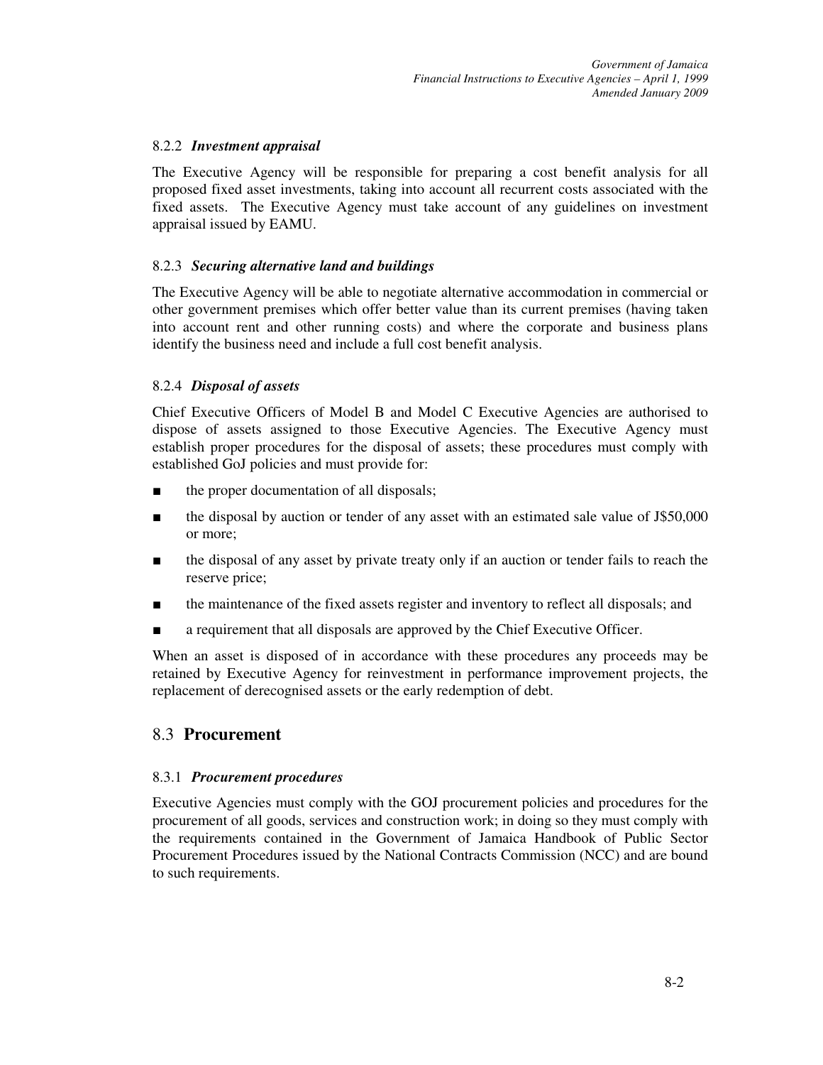### 8.2.2 *Investment appraisal*

The Executive Agency will be responsible for preparing a cost benefit analysis for all proposed fixed asset investments, taking into account all recurrent costs associated with the fixed assets. The Executive Agency must take account of any guidelines on investment appraisal issued by EAMU.

### 8.2.3 *Securing alternative land and buildings*

The Executive Agency will be able to negotiate alternative accommodation in commercial or other government premises which offer better value than its current premises (having taken into account rent and other running costs) and where the corporate and business plans identify the business need and include a full cost benefit analysis.

### 8.2.4 *Disposal of assets*

Chief Executive Officers of Model B and Model C Executive Agencies are authorised to dispose of assets assigned to those Executive Agencies. The Executive Agency must establish proper procedures for the disposal of assets; these procedures must comply with established GoJ policies and must provide for:

- the proper documentation of all disposals;
- the disposal by auction or tender of any asset with an estimated sale value of J$50,000 or more;
- the disposal of any asset by private treaty only if an auction or tender fails to reach the reserve price;
- the maintenance of the fixed assets register and inventory to reflect all disposals; and
- a requirement that all disposals are approved by the Chief Executive Officer.

When an asset is disposed of in accordance with these procedures any proceeds may be retained by Executive Agency for reinvestment in performance improvement projects, the replacement of derecognised assets or the early redemption of debt.

## 8.3 **Procurement**

### 8.3.1 *Procurement procedures*

Executive Agencies must comply with the GOJ procurement policies and procedures for the procurement of all goods, services and construction work; in doing so they must comply with the requirements contained in the Government of Jamaica Handbook of Public Sector Procurement Procedures issued by the National Contracts Commission (NCC) and are bound to such requirements.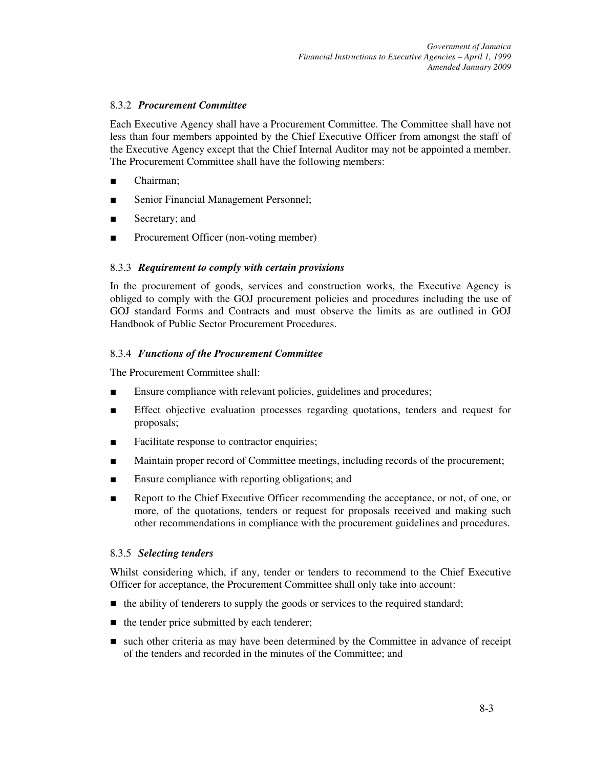### 8.3.2 *Procurement Committee*

Each Executive Agency shall have a Procurement Committee. The Committee shall have not less than four members appointed by the Chief Executive Officer from amongst the staff of the Executive Agency except that the Chief Internal Auditor may not be appointed a member. The Procurement Committee shall have the following members:

- Chairman;
- Senior Financial Management Personnel;
- Secretary; and
- Procurement Officer (non-voting member)

### 8.3.3 *Requirement to comply with certain provisions*

In the procurement of goods, services and construction works, the Executive Agency is obliged to comply with the GOJ procurement policies and procedures including the use of GOJ standard Forms and Contracts and must observe the limits as are outlined in GOJ Handbook of Public Sector Procurement Procedures.

### 8.3.4 *Functions of the Procurement Committee*

The Procurement Committee shall:

- Ensure compliance with relevant policies, guidelines and procedures;
- Effect objective evaluation processes regarding quotations, tenders and request for proposals;
- Facilitate response to contractor enquiries;
- Maintain proper record of Committee meetings, including records of the procurement;
- Ensure compliance with reporting obligations; and
- Report to the Chief Executive Officer recommending the acceptance, or not, of one, or more, of the quotations, tenders or request for proposals received and making such other recommendations in compliance with the procurement guidelines and procedures.

### 8.3.5 *Selecting tenders*

Whilst considering which, if any, tender or tenders to recommend to the Chief Executive Officer for acceptance, the Procurement Committee shall only take into account:

- the ability of tenderers to supply the goods or services to the required standard;
- the tender price submitted by each tenderer;
- such other criteria as may have been determined by the Committee in advance of receipt of the tenders and recorded in the minutes of the Committee; and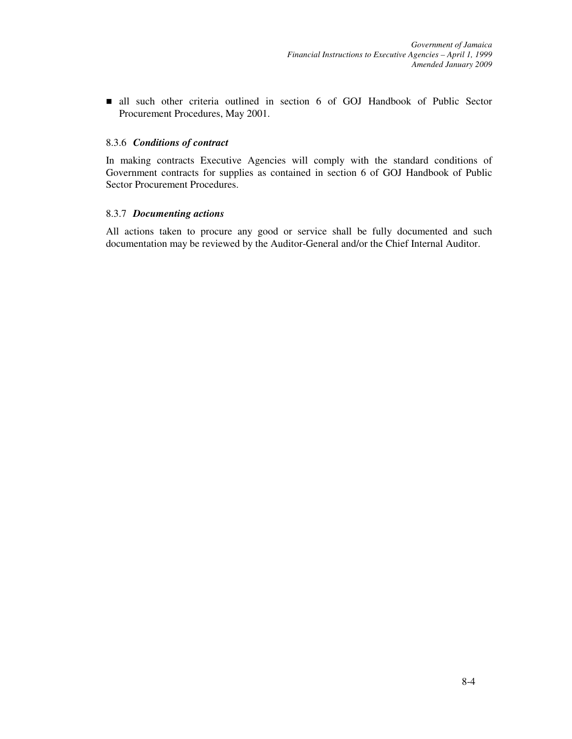- all such other criteria outlined in section 6 of GOJ Handbook of Public Sector Procurement Procedures, May 2001.

#### 8.3.6 ***Conditions of contract***

In making contracts Executive Agencies will comply with the standard conditions of Government contracts for supplies as contained in section 6 of GOJ Handbook of Public Sector Procurement Procedures.

#### 8.3.7 ***Documenting actions***

All actions taken to procure any good or service shall be fully documented and such documentation may be reviewed by the Auditor-General and/or the Chief Internal Auditor.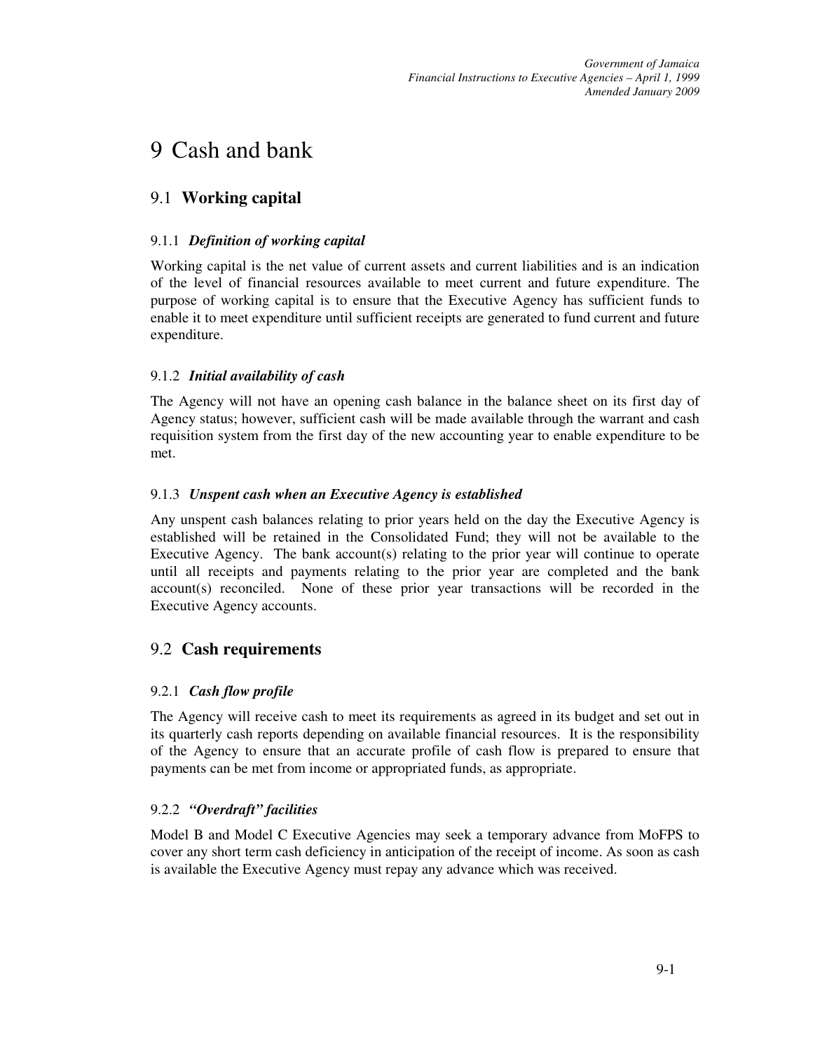# 9 Cash and bank

## 9.1 Working capital

### 9.1.1 *Definition of working capital*

Working capital is the net value of current assets and current liabilities and is an indication of the level of financial resources available to meet current and future expenditure. The purpose of working capital is to ensure that the Executive Agency has sufficient funds to enable it to meet expenditure until sufficient receipts are generated to fund current and future expenditure.

### 9.1.2 *Initial availability of cash*

The Agency will not have an opening cash balance in the balance sheet on its first day of Agency status; however, sufficient cash will be made available through the warrant and cash requisition system from the first day of the new accounting year to enable expenditure to be met.

### 9.1.3 *Unspent cash when an Executive Agency is established*

Any unspent cash balances relating to prior years held on the day the Executive Agency is established will be retained in the Consolidated Fund; they will not be available to the Executive Agency. The bank account(s) relating to the prior year will continue to operate until all receipts and payments relating to the prior year are completed and the bank account(s) reconciled. None of these prior year transactions will be recorded in the Executive Agency accounts.

## 9.2 Cash requirements

### 9.2.1 *Cash flow profile*

The Agency will receive cash to meet its requirements as agreed in its budget and set out in its quarterly cash reports depending on available financial resources. It is the responsibility of the Agency to ensure that an accurate profile of cash flow is prepared to ensure that payments can be met from income or appropriated funds, as appropriate.

### 9.2.2 *"Overdraft" facilities*

Model B and Model C Executive Agencies may seek a temporary advance from MoFPS to cover any short term cash deficiency in anticipation of the receipt of income. As soon as cash is available the Executive Agency must repay any advance which was received.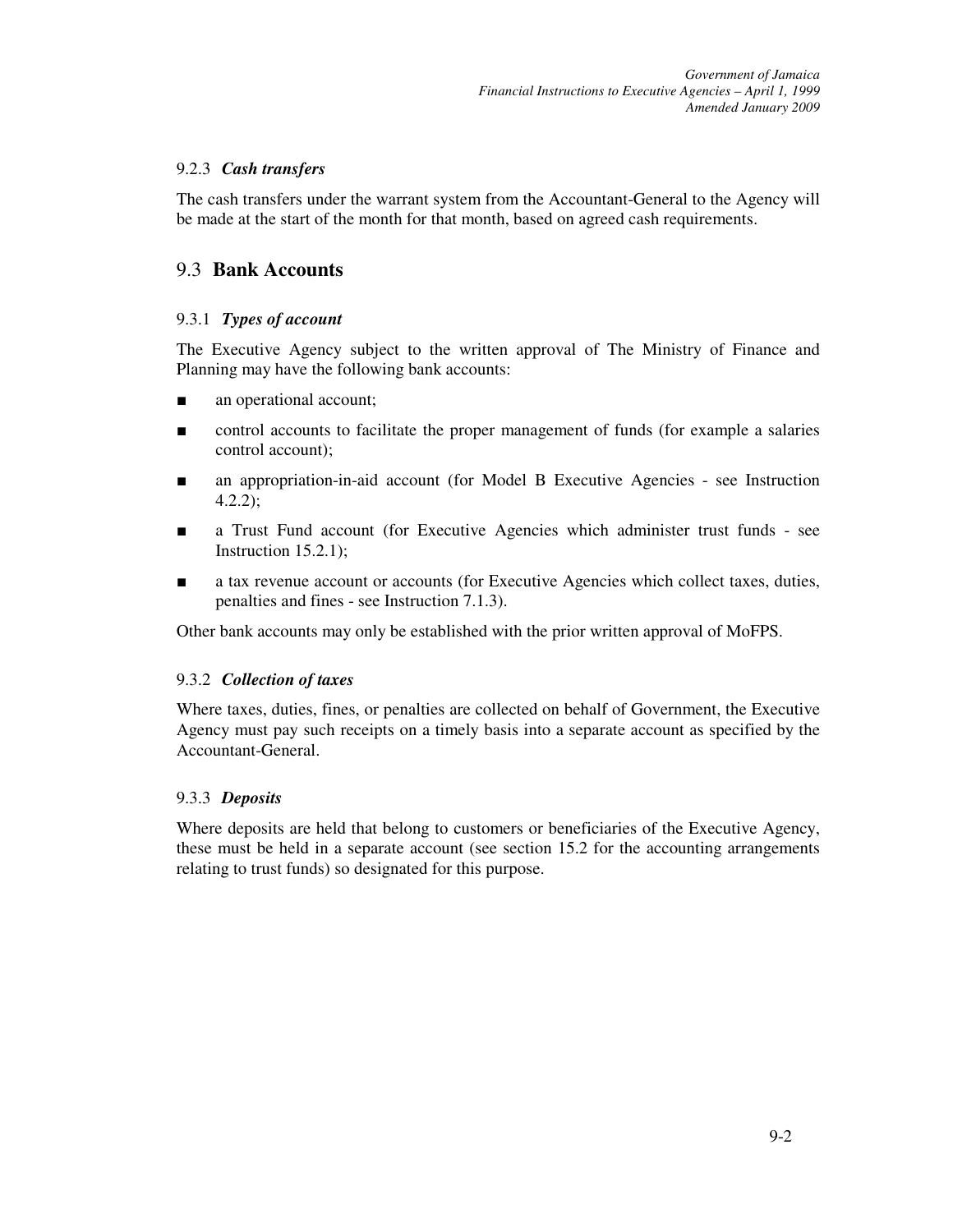#### 9.2.3 *Cash transfers*

The cash transfers under the warrant system from the Accountant-General to the Agency will be made at the start of the month for that month, based on agreed cash requirements.

## 9.3 Bank Accounts

#### 9.3.1 *Types of account*

The Executive Agency subject to the written approval of The Ministry of Finance and Planning may have the following bank accounts:

- an operational account;
- control accounts to facilitate the proper management of funds (for example a salaries control account);
- an appropriation-in-aid account (for Model B Executive Agencies - see Instruction 4.2.2);
- a Trust Fund account (for Executive Agencies which administer trust funds - see Instruction 15.2.1);
- a tax revenue account or accounts (for Executive Agencies which collect taxes, duties, penalties and fines - see Instruction 7.1.3).

Other bank accounts may only be established with the prior written approval of MoFPS.

#### 9.3.2 *Collection of taxes*

Where taxes, duties, fines, or penalties are collected on behalf of Government, the Executive Agency must pay such receipts on a timely basis into a separate account as specified by the Accountant-General.

#### 9.3.3 *Deposits*

Where deposits are held that belong to customers or beneficiaries of the Executive Agency, these must be held in a separate account (see section 15.2 for the accounting arrangements relating to trust funds) so designated for this purpose.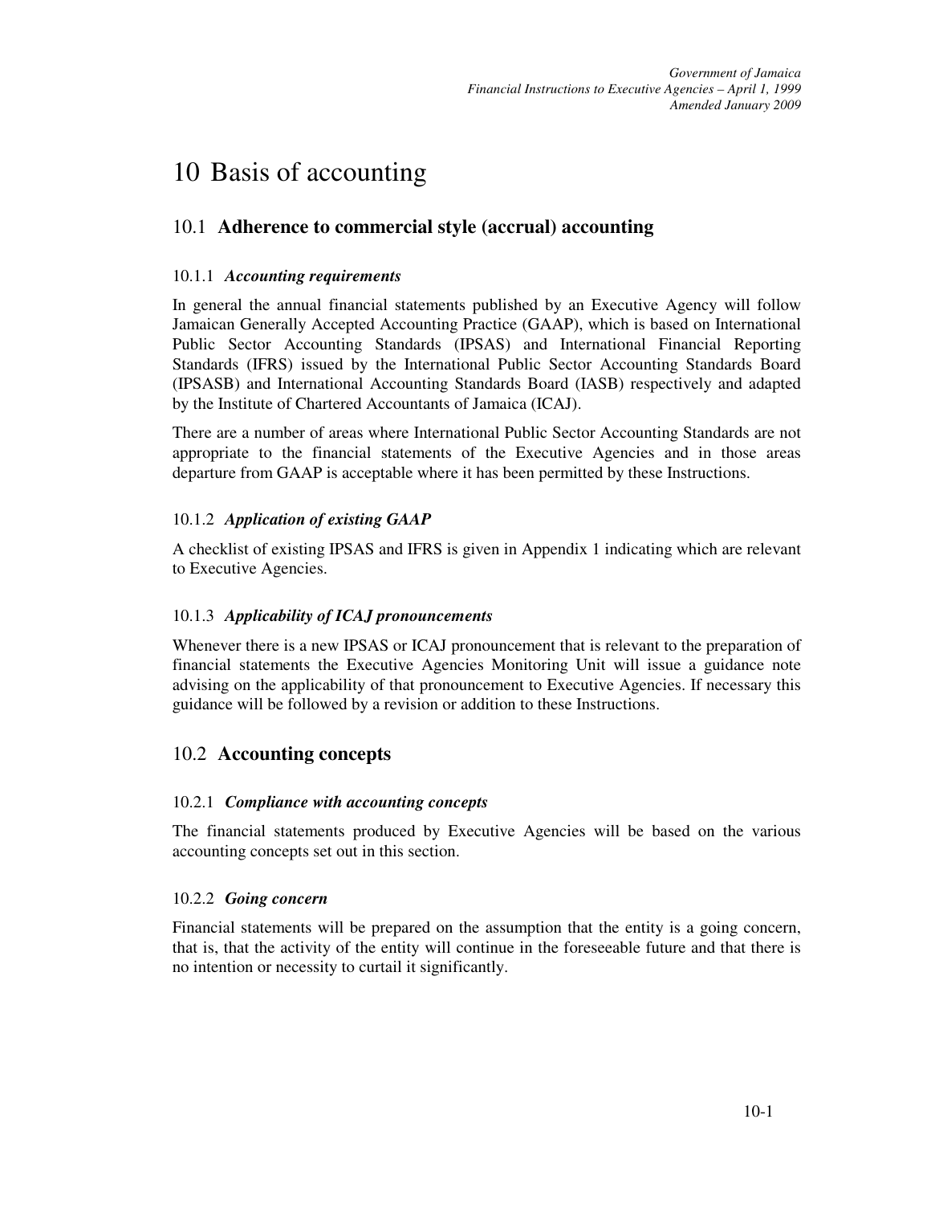# 10 Basis of accounting

## 10.1 Adherence to commercial style (accrual) accounting

### 10.1.1 *Accounting requirements*

In general the annual financial statements published by an Executive Agency will follow Jamaican Generally Accepted Accounting Practice (GAAP), which is based on International Public Sector Accounting Standards (IPSAS) and International Financial Reporting Standards (IFRS) issued by the International Public Sector Accounting Standards Board (IPSASB) and International Accounting Standards Board (IASB) respectively and adapted by the Institute of Chartered Accountants of Jamaica (ICAJ).

There are a number of areas where International Public Sector Accounting Standards are not appropriate to the financial statements of the Executive Agencies and in those areas departure from GAAP is acceptable where it has been permitted by these Instructions.

### 10.1.2 *Application of existing GAAP*

A checklist of existing IPSAS and IFRS is given in Appendix 1 indicating which are relevant to Executive Agencies.

### 10.1.3 *Applicability of ICAJ pronouncements*

Whenever there is a new IPSAS or ICAJ pronouncement that is relevant to the preparation of financial statements the Executive Agencies Monitoring Unit will issue a guidance note advising on the applicability of that pronouncement to Executive Agencies. If necessary this guidance will be followed by a revision or addition to these Instructions.

## 10.2 Accounting concepts

### 10.2.1 *Compliance with accounting concepts*

The financial statements produced by Executive Agencies will be based on the various accounting concepts set out in this section.

### 10.2.2 *Going concern*

Financial statements will be prepared on the assumption that the entity is a going concern, that is, that the activity of the entity will continue in the foreseeable future and that there is no intention or necessity to curtail it significantly.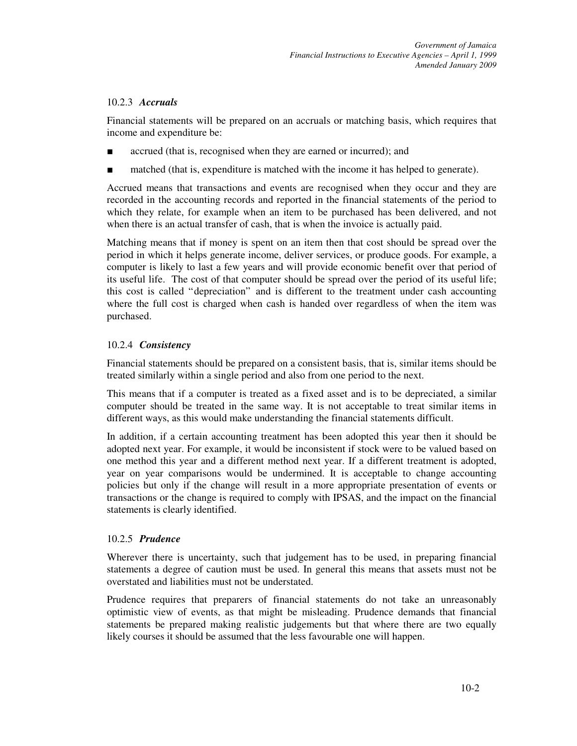### 10.2.3 *Accruals*

Financial statements will be prepared on an accruals or matching basis, which requires that income and expenditure be:

- accrued (that is, recognised when they are earned or incurred); and
- matched (that is, expenditure is matched with the income it has helped to generate).

Accrued means that transactions and events are recognised when they occur and they are recorded in the accounting records and reported in the financial statements of the period to which they relate, for example when an item to be purchased has been delivered, and not when there is an actual transfer of cash, that is when the invoice is actually paid.

Matching means that if money is spent on an item then that cost should be spread over the period in which it helps generate income, deliver services, or produce goods. For example, a computer is likely to last a few years and will provide economic benefit over that period of its useful life. The cost of that computer should be spread over the period of its useful life; this cost is called "depreciation" and is different to the treatment under cash accounting where the full cost is charged when cash is handed over regardless of when the item was purchased.

### 10.2.4 *Consistency*

Financial statements should be prepared on a consistent basis, that is, similar items should be treated similarly within a single period and also from one period to the next.

This means that if a computer is treated as a fixed asset and is to be depreciated, a similar computer should be treated in the same way. It is not acceptable to treat similar items in different ways, as this would make understanding the financial statements difficult.

In addition, if a certain accounting treatment has been adopted this year then it should be adopted next year. For example, it would be inconsistent if stock were to be valued based on one method this year and a different method next year. If a different treatment is adopted, year on year comparisons would be undermined. It is acceptable to change accounting policies but only if the change will result in a more appropriate presentation of events or transactions or the change is required to comply with IPSAS, and the impact on the financial statements is clearly identified.

### 10.2.5 *Prudence*

Wherever there is uncertainty, such that judgement has to be used, in preparing financial statements a degree of caution must be used. In general this means that assets must not be overstated and liabilities must not be understated.

Prudence requires that preparers of financial statements do not take an unreasonably optimistic view of events, as that might be misleading. Prudence demands that financial statements be prepared making realistic judgements but that where there are two equally likely courses it should be assumed that the less favourable one will happen.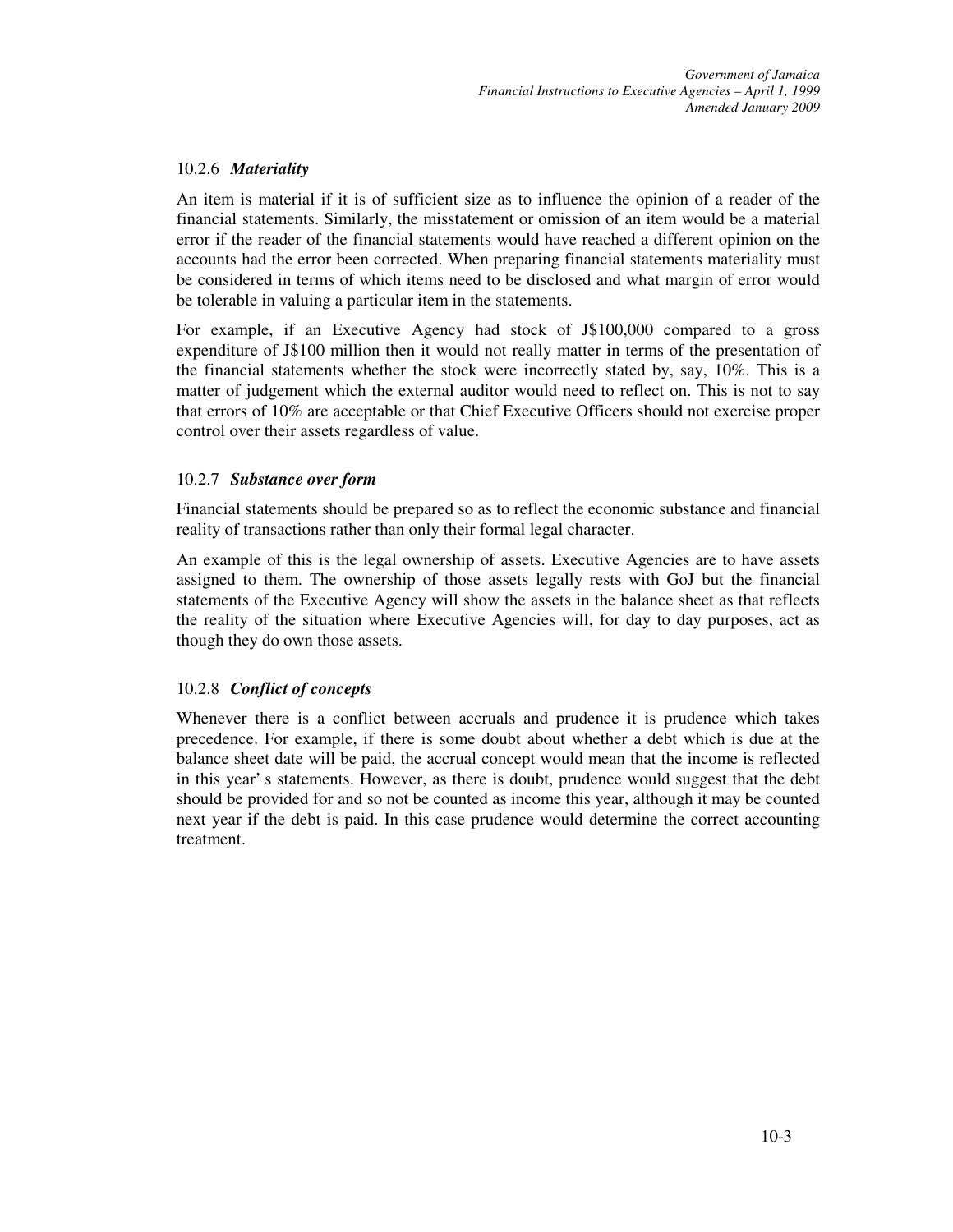### 10.2.6 *Materiality*

An item is material if it is of sufficient size as to influence the opinion of a reader of the financial statements. Similarly, the misstatement or omission of an item would be a material error if the reader of the financial statements would have reached a different opinion on the accounts had the error been corrected. When preparing financial statements materiality must be considered in terms of which items need to be disclosed and what margin of error would be tolerable in valuing a particular item in the statements.

For example, if an Executive Agency had stock of J$100,000 compared to a gross expenditure of J$100 million then it would not really matter in terms of the presentation of the financial statements whether the stock were incorrectly stated by, say, 10%. This is a matter of judgement which the external auditor would need to reflect on. This is not to say that errors of 10% are acceptable or that Chief Executive Officers should not exercise proper control over their assets regardless of value.

### 10.2.7 *Substance over form*

Financial statements should be prepared so as to reflect the economic substance and financial reality of transactions rather than only their formal legal character.

An example of this is the legal ownership of assets. Executive Agencies are to have assets assigned to them. The ownership of those assets legally rests with GoJ but the financial statements of the Executive Agency will show the assets in the balance sheet as that reflects the reality of the situation where Executive Agencies will, for day to day purposes, act as though they do own those assets.

### 10.2.8 *Conflict of concepts*

Whenever there is a conflict between accruals and prudence it is prudence which takes precedence. For example, if there is some doubt about whether a debt which is due at the balance sheet date will be paid, the accrual concept would mean that the income is reflected in this year' s statements. However, as there is doubt, prudence would suggest that the debt should be provided for and so not be counted as income this year, although it may be counted next year if the debt is paid. In this case prudence would determine the correct accounting treatment.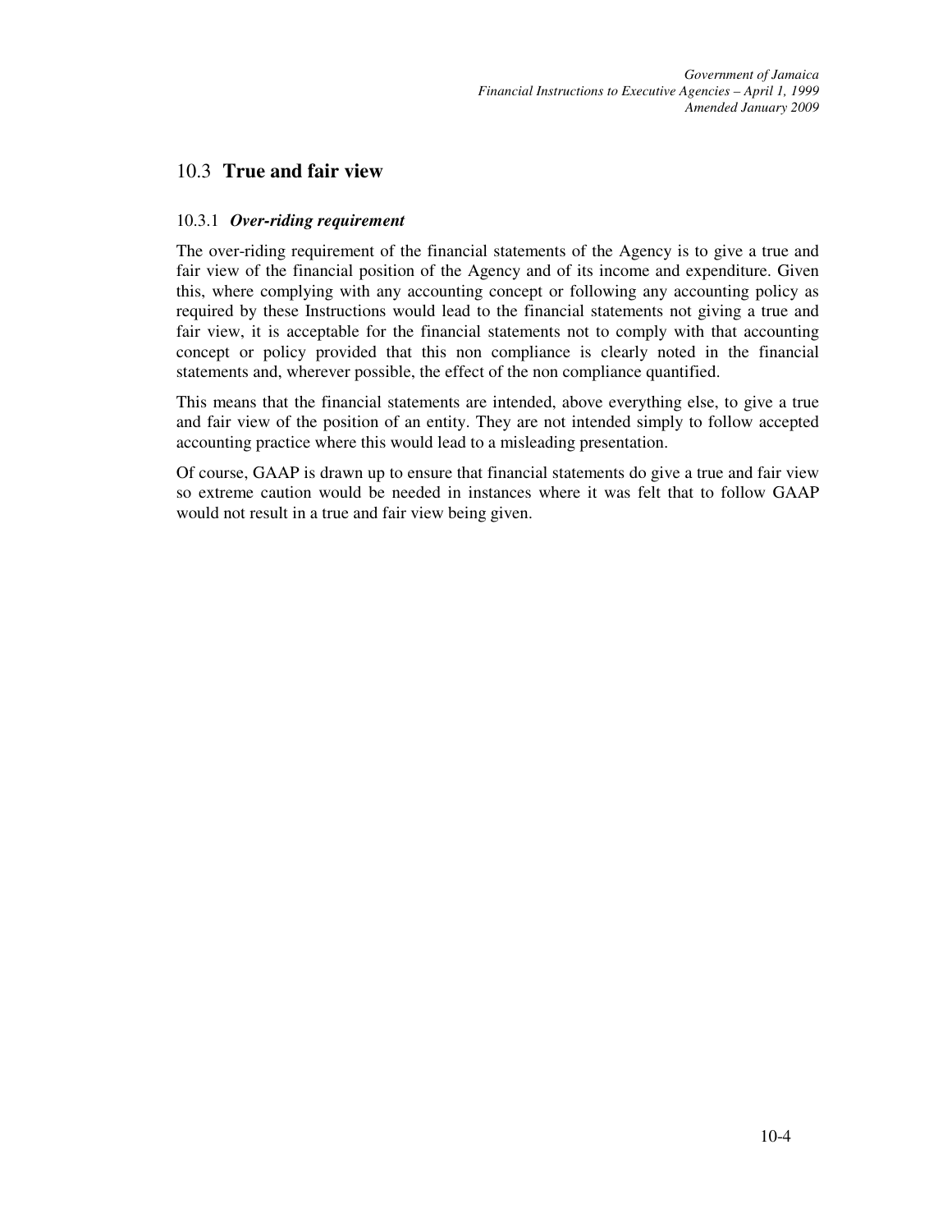## 10.3 **True and fair view**

### 10.3.1 ***Over-riding requirement***

The over-riding requirement of the financial statements of the Agency is to give a true and fair view of the financial position of the Agency and of its income and expenditure. Given this, where complying with any accounting concept or following any accounting policy as required by these Instructions would lead to the financial statements not giving a true and fair view, it is acceptable for the financial statements not to comply with that accounting concept or policy provided that this non compliance is clearly noted in the financial statements and, wherever possible, the effect of the non compliance quantified.

This means that the financial statements are intended, above everything else, to give a true and fair view of the position of an entity. They are not intended simply to follow accepted accounting practice where this would lead to a misleading presentation.

Of course, GAAP is drawn up to ensure that financial statements do give a true and fair view so extreme caution would be needed in instances where it was felt that to follow GAAP would not result in a true and fair view being given.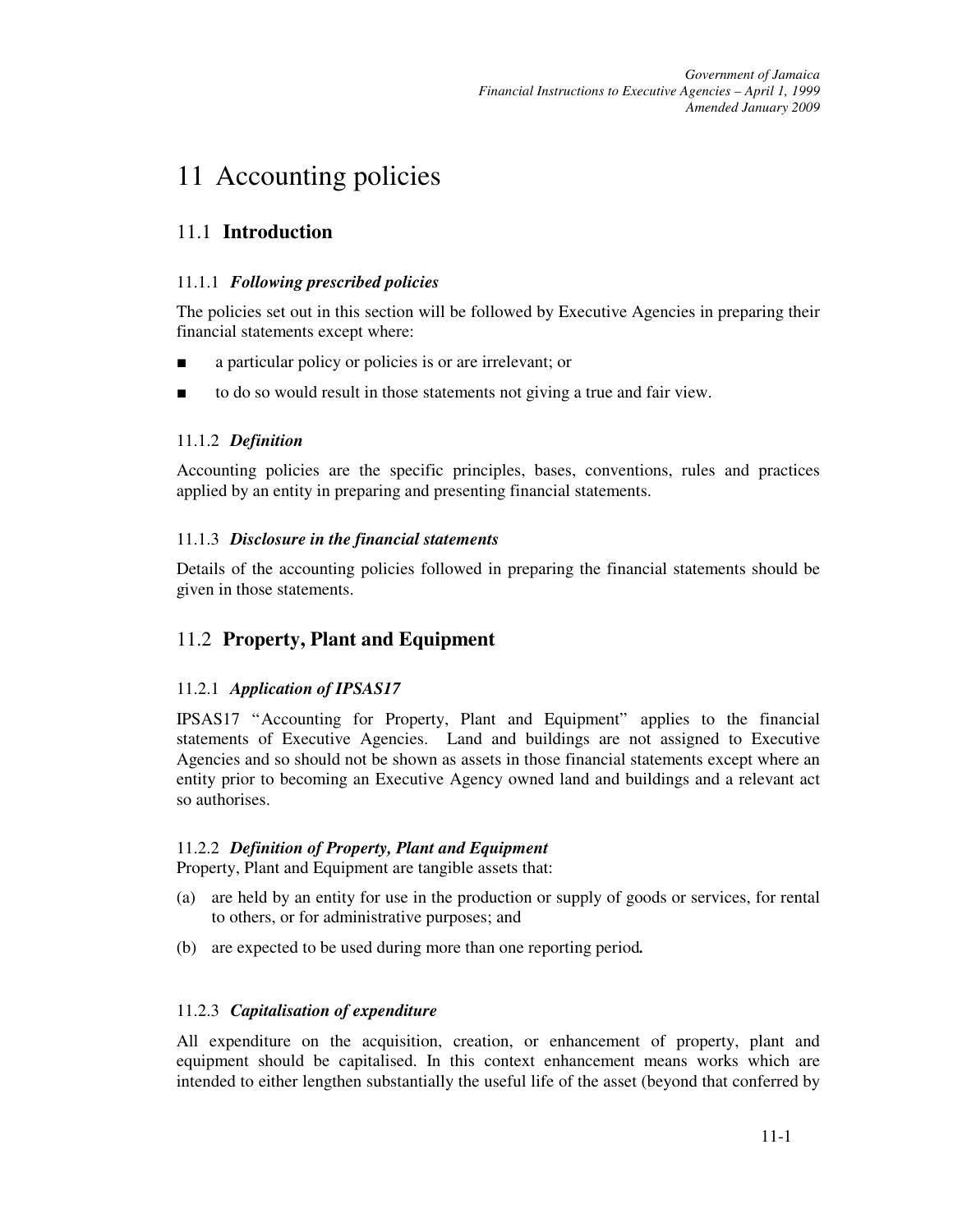# 11 Accounting policies

## 11.1 **Introduction**

### 11.1.1 *Following prescribed policies*

The policies set out in this section will be followed by Executive Agencies in preparing their financial statements except where:

- a particular policy or policies is or are irrelevant; or
- to do so would result in those statements not giving a true and fair view.

### 11.1.2 *Definition*

Accounting policies are the specific principles, bases, conventions, rules and practices applied by an entity in preparing and presenting financial statements.

### 11.1.3 *Disclosure in the financial statements*

Details of the accounting policies followed in preparing the financial statements should be given in those statements.

## 11.2 **Property, Plant and Equipment**

### 11.2.1 *Application of IPSAS17*

IPSAS17 "Accounting for Property, Plant and Equipment" applies to the financial statements of Executive Agencies. Land and buildings are not assigned to Executive Agencies and so should not be shown as assets in those financial statements except where an entity prior to becoming an Executive Agency owned land and buildings and a relevant act so authorises.

### 11.2.2 *Definition of Property, Plant and Equipment*

Property, Plant and Equipment are tangible assets that:

(a) are held by an entity for use in the production or supply of goods or services, for rental to others, or for administrative purposes; and

(b) are expected to be used during more than one reporting period**.**

### 11.2.3 *Capitalisation of expenditure*

All expenditure on the acquisition, creation, or enhancement of property, plant and equipment should be capitalised. In this context enhancement means works which are intended to either lengthen substantially the useful life of the asset (beyond that conferred by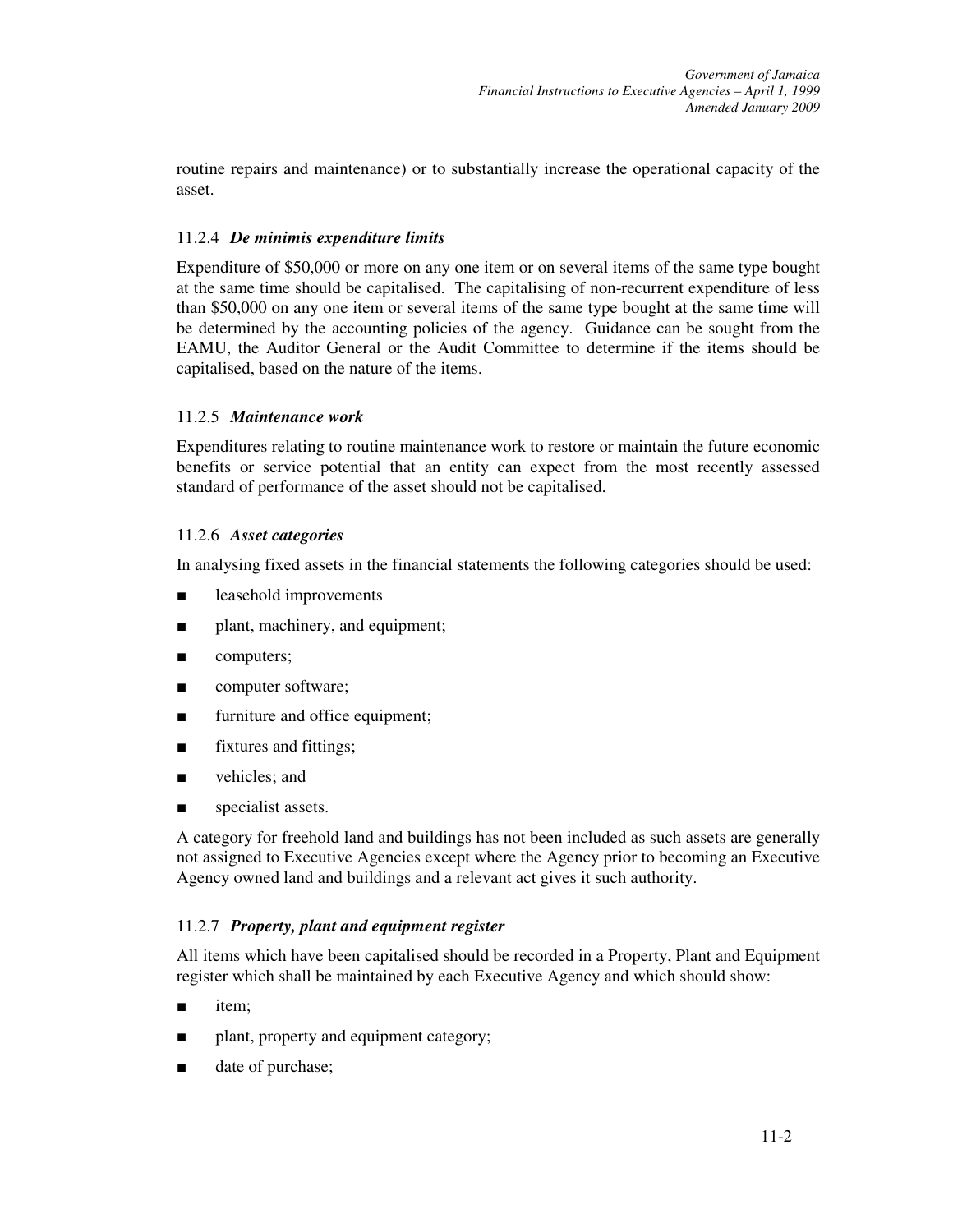routine repairs and maintenance) or to substantially increase the operational capacity of the asset.

### 11.2.4 *De minimis expenditure limits*

Expenditure of $50,000 or more on any one item or on several items of the same type bought at the same time should be capitalised. The capitalising of non-recurrent expenditure of less than $50,000 on any one item or several items of the same type bought at the same time will be determined by the accounting policies of the agency. Guidance can be sought from the EAMU, the Auditor General or the Audit Committee to determine if the items should be capitalised, based on the nature of the items.

### 11.2.5 *Maintenance work*

Expenditures relating to routine maintenance work to restore or maintain the future economic benefits or service potential that an entity can expect from the most recently assessed standard of performance of the asset should not be capitalised.

### 11.2.6 *Asset categories*

In analysing fixed assets in the financial statements the following categories should be used:

- leasehold improvements
- plant, machinery, and equipment;
- computers;
- computer software;
- furniture and office equipment;
- fixtures and fittings;
- vehicles; and
- specialist assets.

A category for freehold land and buildings has not been included as such assets are generally not assigned to Executive Agencies except where the Agency prior to becoming an Executive Agency owned land and buildings and a relevant act gives it such authority.

### 11.2.7 *Property, plant and equipment register*

All items which have been capitalised should be recorded in a Property, Plant and Equipment register which shall be maintained by each Executive Agency and which should show:

- item;
- plant, property and equipment category;
- date of purchase;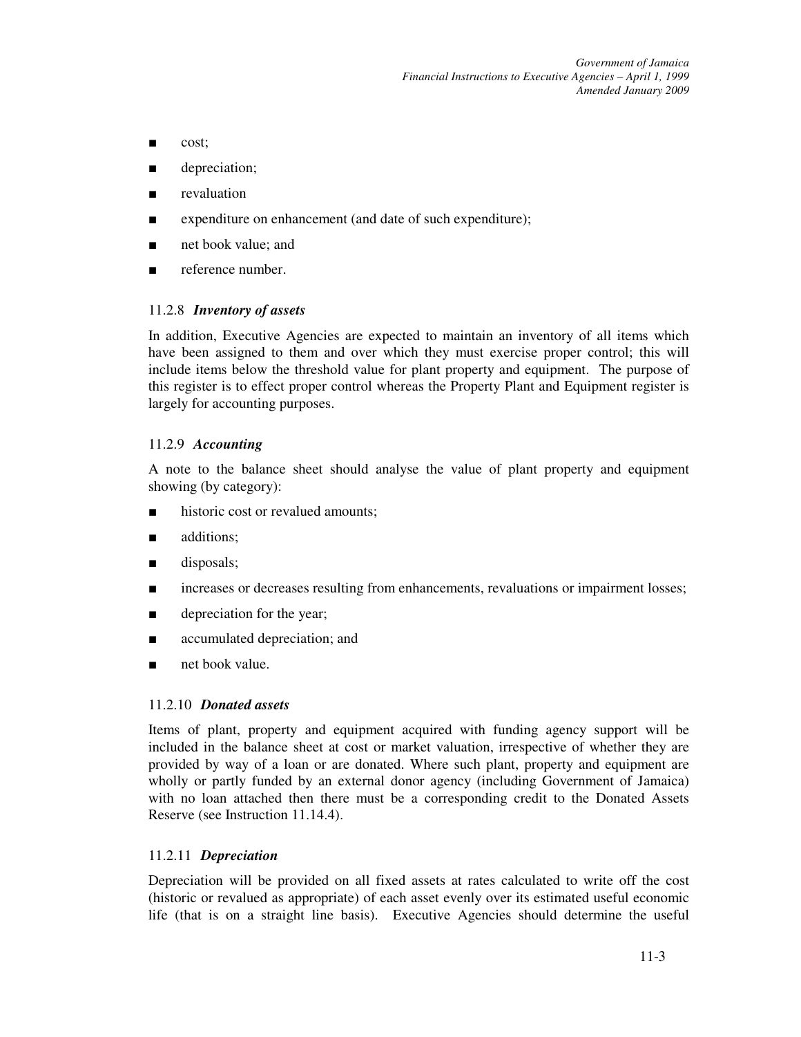- cost;
- depreciation;
- revaluation
- expenditure on enhancement (and date of such expenditure);
- net book value; and
- reference number.

### 11.2.8 *Inventory of assets*

In addition, Executive Agencies are expected to maintain an inventory of all items which have been assigned to them and over which they must exercise proper control; this will include items below the threshold value for plant property and equipment. The purpose of this register is to effect proper control whereas the Property Plant and Equipment register is largely for accounting purposes.

### 11.2.9 *Accounting*

A note to the balance sheet should analyse the value of plant property and equipment showing (by category):

- historic cost or revalued amounts;
- additions;
- disposals;
- increases or decreases resulting from enhancements, revaluations or impairment losses;
- depreciation for the year;
- accumulated depreciation; and
- net book value.

### 11.2.10 *Donated assets*

Items of plant, property and equipment acquired with funding agency support will be included in the balance sheet at cost or market valuation, irrespective of whether they are provided by way of a loan or are donated. Where such plant, property and equipment are wholly or partly funded by an external donor agency (including Government of Jamaica) with no loan attached then there must be a corresponding credit to the Donated Assets Reserve (see Instruction 11.14.4).

### 11.2.11 *Depreciation*

Depreciation will be provided on all fixed assets at rates calculated to write off the cost (historic or revalued as appropriate) of each asset evenly over its estimated useful economic life (that is on a straight line basis). Executive Agencies should determine the useful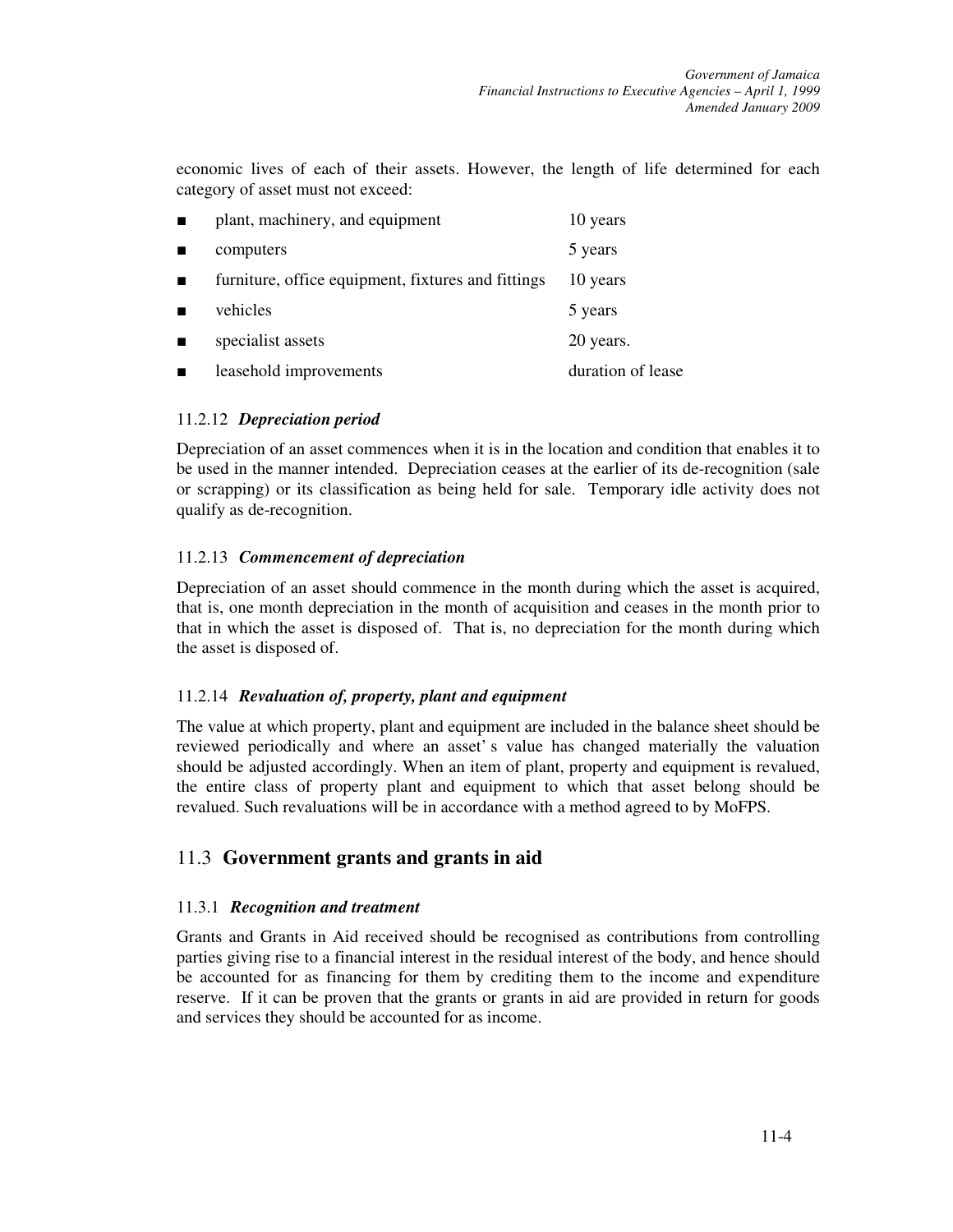economic lives of each of their assets. However, the length of life determined for each category of asset must not exceed:

- plant, machinery, and equipment — 10 years
- computers — 5 years
- furniture, office equipment, fixtures and fittings — 10 years
- vehicles — 5 years
- specialist assets — 20 years.
- leasehold improvements — duration of lease

### 11.2.12 *Depreciation period*

Depreciation of an asset commences when it is in the location and condition that enables it to be used in the manner intended. Depreciation ceases at the earlier of its de-recognition (sale or scrapping) or its classification as being held for sale. Temporary idle activity does not qualify as de-recognition.

### 11.2.13 *Commencement of depreciation*

Depreciation of an asset should commence in the month during which the asset is acquired, that is, one month depreciation in the month of acquisition and ceases in the month prior to that in which the asset is disposed of. That is, no depreciation for the month during which the asset is disposed of.

### 11.2.14 *Revaluation of, property, plant and equipment*

The value at which property, plant and equipment are included in the balance sheet should be reviewed periodically and where an asset' s value has changed materially the valuation should be adjusted accordingly. When an item of plant, property and equipment is revalued, the entire class of property plant and equipment to which that asset belong should be revalued. Such revaluations will be in accordance with a method agreed to by MoFPS.

## 11.3 **Government grants and grants in aid**

### 11.3.1 *Recognition and treatment*

Grants and Grants in Aid received should be recognised as contributions from controlling parties giving rise to a financial interest in the residual interest of the body, and hence should be accounted for as financing for them by crediting them to the income and expenditure reserve. If it can be proven that the grants or grants in aid are provided in return for goods and services they should be accounted for as income.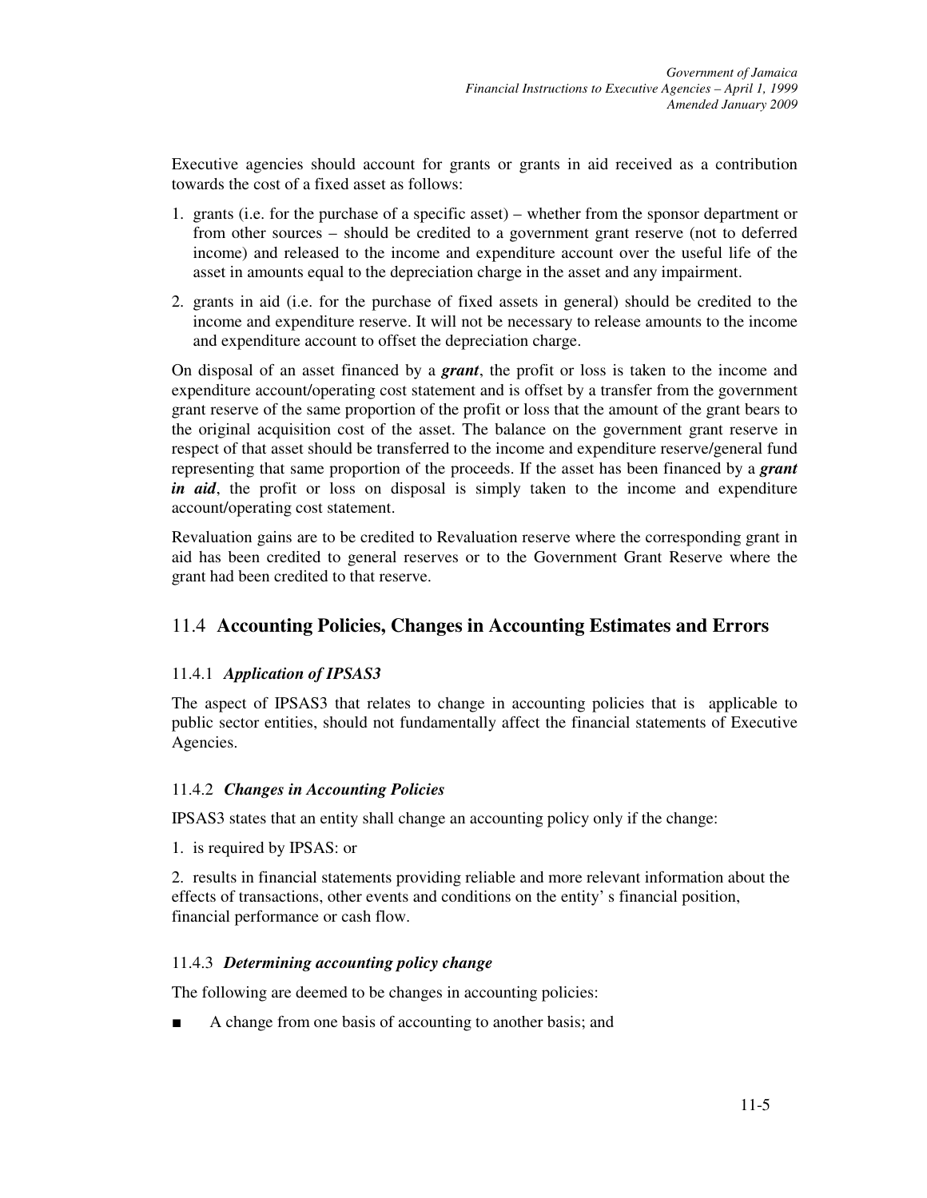Executive agencies should account for grants or grants in aid received as a contribution towards the cost of a fixed asset as follows:

1. grants (i.e. for the purchase of a specific asset) – whether from the sponsor department or from other sources – should be credited to a government grant reserve (not to deferred income) and released to the income and expenditure account over the useful life of the asset in amounts equal to the depreciation charge in the asset and any impairment.
2. grants in aid (i.e. for the purchase of fixed assets in general) should be credited to the income and expenditure reserve. It will not be necessary to release amounts to the income and expenditure account to offset the depreciation charge.

On disposal of an asset financed by a ***grant***, the profit or loss is taken to the income and expenditure account/operating cost statement and is offset by a transfer from the government grant reserve of the same proportion of the profit or loss that the amount of the grant bears to the original acquisition cost of the asset. The balance on the government grant reserve in respect of that asset should be transferred to the income and expenditure reserve/general fund representing that same proportion of the proceeds. If the asset has been financed by a ***grant in aid***, the profit or loss on disposal is simply taken to the income and expenditure account/operating cost statement.

Revaluation gains are to be credited to Revaluation reserve where the corresponding grant in aid has been credited to general reserves or to the Government Grant Reserve where the grant had been credited to that reserve.

## 11.4 **Accounting Policies, Changes in Accounting Estimates and Errors**

### 11.4.1 *Application of IPSAS3*

The aspect of IPSAS3 that relates to change in accounting policies that is applicable to public sector entities, should not fundamentally affect the financial statements of Executive Agencies.

### 11.4.2 *Changes in Accounting Policies*

IPSAS3 states that an entity shall change an accounting policy only if the change:

1. is required by IPSAS: or

2. results in financial statements providing reliable and more relevant information about the effects of transactions, other events and conditions on the entity' s financial position, financial performance or cash flow.

### 11.4.3 *Determining accounting policy change*

The following are deemed to be changes in accounting policies:

- A change from one basis of accounting to another basis; and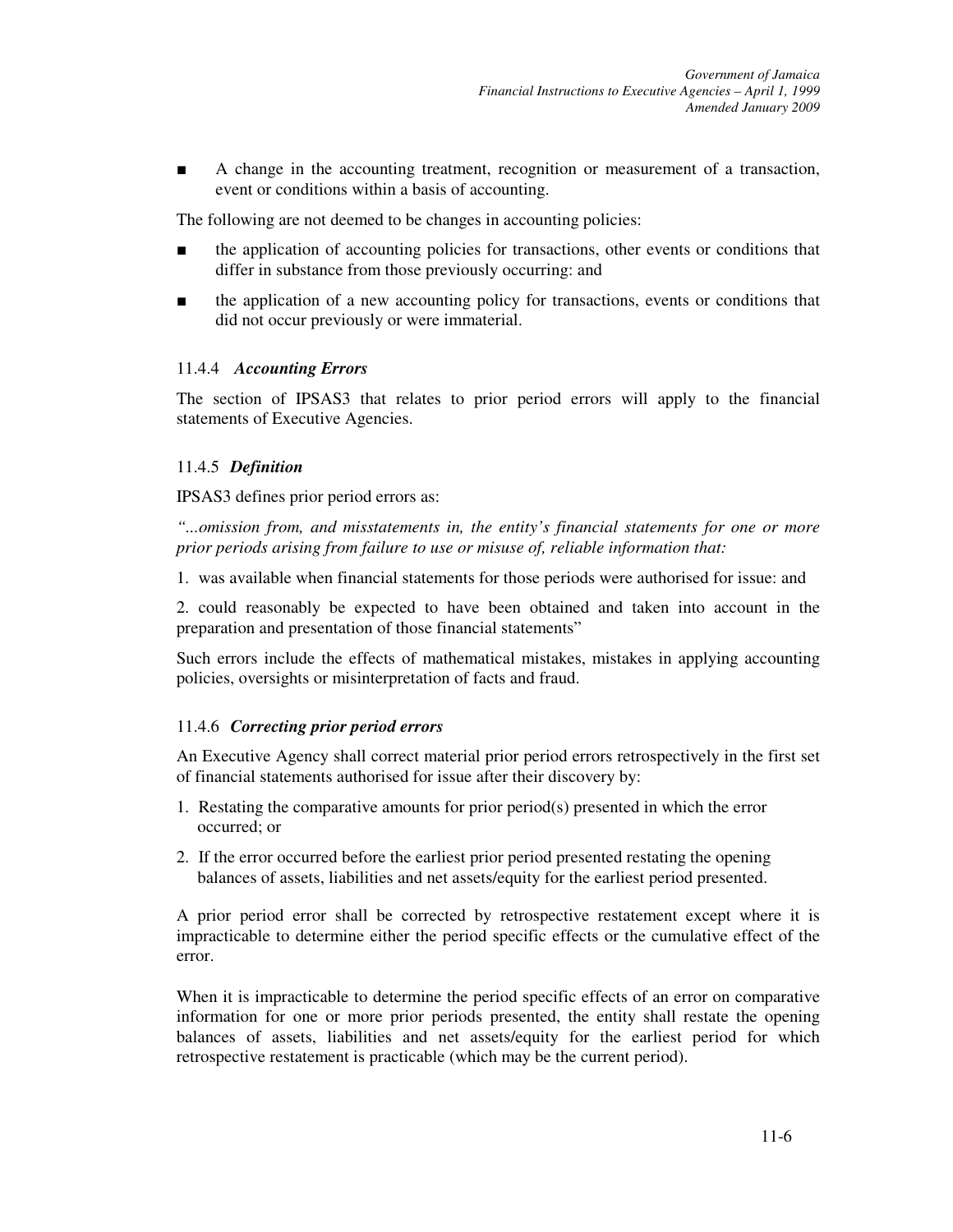- A change in the accounting treatment, recognition or measurement of a transaction, event or conditions within a basis of accounting.

The following are not deemed to be changes in accounting policies:

- the application of accounting policies for transactions, other events or conditions that differ in substance from those previously occurring: and
- the application of a new accounting policy for transactions, events or conditions that did not occur previously or were immaterial.

### 11.4.4 *Accounting Errors*

The section of IPSAS3 that relates to prior period errors will apply to the financial statements of Executive Agencies.

### 11.4.5 *Definition*

IPSAS3 defines prior period errors as:

*"...omission from, and misstatements in, the entity's financial statements for one or more prior periods arising from failure to use or misuse of, reliable information that:*

1. was available when financial statements for those periods were authorised for issue: and

2. could reasonably be expected to have been obtained and taken into account in the preparation and presentation of those financial statements"

Such errors include the effects of mathematical mistakes, mistakes in applying accounting policies, oversights or misinterpretation of facts and fraud.

### 11.4.6 *Correcting prior period errors*

An Executive Agency shall correct material prior period errors retrospectively in the first set of financial statements authorised for issue after their discovery by:

1. Restating the comparative amounts for prior period(s) presented in which the error occurred; or
2. If the error occurred before the earliest prior period presented restating the opening balances of assets, liabilities and net assets/equity for the earliest period presented.

A prior period error shall be corrected by retrospective restatement except where it is impracticable to determine either the period specific effects or the cumulative effect of the error.

When it is impracticable to determine the period specific effects of an error on comparative information for one or more prior periods presented, the entity shall restate the opening balances of assets, liabilities and net assets/equity for the earliest period for which retrospective restatement is practicable (which may be the current period).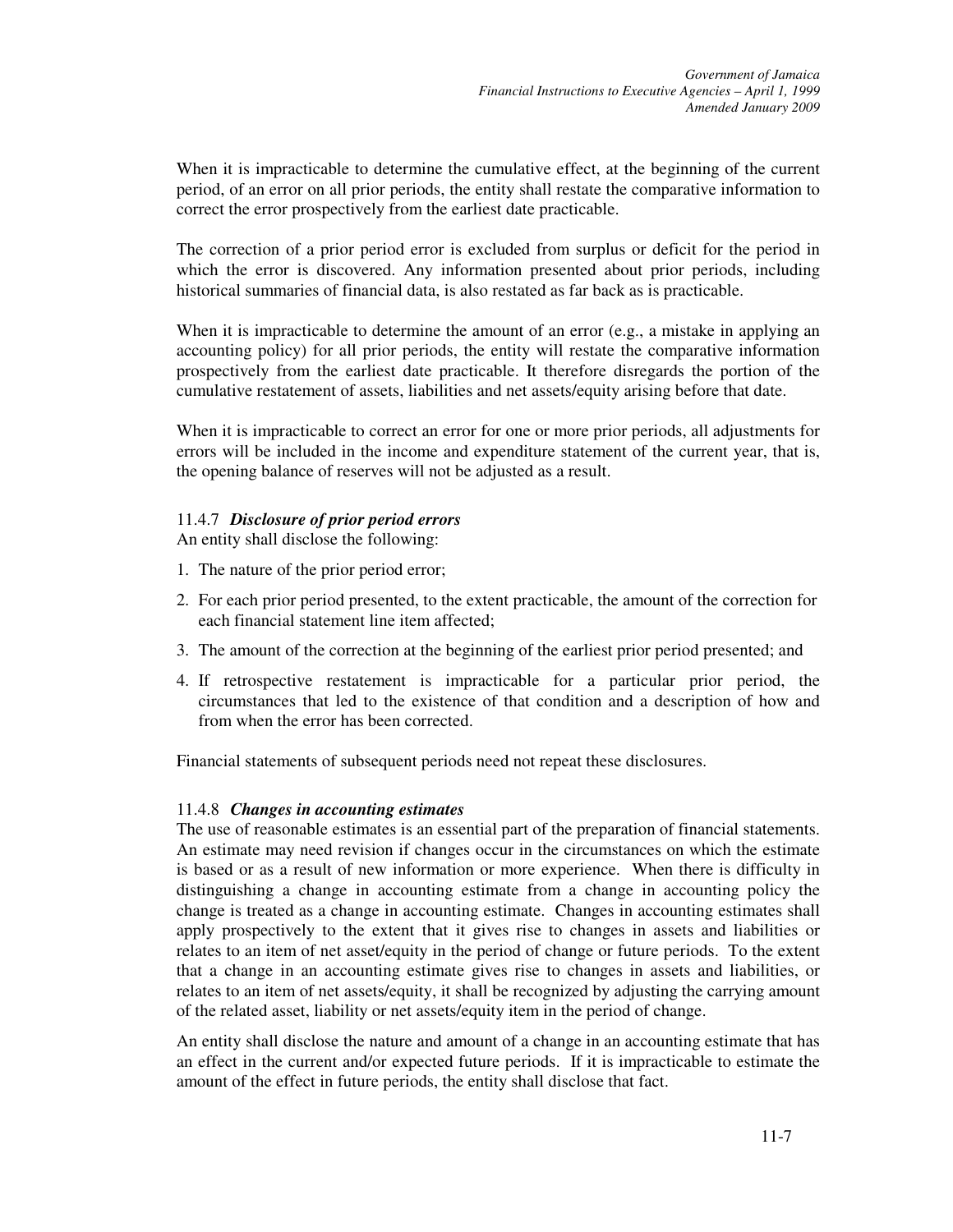When it is impracticable to determine the cumulative effect, at the beginning of the current period, of an error on all prior periods, the entity shall restate the comparative information to correct the error prospectively from the earliest date practicable.

The correction of a prior period error is excluded from surplus or deficit for the period in which the error is discovered. Any information presented about prior periods, including historical summaries of financial data, is also restated as far back as is practicable.

When it is impracticable to determine the amount of an error (e.g., a mistake in applying an accounting policy) for all prior periods, the entity will restate the comparative information prospectively from the earliest date practicable. It therefore disregards the portion of the cumulative restatement of assets, liabilities and net assets/equity arising before that date.

When it is impracticable to correct an error for one or more prior periods, all adjustments for errors will be included in the income and expenditure statement of the current year, that is, the opening balance of reserves will not be adjusted as a result.

### 11.4.7 *Disclosure of prior period errors*

An entity shall disclose the following:

1. The nature of the prior period error;
2. For each prior period presented, to the extent practicable, the amount of the correction for each financial statement line item affected;
3. The amount of the correction at the beginning of the earliest prior period presented; and
4. If retrospective restatement is impracticable for a particular prior period, the circumstances that led to the existence of that condition and a description of how and from when the error has been corrected.

Financial statements of subsequent periods need not repeat these disclosures.

### 11.4.8 *Changes in accounting estimates*

The use of reasonable estimates is an essential part of the preparation of financial statements. An estimate may need revision if changes occur in the circumstances on which the estimate is based or as a result of new information or more experience. When there is difficulty in distinguishing a change in accounting estimate from a change in accounting policy the change is treated as a change in accounting estimate. Changes in accounting estimates shall apply prospectively to the extent that it gives rise to changes in assets and liabilities or relates to an item of net asset/equity in the period of change or future periods. To the extent that a change in an accounting estimate gives rise to changes in assets and liabilities, or relates to an item of net assets/equity, it shall be recognized by adjusting the carrying amount of the related asset, liability or net assets/equity item in the period of change.

An entity shall disclose the nature and amount of a change in an accounting estimate that has an effect in the current and/or expected future periods. If it is impracticable to estimate the amount of the effect in future periods, the entity shall disclose that fact.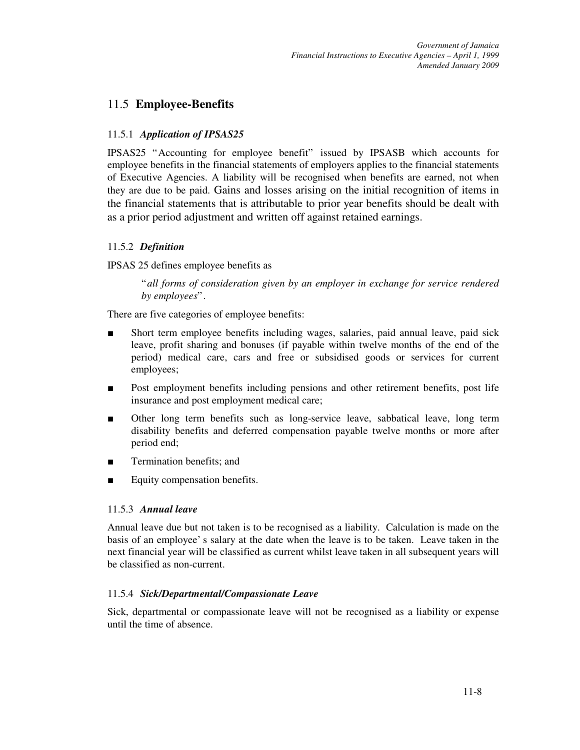## 11.5 **Employee-Benefits**

### 11.5.1 *Application of IPSAS25*

IPSAS25 "Accounting for employee benefit" issued by IPSASB which accounts for employee benefits in the financial statements of employers applies to the financial statements of Executive Agencies. A liability will be recognised when benefits are earned, not when they are due to be paid. Gains and losses arising on the initial recognition of items in the financial statements that is attributable to prior year benefits should be dealt with as a prior period adjustment and written off against retained earnings.

### 11.5.2 *Definition*

IPSAS 25 defines employee benefits as

> "*all forms of consideration given by an employer in exchange for service rendered by employees*".

There are five categories of employee benefits:

- Short term employee benefits including wages, salaries, paid annual leave, paid sick leave, profit sharing and bonuses (if payable within twelve months of the end of the period) medical care, cars and free or subsidised goods or services for current employees;
- Post employment benefits including pensions and other retirement benefits, post life insurance and post employment medical care;
- Other long term benefits such as long-service leave, sabbatical leave, long term disability benefits and deferred compensation payable twelve months or more after period end;
- Termination benefits; and
- Equity compensation benefits.

### 11.5.3 *Annual leave*

Annual leave due but not taken is to be recognised as a liability. Calculation is made on the basis of an employee' s salary at the date when the leave is to be taken. Leave taken in the next financial year will be classified as current whilst leave taken in all subsequent years will be classified as non-current.

### 11.5.4 *Sick/Departmental/Compassionate Leave*

Sick, departmental or compassionate leave will not be recognised as a liability or expense until the time of absence.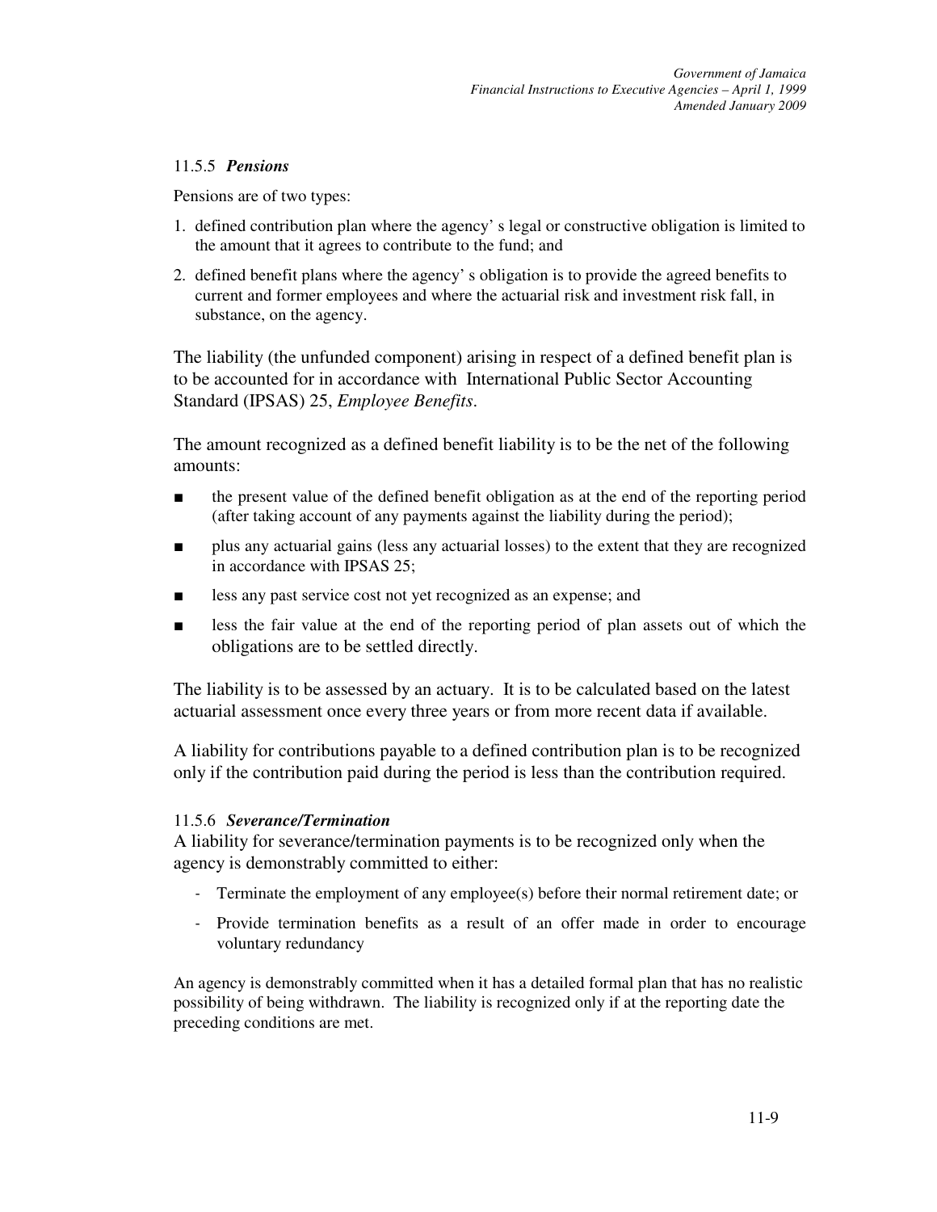#### 11.5.5 *Pensions*

Pensions are of two types:

1. defined contribution plan where the agency' s legal or constructive obligation is limited to the amount that it agrees to contribute to the fund; and
2. defined benefit plans where the agency' s obligation is to provide the agreed benefits to current and former employees and where the actuarial risk and investment risk fall, in substance, on the agency.

The liability (the unfunded component) arising in respect of a defined benefit plan is to be accounted for in accordance with International Public Sector Accounting Standard (IPSAS) 25, *Employee Benefits*.

The amount recognized as a defined benefit liability is to be the net of the following amounts:

- the present value of the defined benefit obligation as at the end of the reporting period (after taking account of any payments against the liability during the period);
- plus any actuarial gains (less any actuarial losses) to the extent that they are recognized in accordance with IPSAS 25;
- less any past service cost not yet recognized as an expense; and
- less the fair value at the end of the reporting period of plan assets out of which the obligations are to be settled directly.

The liability is to be assessed by an actuary. It is to be calculated based on the latest actuarial assessment once every three years or from more recent data if available.

A liability for contributions payable to a defined contribution plan is to be recognized only if the contribution paid during the period is less than the contribution required.

#### 11.5.6 *Severance/Termination*

A liability for severance/termination payments is to be recognized only when the agency is demonstrably committed to either:

- Terminate the employment of any employee(s) before their normal retirement date; or
- Provide termination benefits as a result of an offer made in order to encourage voluntary redundancy

An agency is demonstrably committed when it has a detailed formal plan that has no realistic possibility of being withdrawn. The liability is recognized only if at the reporting date the preceding conditions are met.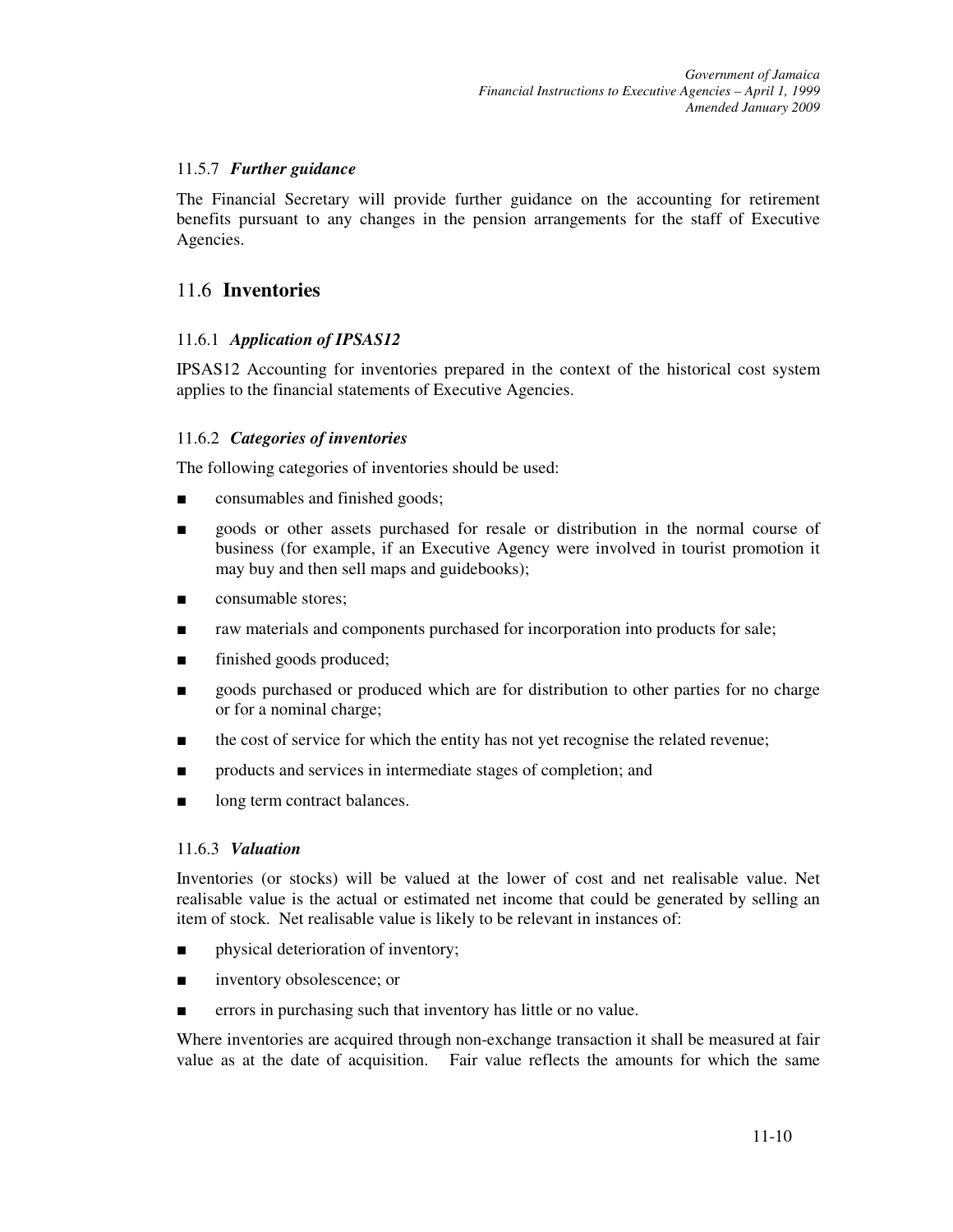### 11.5.7 *Further guidance*

The Financial Secretary will provide further guidance on the accounting for retirement benefits pursuant to any changes in the pension arrangements for the staff of Executive Agencies.

## 11.6 **Inventories**

### 11.6.1 *Application of IPSAS12*

IPSAS12 Accounting for inventories prepared in the context of the historical cost system applies to the financial statements of Executive Agencies.

### 11.6.2 *Categories of inventories*

The following categories of inventories should be used:

- consumables and finished goods;
- goods or other assets purchased for resale or distribution in the normal course of business (for example, if an Executive Agency were involved in tourist promotion it may buy and then sell maps and guidebooks);
- consumable stores;
- raw materials and components purchased for incorporation into products for sale;
- finished goods produced;
- goods purchased or produced which are for distribution to other parties for no charge or for a nominal charge;
- the cost of service for which the entity has not yet recognise the related revenue;
- products and services in intermediate stages of completion; and
- long term contract balances.

### 11.6.3 *Valuation*

Inventories (or stocks) will be valued at the lower of cost and net realisable value. Net realisable value is the actual or estimated net income that could be generated by selling an item of stock. Net realisable value is likely to be relevant in instances of:

- physical deterioration of inventory;
- inventory obsolescence; or
- errors in purchasing such that inventory has little or no value.

Where inventories are acquired through non-exchange transaction it shall be measured at fair value as at the date of acquisition. Fair value reflects the amounts for which the same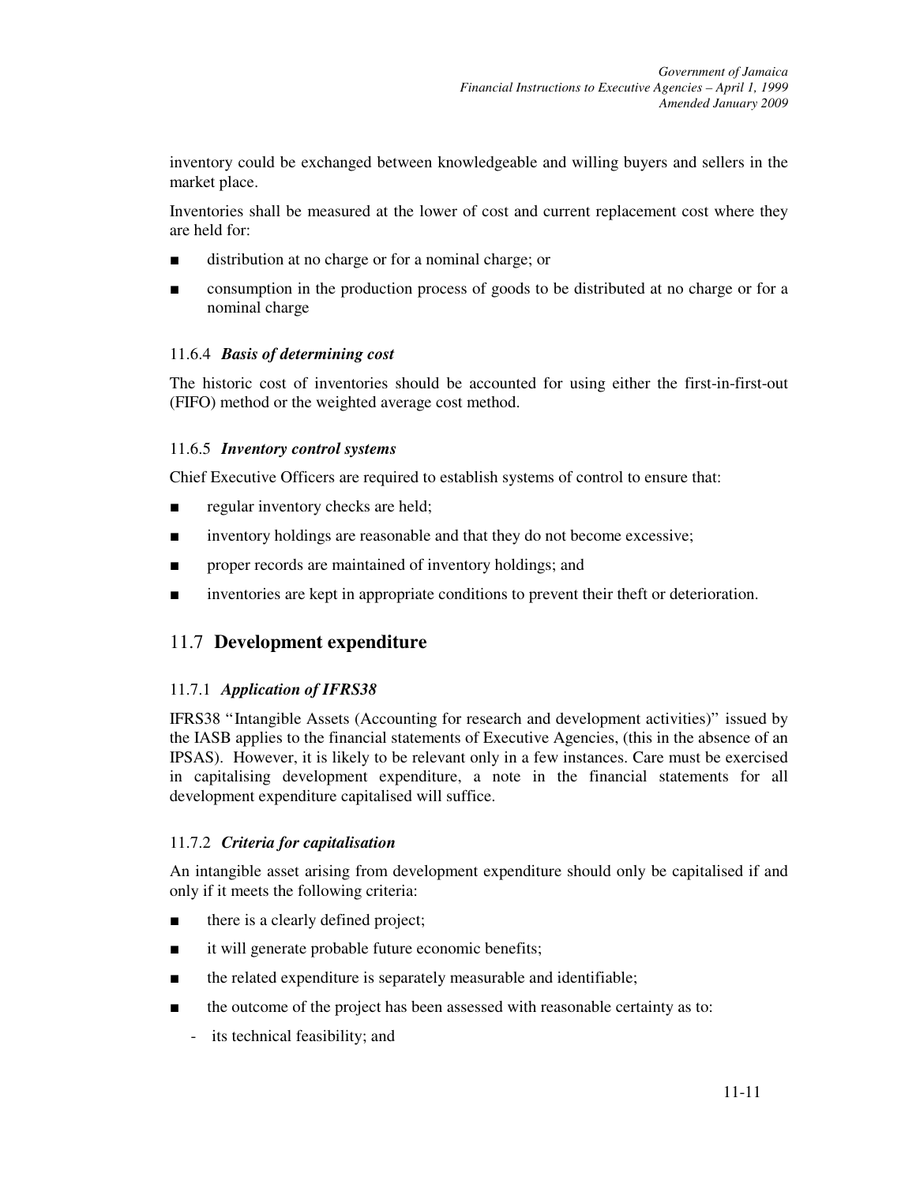inventory could be exchanged between knowledgeable and willing buyers and sellers in the market place.

Inventories shall be measured at the lower of cost and current replacement cost where they are held for:

- distribution at no charge or for a nominal charge; or
- consumption in the production process of goods to be distributed at no charge or for a nominal charge

### 11.6.4 *Basis of determining cost*

The historic cost of inventories should be accounted for using either the first-in-first-out (FIFO) method or the weighted average cost method.

### 11.6.5 *Inventory control systems*

Chief Executive Officers are required to establish systems of control to ensure that:

- regular inventory checks are held;
- inventory holdings are reasonable and that they do not become excessive;
- proper records are maintained of inventory holdings; and
- inventories are kept in appropriate conditions to prevent their theft or deterioration.

## 11.7 Development expenditure

### 11.7.1 *Application of IFRS38*

IFRS38 "Intangible Assets (Accounting for research and development activities)" issued by the IASB applies to the financial statements of Executive Agencies, (this in the absence of an IPSAS). However, it is likely to be relevant only in a few instances. Care must be exercised in capitalising development expenditure, a note in the financial statements for all development expenditure capitalised will suffice.

### 11.7.2 *Criteria for capitalisation*

An intangible asset arising from development expenditure should only be capitalised if and only if it meets the following criteria:

- there is a clearly defined project;
- it will generate probable future economic benefits;
- the related expenditure is separately measurable and identifiable;
- the outcome of the project has been assessed with reasonable certainty as to:
  - its technical feasibility; and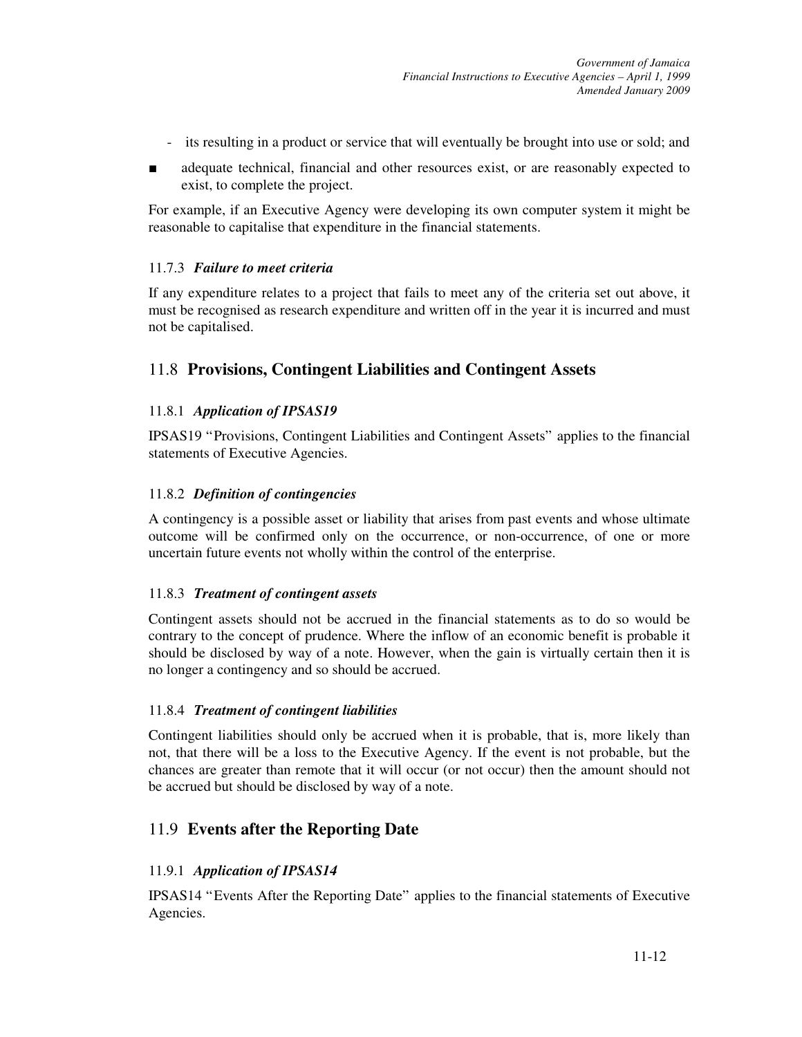- its resulting in a product or service that will eventually be brought into use or sold; and

■ adequate technical, financial and other resources exist, or are reasonably expected to exist, to complete the project.

For example, if an Executive Agency were developing its own computer system it might be reasonable to capitalise that expenditure in the financial statements.

### 11.7.3 *Failure to meet criteria*

If any expenditure relates to a project that fails to meet any of the criteria set out above, it must be recognised as research expenditure and written off in the year it is incurred and must not be capitalised.

## 11.8 **Provisions, Contingent Liabilities and Contingent Assets**

### 11.8.1 *Application of IPSAS19*

IPSAS19 "Provisions, Contingent Liabilities and Contingent Assets" applies to the financial statements of Executive Agencies.

### 11.8.2 *Definition of contingencies*

A contingency is a possible asset or liability that arises from past events and whose ultimate outcome will be confirmed only on the occurrence, or non-occurrence, of one or more uncertain future events not wholly within the control of the enterprise.

### 11.8.3 *Treatment of contingent assets*

Contingent assets should not be accrued in the financial statements as to do so would be contrary to the concept of prudence. Where the inflow of an economic benefit is probable it should be disclosed by way of a note. However, when the gain is virtually certain then it is no longer a contingency and so should be accrued.

### 11.8.4 *Treatment of contingent liabilities*

Contingent liabilities should only be accrued when it is probable, that is, more likely than not, that there will be a loss to the Executive Agency. If the event is not probable, but the chances are greater than remote that it will occur (or not occur) then the amount should not be accrued but should be disclosed by way of a note.

## 11.9 **Events after the Reporting Date**

### 11.9.1 *Application of IPSAS14*

IPSAS14 "Events After the Reporting Date" applies to the financial statements of Executive Agencies.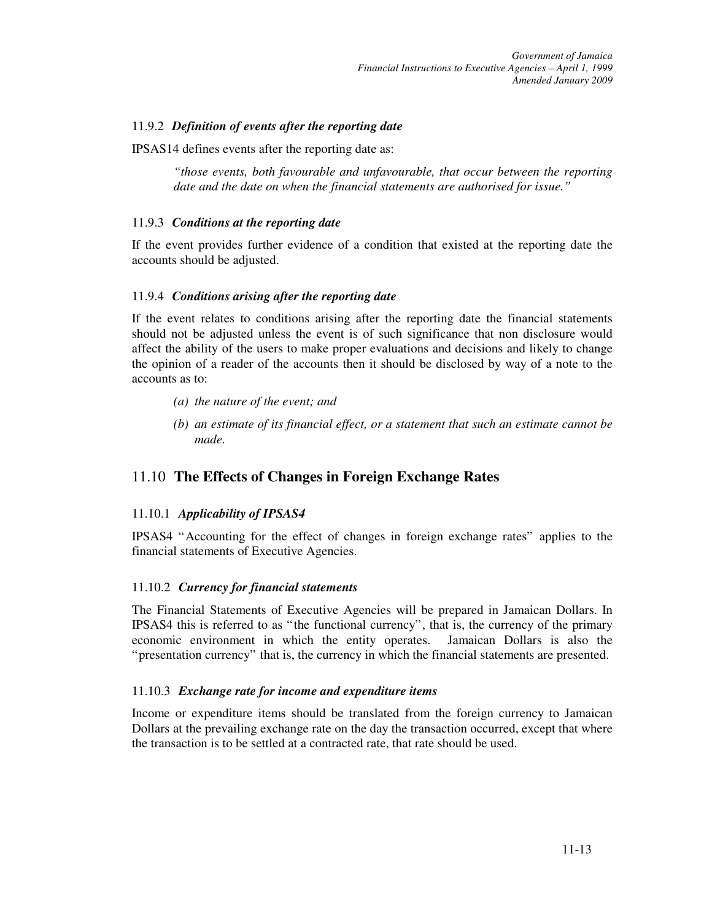### 11.9.2 *Definition of events after the reporting date*

IPSAS14 defines events after the reporting date as:

> *"those events, both favourable and unfavourable, that occur between the reporting date and the date on when the financial statements are authorised for issue."*

### 11.9.3 *Conditions at the reporting date*

If the event provides further evidence of a condition that existed at the reporting date the accounts should be adjusted.

### 11.9.4 *Conditions arising after the reporting date*

If the event relates to conditions arising after the reporting date the financial statements should not be adjusted unless the event is of such significance that non disclosure would affect the ability of the users to make proper evaluations and decisions and likely to change the opinion of a reader of the accounts then it should be disclosed by way of a note to the accounts as to:

*(a) the nature of the event; and*

*(b) an estimate of its financial effect, or a statement that such an estimate cannot be made.*

## 11.10 **The Effects of Changes in Foreign Exchange Rates**

### 11.10.1 *Applicability of IPSAS4*

IPSAS4 "Accounting for the effect of changes in foreign exchange rates" applies to the financial statements of Executive Agencies.

### 11.10.2 *Currency for financial statements*

The Financial Statements of Executive Agencies will be prepared in Jamaican Dollars. In IPSAS4 this is referred to as "the functional currency", that is, the currency of the primary economic environment in which the entity operates. Jamaican Dollars is also the "presentation currency" that is, the currency in which the financial statements are presented.

### 11.10.3 *Exchange rate for income and expenditure items*

Income or expenditure items should be translated from the foreign currency to Jamaican Dollars at the prevailing exchange rate on the day the transaction occurred, except that where the transaction is to be settled at a contracted rate, that rate should be used.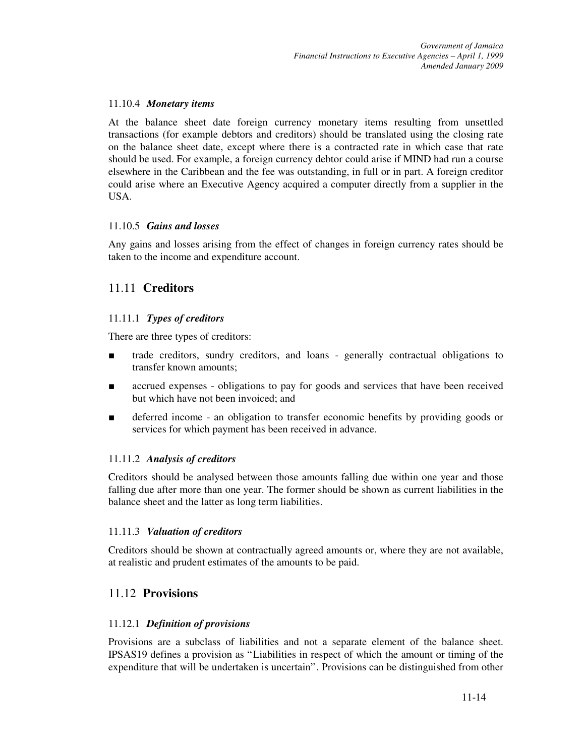#### 11.10.4 *Monetary items*

At the balance sheet date foreign currency monetary items resulting from unsettled transactions (for example debtors and creditors) should be translated using the closing rate on the balance sheet date, except where there is a contracted rate in which case that rate should be used. For example, a foreign currency debtor could arise if MIND had run a course elsewhere in the Caribbean and the fee was outstanding, in full or in part. A foreign creditor could arise where an Executive Agency acquired a computer directly from a supplier in the USA.

#### 11.10.5 *Gains and losses*

Any gains and losses arising from the effect of changes in foreign currency rates should be taken to the income and expenditure account.

## 11.11 **Creditors**

#### 11.11.1 *Types of creditors*

There are three types of creditors:

- trade creditors, sundry creditors, and loans - generally contractual obligations to transfer known amounts;
- accrued expenses - obligations to pay for goods and services that have been received but which have not been invoiced; and
- deferred income - an obligation to transfer economic benefits by providing goods or services for which payment has been received in advance.

#### 11.11.2 *Analysis of creditors*

Creditors should be analysed between those amounts falling due within one year and those falling due after more than one year. The former should be shown as current liabilities in the balance sheet and the latter as long term liabilities.

#### 11.11.3 *Valuation of creditors*

Creditors should be shown at contractually agreed amounts or, where they are not available, at realistic and prudent estimates of the amounts to be paid.

## 11.12 **Provisions**

#### 11.12.1 *Definition of provisions*

Provisions are a subclass of liabilities and not a separate element of the balance sheet. IPSAS19 defines a provision as "Liabilities in respect of which the amount or timing of the expenditure that will be undertaken is uncertain". Provisions can be distinguished from other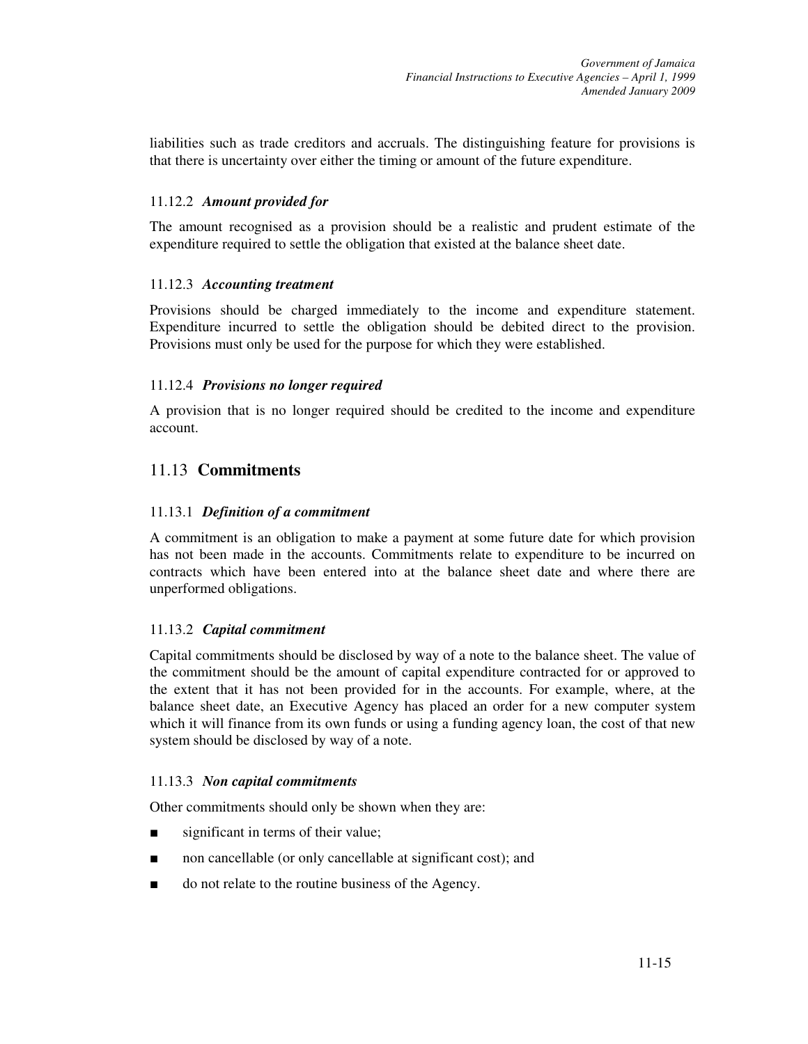liabilities such as trade creditors and accruals. The distinguishing feature for provisions is that there is uncertainty over either the timing or amount of the future expenditure.

### 11.12.2 *Amount provided for*

The amount recognised as a provision should be a realistic and prudent estimate of the expenditure required to settle the obligation that existed at the balance sheet date.

### 11.12.3 *Accounting treatment*

Provisions should be charged immediately to the income and expenditure statement. Expenditure incurred to settle the obligation should be debited direct to the provision. Provisions must only be used for the purpose for which they were established.

### 11.12.4 *Provisions no longer required*

A provision that is no longer required should be credited to the income and expenditure account.

## 11.13 **Commitments**

### 11.13.1 *Definition of a commitment*

A commitment is an obligation to make a payment at some future date for which provision has not been made in the accounts. Commitments relate to expenditure to be incurred on contracts which have been entered into at the balance sheet date and where there are unperformed obligations.

### 11.13.2 *Capital commitment*

Capital commitments should be disclosed by way of a note to the balance sheet. The value of the commitment should be the amount of capital expenditure contracted for or approved to the extent that it has not been provided for in the accounts. For example, where, at the balance sheet date, an Executive Agency has placed an order for a new computer system which it will finance from its own funds or using a funding agency loan, the cost of that new system should be disclosed by way of a note.

### 11.13.3 *Non capital commitments*

Other commitments should only be shown when they are:

- significant in terms of their value;
- non cancellable (or only cancellable at significant cost); and
- do not relate to the routine business of the Agency.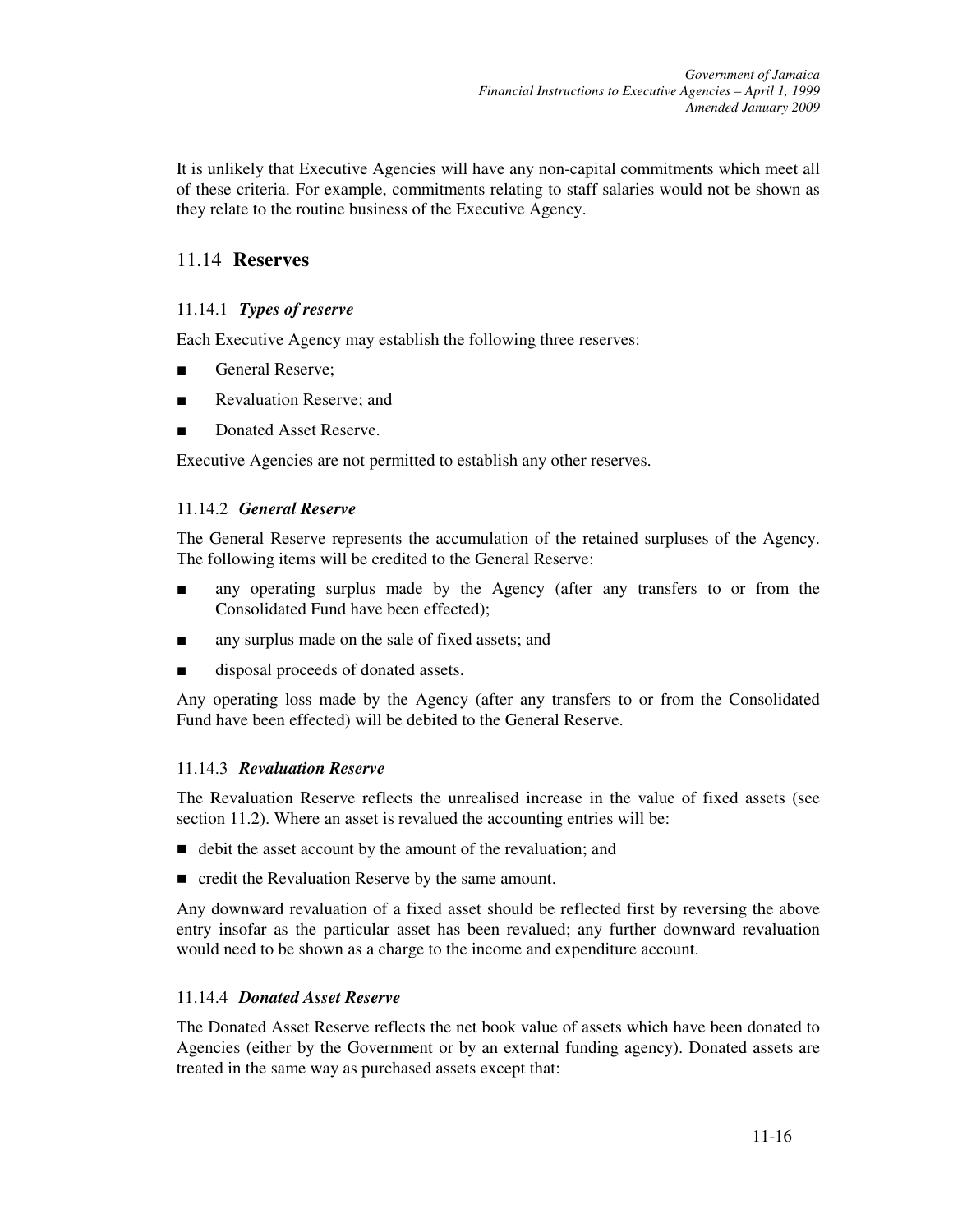It is unlikely that Executive Agencies will have any non-capital commitments which meet all of these criteria. For example, commitments relating to staff salaries would not be shown as they relate to the routine business of the Executive Agency.

## 11.14 Reserves

### 11.14.1 *Types of reserve*

Each Executive Agency may establish the following three reserves:

- General Reserve;
- Revaluation Reserve; and
- Donated Asset Reserve.

Executive Agencies are not permitted to establish any other reserves.

### 11.14.2 *General Reserve*

The General Reserve represents the accumulation of the retained surpluses of the Agency. The following items will be credited to the General Reserve:

- any operating surplus made by the Agency (after any transfers to or from the Consolidated Fund have been effected);
- any surplus made on the sale of fixed assets; and
- disposal proceeds of donated assets.

Any operating loss made by the Agency (after any transfers to or from the Consolidated Fund have been effected) will be debited to the General Reserve.

### 11.14.3 *Revaluation Reserve*

The Revaluation Reserve reflects the unrealised increase in the value of fixed assets (see section 11.2). Where an asset is revalued the accounting entries will be:

- debit the asset account by the amount of the revaluation; and
- credit the Revaluation Reserve by the same amount.

Any downward revaluation of a fixed asset should be reflected first by reversing the above entry insofar as the particular asset has been revalued; any further downward revaluation would need to be shown as a charge to the income and expenditure account.

### 11.14.4 *Donated Asset Reserve*

The Donated Asset Reserve reflects the net book value of assets which have been donated to Agencies (either by the Government or by an external funding agency). Donated assets are treated in the same way as purchased assets except that: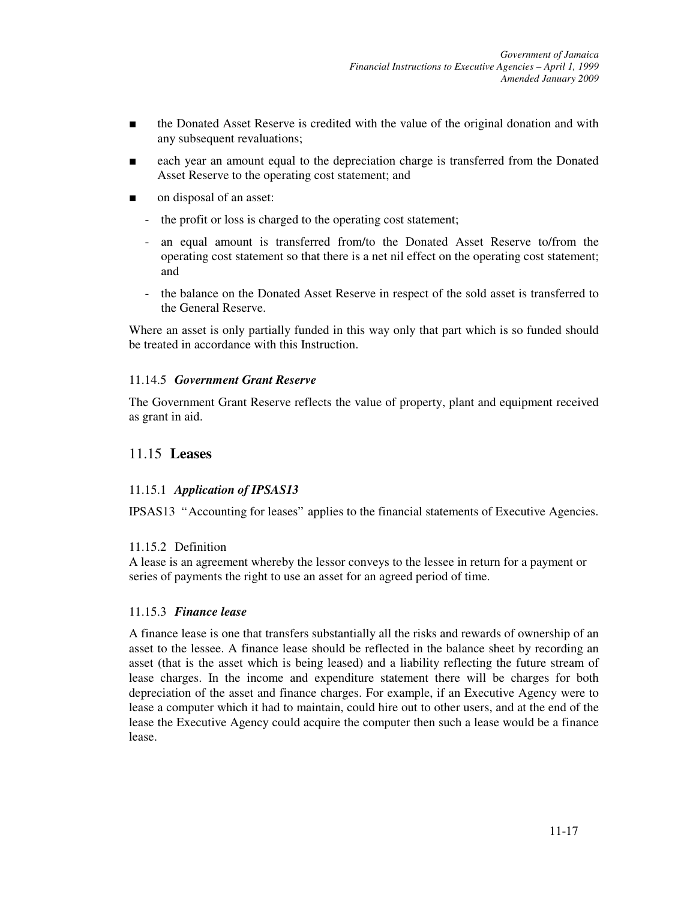- the Donated Asset Reserve is credited with the value of the original donation and with any subsequent revaluations;
- each year an amount equal to the depreciation charge is transferred from the Donated Asset Reserve to the operating cost statement; and
- on disposal of an asset:
  - the profit or loss is charged to the operating cost statement;
  - an equal amount is transferred from/to the Donated Asset Reserve to/from the operating cost statement so that there is a net nil effect on the operating cost statement; and
  - the balance on the Donated Asset Reserve in respect of the sold asset is transferred to the General Reserve.

Where an asset is only partially funded in this way only that part which is so funded should be treated in accordance with this Instruction.

#### 11.14.5 *Government Grant Reserve*

The Government Grant Reserve reflects the value of property, plant and equipment received as grant in aid.

## 11.15 **Leases**

#### 11.15.1 *Application of IPSAS13*

IPSAS13 "Accounting for leases" applies to the financial statements of Executive Agencies.

#### 11.15.2 Definition

A lease is an agreement whereby the lessor conveys to the lessee in return for a payment or series of payments the right to use an asset for an agreed period of time.

#### 11.15.3 *Finance lease*

A finance lease is one that transfers substantially all the risks and rewards of ownership of an asset to the lessee. A finance lease should be reflected in the balance sheet by recording an asset (that is the asset which is being leased) and a liability reflecting the future stream of lease charges. In the income and expenditure statement there will be charges for both depreciation of the asset and finance charges. For example, if an Executive Agency were to lease a computer which it had to maintain, could hire out to other users, and at the end of the lease the Executive Agency could acquire the computer then such a lease would be a finance lease.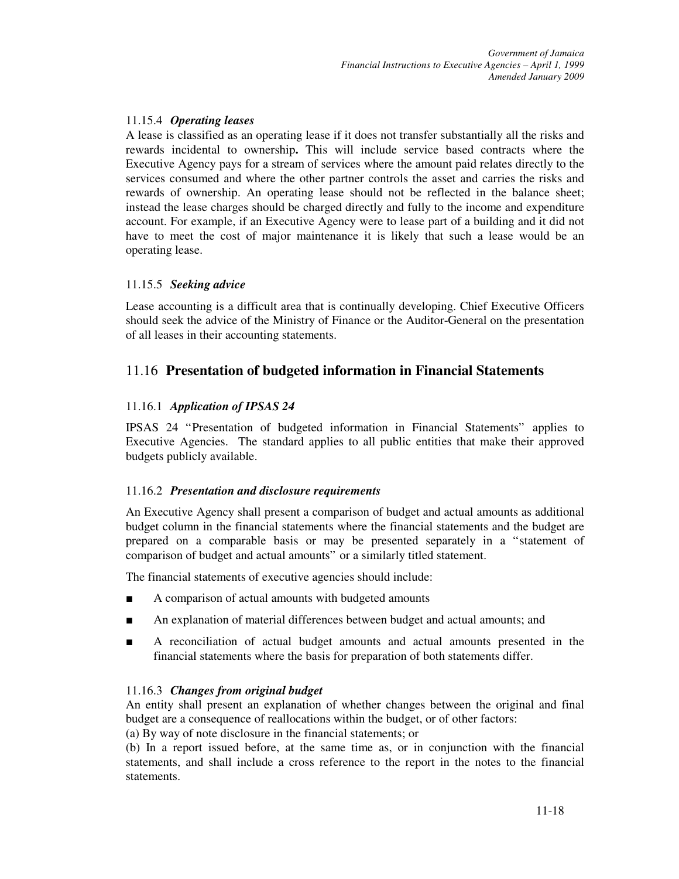#### 11.15.4 *Operating leases*

A lease is classified as an operating lease if it does not transfer substantially all the risks and rewards incidental to ownership**.** This will include service based contracts where the Executive Agency pays for a stream of services where the amount paid relates directly to the services consumed and where the other partner controls the asset and carries the risks and rewards of ownership. An operating lease should not be reflected in the balance sheet; instead the lease charges should be charged directly and fully to the income and expenditure account. For example, if an Executive Agency were to lease part of a building and it did not have to meet the cost of major maintenance it is likely that such a lease would be an operating lease.

#### 11.15.5 *Seeking advice*

Lease accounting is a difficult area that is continually developing. Chief Executive Officers should seek the advice of the Ministry of Finance or the Auditor-General on the presentation of all leases in their accounting statements.

## 11.16 **Presentation of budgeted information in Financial Statements**

#### 11.16.1 *Application of IPSAS 24*

IPSAS 24 "Presentation of budgeted information in Financial Statements" applies to Executive Agencies. The standard applies to all public entities that make their approved budgets publicly available.

#### 11.16.2 *Presentation and disclosure requirements*

An Executive Agency shall present a comparison of budget and actual amounts as additional budget column in the financial statements where the financial statements and the budget are prepared on a comparable basis or may be presented separately in a "statement of comparison of budget and actual amounts" or a similarly titled statement.

The financial statements of executive agencies should include:

- A comparison of actual amounts with budgeted amounts
- An explanation of material differences between budget and actual amounts; and
- A reconciliation of actual budget amounts and actual amounts presented in the financial statements where the basis for preparation of both statements differ.

#### 11.16.3 *Changes from original budget*

An entity shall present an explanation of whether changes between the original and final budget are a consequence of reallocations within the budget, or of other factors:

(a) By way of note disclosure in the financial statements; or

(b) In a report issued before, at the same time as, or in conjunction with the financial statements, and shall include a cross reference to the report in the notes to the financial statements.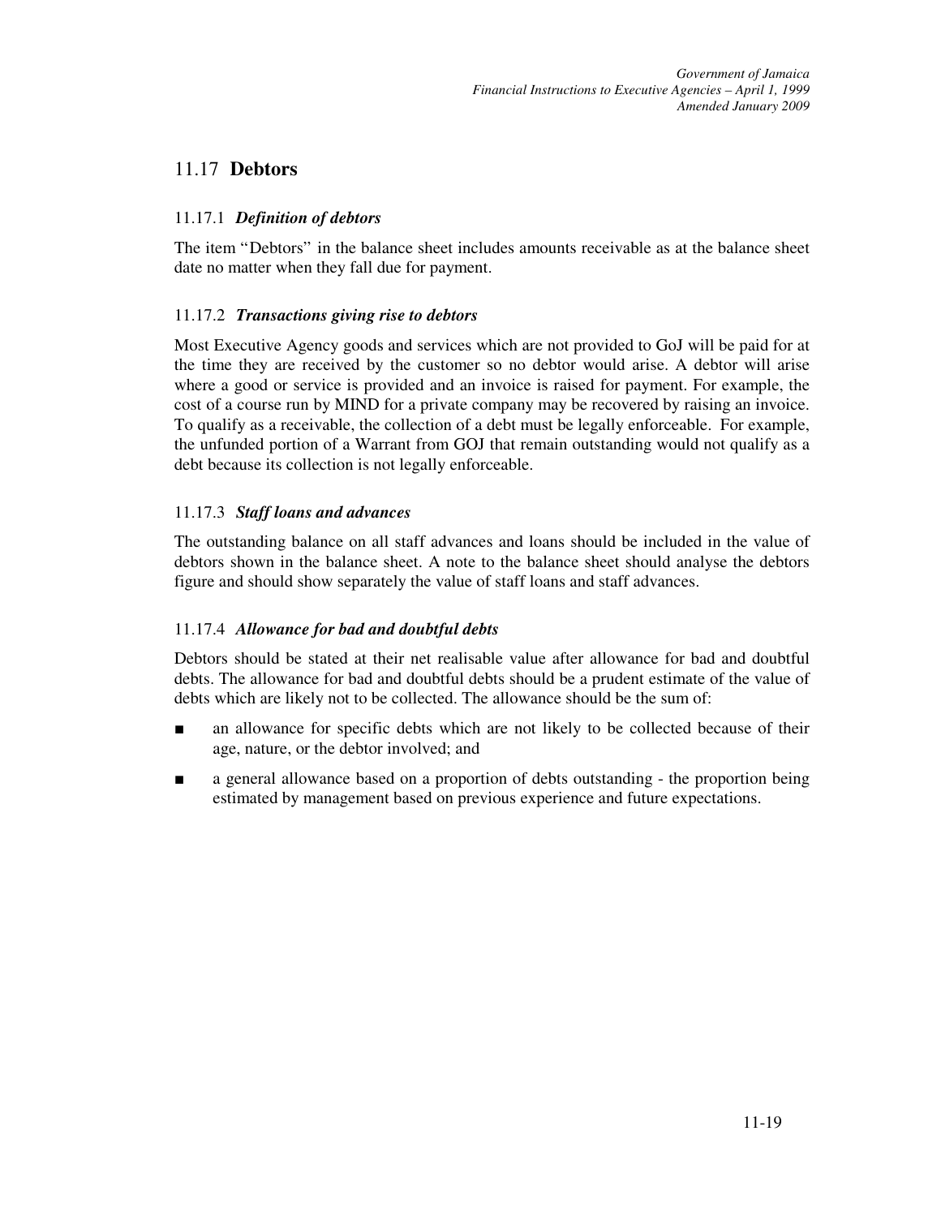## 11.17 **Debtors**

### 11.17.1 ***Definition of debtors***

The item "Debtors" in the balance sheet includes amounts receivable as at the balance sheet date no matter when they fall due for payment.

### 11.17.2 ***Transactions giving rise to debtors***

Most Executive Agency goods and services which are not provided to GoJ will be paid for at the time they are received by the customer so no debtor would arise. A debtor will arise where a good or service is provided and an invoice is raised for payment. For example, the cost of a course run by MIND for a private company may be recovered by raising an invoice. To qualify as a receivable, the collection of a debt must be legally enforceable. For example, the unfunded portion of a Warrant from GOJ that remain outstanding would not qualify as a debt because its collection is not legally enforceable.

### 11.17.3 ***Staff loans and advances***

The outstanding balance on all staff advances and loans should be included in the value of debtors shown in the balance sheet. A note to the balance sheet should analyse the debtors figure and should show separately the value of staff loans and staff advances.

### 11.17.4 ***Allowance for bad and doubtful debts***

Debtors should be stated at their net realisable value after allowance for bad and doubtful debts. The allowance for bad and doubtful debts should be a prudent estimate of the value of debts which are likely not to be collected. The allowance should be the sum of:

- an allowance for specific debts which are not likely to be collected because of their age, nature, or the debtor involved; and
- a general allowance based on a proportion of debts outstanding - the proportion being estimated by management based on previous experience and future expectations.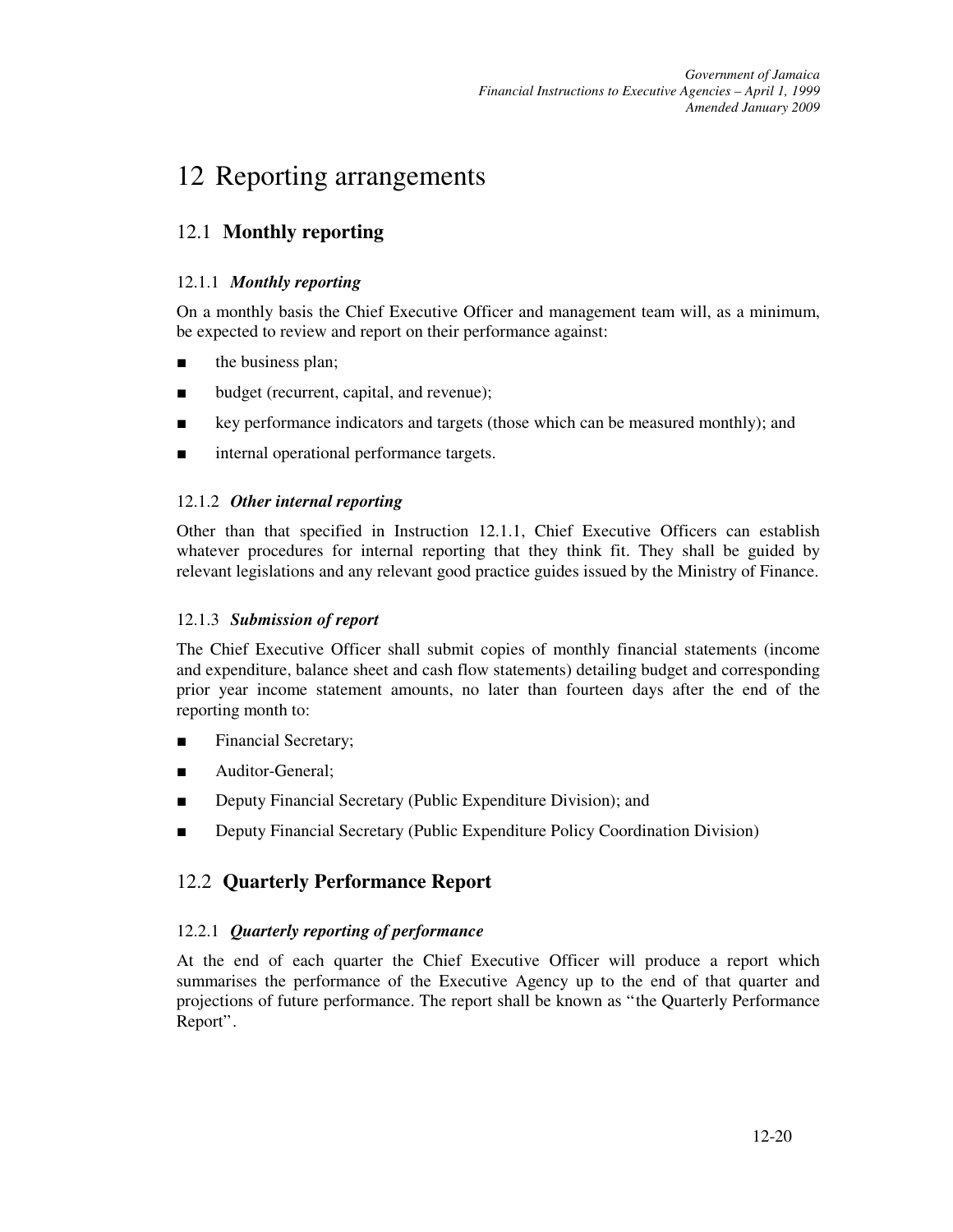# 12 Reporting arrangements

## 12.1 **Monthly reporting**

### 12.1.1 *Monthly reporting*

On a monthly basis the Chief Executive Officer and management team will, as a minimum, be expected to review and report on their performance against:

- the business plan;
- budget (recurrent, capital, and revenue);
- key performance indicators and targets (those which can be measured monthly); and
- internal operational performance targets.

### 12.1.2 *Other internal reporting*

Other than that specified in Instruction 12.1.1, Chief Executive Officers can establish whatever procedures for internal reporting that they think fit. They shall be guided by relevant legislations and any relevant good practice guides issued by the Ministry of Finance.

### 12.1.3 *Submission of report*

The Chief Executive Officer shall submit copies of monthly financial statements (income and expenditure, balance sheet and cash flow statements) detailing budget and corresponding prior year income statement amounts, no later than fourteen days after the end of the reporting month to:

- Financial Secretary;
- Auditor-General;
- Deputy Financial Secretary (Public Expenditure Division); and
- Deputy Financial Secretary (Public Expenditure Policy Coordination Division)

## 12.2 **Quarterly Performance Report**

### 12.2.1 *Quarterly reporting of performance*

At the end of each quarter the Chief Executive Officer will produce a report which summarises the performance of the Executive Agency up to the end of that quarter and projections of future performance. The report shall be known as "the Quarterly Performance Report".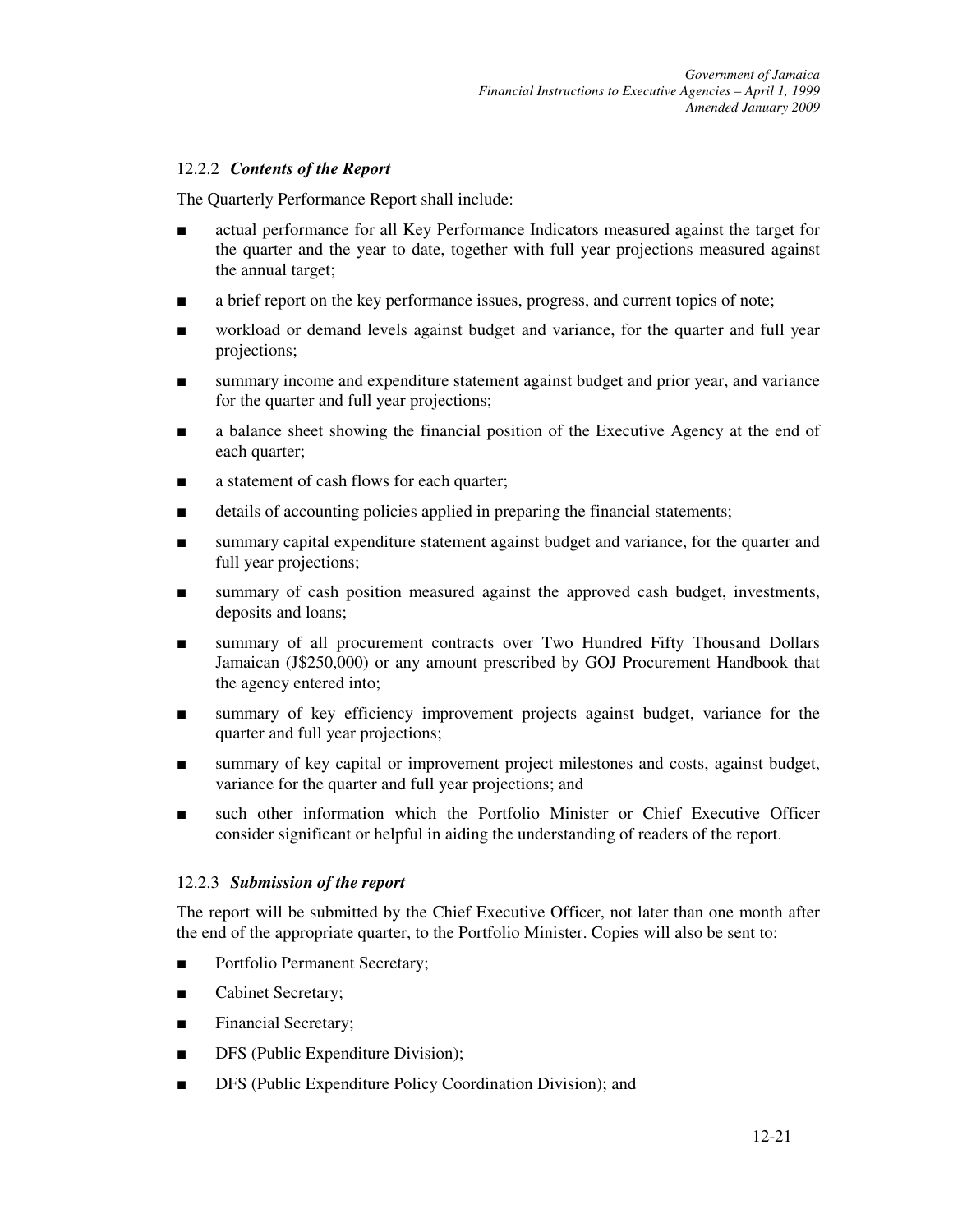### 12.2.2 *Contents of the Report*

The Quarterly Performance Report shall include:

- actual performance for all Key Performance Indicators measured against the target for the quarter and the year to date, together with full year projections measured against the annual target;
- a brief report on the key performance issues, progress, and current topics of note;
- workload or demand levels against budget and variance, for the quarter and full year projections;
- summary income and expenditure statement against budget and prior year, and variance for the quarter and full year projections;
- a balance sheet showing the financial position of the Executive Agency at the end of each quarter;
- a statement of cash flows for each quarter;
- details of accounting policies applied in preparing the financial statements;
- summary capital expenditure statement against budget and variance, for the quarter and full year projections;
- summary of cash position measured against the approved cash budget, investments, deposits and loans;
- summary of all procurement contracts over Two Hundred Fifty Thousand Dollars Jamaican (J$250,000) or any amount prescribed by GOJ Procurement Handbook that the agency entered into;
- summary of key efficiency improvement projects against budget, variance for the quarter and full year projections;
- summary of key capital or improvement project milestones and costs, against budget, variance for the quarter and full year projections; and
- such other information which the Portfolio Minister or Chief Executive Officer consider significant or helpful in aiding the understanding of readers of the report.

### 12.2.3 *Submission of the report*

The report will be submitted by the Chief Executive Officer, not later than one month after the end of the appropriate quarter, to the Portfolio Minister. Copies will also be sent to:

- Portfolio Permanent Secretary;
- Cabinet Secretary;
- Financial Secretary;
- DFS (Public Expenditure Division);
- DFS (Public Expenditure Policy Coordination Division); and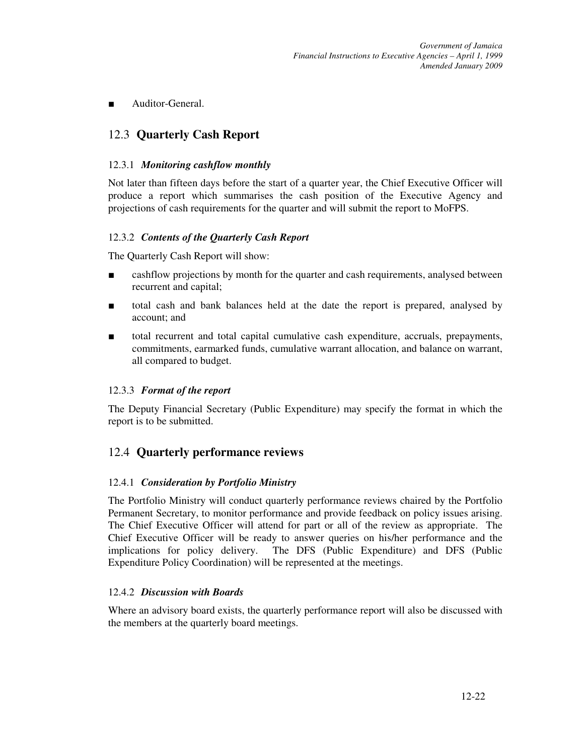- Auditor-General.

## 12.3 **Quarterly Cash Report**

### 12.3.1 *Monitoring cashflow monthly*

Not later than fifteen days before the start of a quarter year, the Chief Executive Officer will produce a report which summarises the cash position of the Executive Agency and projections of cash requirements for the quarter and will submit the report to MoFPS.

### 12.3.2 *Contents of the Quarterly Cash Report*

The Quarterly Cash Report will show:

- cashflow projections by month for the quarter and cash requirements, analysed between recurrent and capital;
- total cash and bank balances held at the date the report is prepared, analysed by account; and
- total recurrent and total capital cumulative cash expenditure, accruals, prepayments, commitments, earmarked funds, cumulative warrant allocation, and balance on warrant, all compared to budget.

### 12.3.3 *Format of the report*

The Deputy Financial Secretary (Public Expenditure) may specify the format in which the report is to be submitted.

## 12.4 **Quarterly performance reviews**

### 12.4.1 *Consideration by Portfolio Ministry*

The Portfolio Ministry will conduct quarterly performance reviews chaired by the Portfolio Permanent Secretary, to monitor performance and provide feedback on policy issues arising. The Chief Executive Officer will attend for part or all of the review as appropriate. The Chief Executive Officer will be ready to answer queries on his/her performance and the implications for policy delivery. The DFS (Public Expenditure) and DFS (Public Expenditure Policy Coordination) will be represented at the meetings.

### 12.4.2 *Discussion with Boards*

Where an advisory board exists, the quarterly performance report will also be discussed with the members at the quarterly board meetings.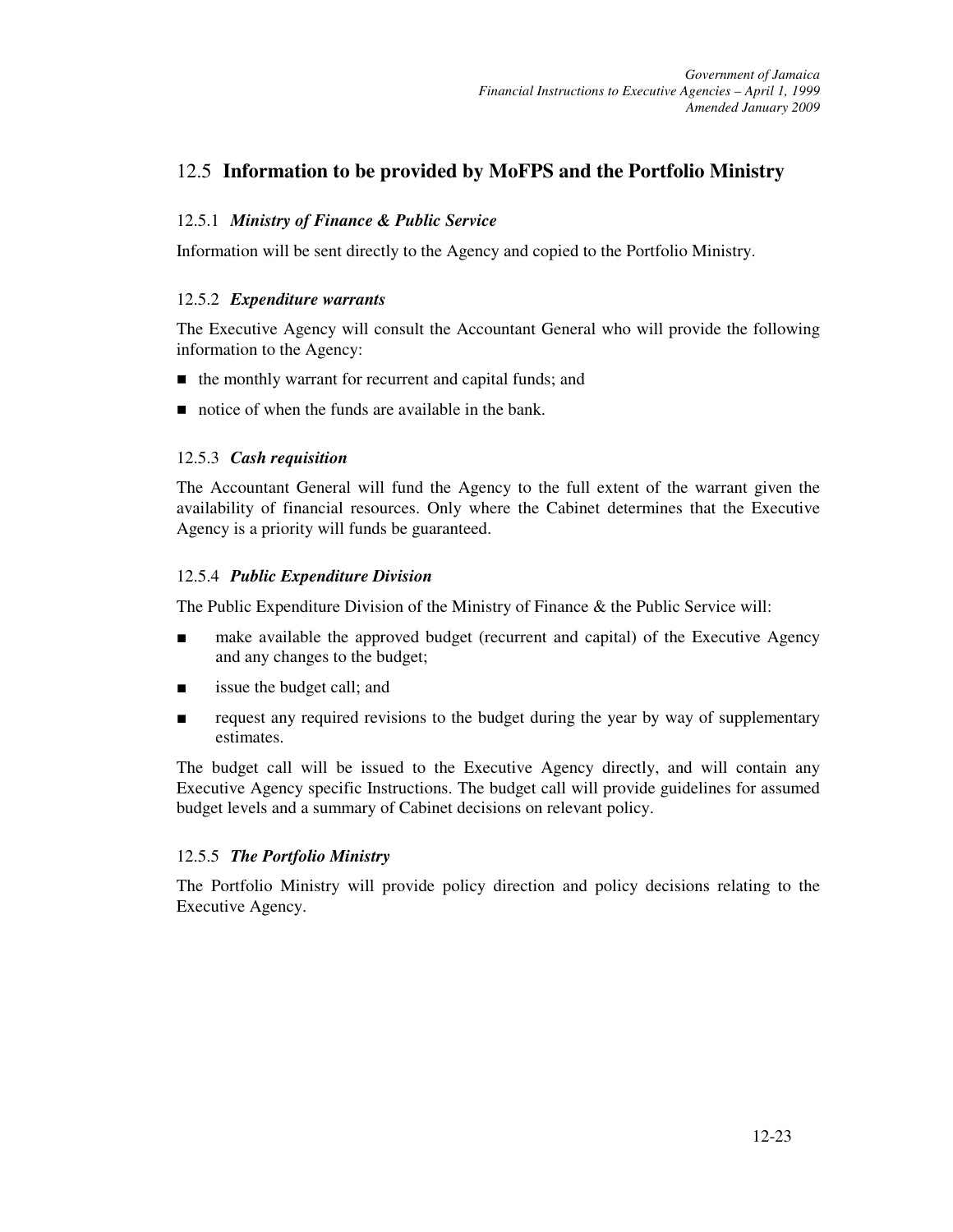## 12.5 Information to be provided by MoFPS and the Portfolio Ministry

### 12.5.1 *Ministry of Finance & Public Service*

Information will be sent directly to the Agency and copied to the Portfolio Ministry.

### 12.5.2 *Expenditure warrants*

The Executive Agency will consult the Accountant General who will provide the following information to the Agency:

- the monthly warrant for recurrent and capital funds; and
- notice of when the funds are available in the bank.

### 12.5.3 *Cash requisition*

The Accountant General will fund the Agency to the full extent of the warrant given the availability of financial resources. Only where the Cabinet determines that the Executive Agency is a priority will funds be guaranteed.

### 12.5.4 *Public Expenditure Division*

The Public Expenditure Division of the Ministry of Finance & the Public Service will:

- make available the approved budget (recurrent and capital) of the Executive Agency and any changes to the budget;
- issue the budget call; and
- request any required revisions to the budget during the year by way of supplementary estimates.

The budget call will be issued to the Executive Agency directly, and will contain any Executive Agency specific Instructions. The budget call will provide guidelines for assumed budget levels and a summary of Cabinet decisions on relevant policy.

### 12.5.5 *The Portfolio Ministry*

The Portfolio Ministry will provide policy direction and policy decisions relating to the Executive Agency.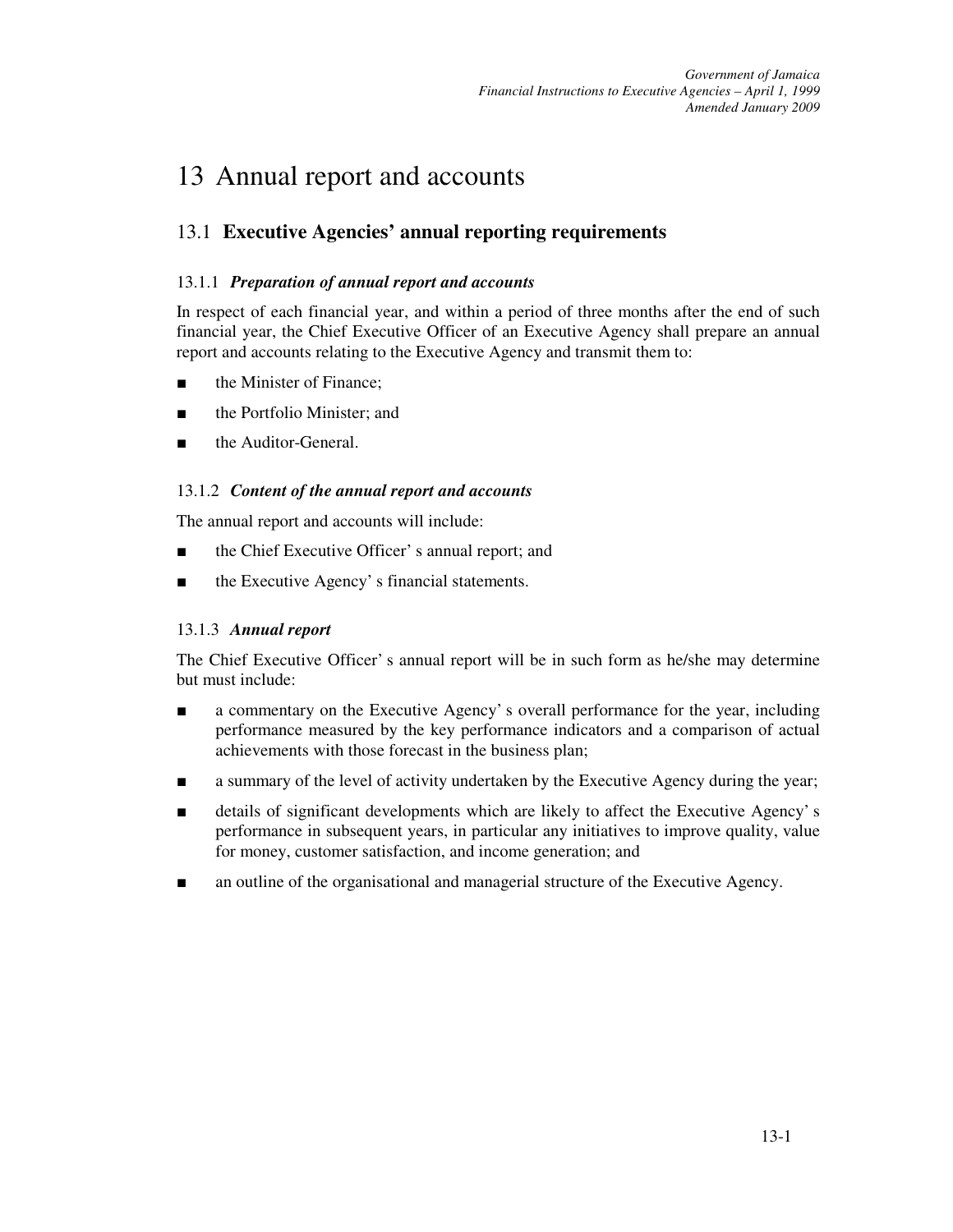# 13 Annual report and accounts

## 13.1 Executive Agencies' annual reporting requirements

### 13.1.1 *Preparation of annual report and accounts*

In respect of each financial year, and within a period of three months after the end of such financial year, the Chief Executive Officer of an Executive Agency shall prepare an annual report and accounts relating to the Executive Agency and transmit them to:

- the Minister of Finance;
- the Portfolio Minister; and
- the Auditor-General.

### 13.1.2 *Content of the annual report and accounts*

The annual report and accounts will include:

- the Chief Executive Officer' s annual report; and
- the Executive Agency' s financial statements.

### 13.1.3 *Annual report*

The Chief Executive Officer' s annual report will be in such form as he/she may determine but must include:

- a commentary on the Executive Agency' s overall performance for the year, including performance measured by the key performance indicators and a comparison of actual achievements with those forecast in the business plan;
- a summary of the level of activity undertaken by the Executive Agency during the year;
- details of significant developments which are likely to affect the Executive Agency' s performance in subsequent years, in particular any initiatives to improve quality, value for money, customer satisfaction, and income generation; and
- an outline of the organisational and managerial structure of the Executive Agency.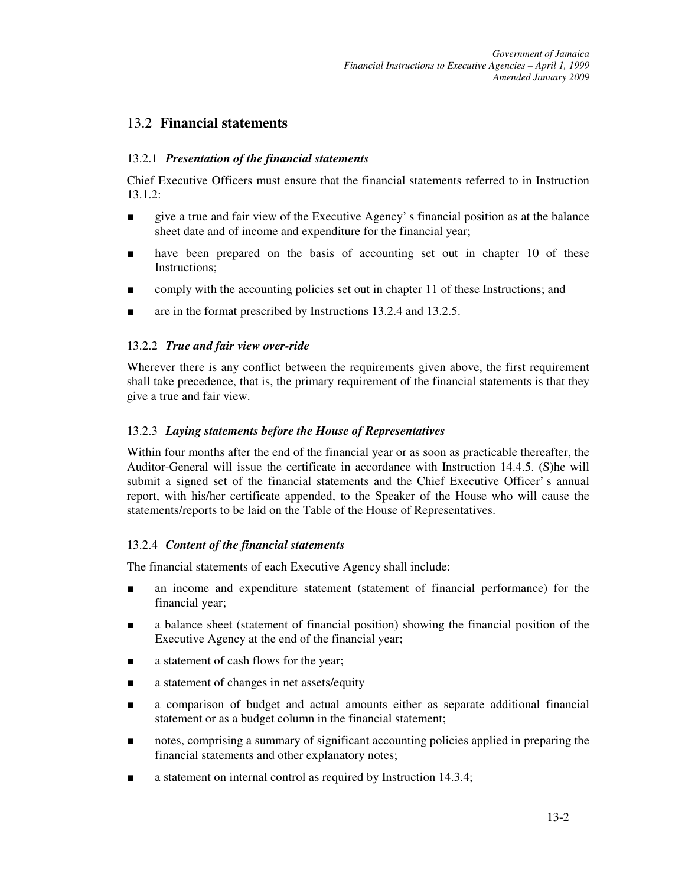## 13.2 **Financial statements**

### 13.2.1 ***Presentation of the financial statements***

Chief Executive Officers must ensure that the financial statements referred to in Instruction 13.1.2:

- give a true and fair view of the Executive Agency' s financial position as at the balance sheet date and of income and expenditure for the financial year;
- have been prepared on the basis of accounting set out in chapter 10 of these Instructions;
- comply with the accounting policies set out in chapter 11 of these Instructions; and
- are in the format prescribed by Instructions 13.2.4 and 13.2.5.

### 13.2.2 ***True and fair view over-ride***

Wherever there is any conflict between the requirements given above, the first requirement shall take precedence, that is, the primary requirement of the financial statements is that they give a true and fair view.

### 13.2.3 ***Laying statements before the House of Representatives***

Within four months after the end of the financial year or as soon as practicable thereafter, the Auditor-General will issue the certificate in accordance with Instruction 14.4.5. (S)he will submit a signed set of the financial statements and the Chief Executive Officer' s annual report, with his/her certificate appended, to the Speaker of the House who will cause the statements/reports to be laid on the Table of the House of Representatives.

### 13.2.4 ***Content of the financial statements***

The financial statements of each Executive Agency shall include:

- an income and expenditure statement (statement of financial performance) for the financial year;
- a balance sheet (statement of financial position) showing the financial position of the Executive Agency at the end of the financial year;
- a statement of cash flows for the year;
- a statement of changes in net assets/equity
- a comparison of budget and actual amounts either as separate additional financial statement or as a budget column in the financial statement;
- notes, comprising a summary of significant accounting policies applied in preparing the financial statements and other explanatory notes;
- a statement on internal control as required by Instruction 14.3.4;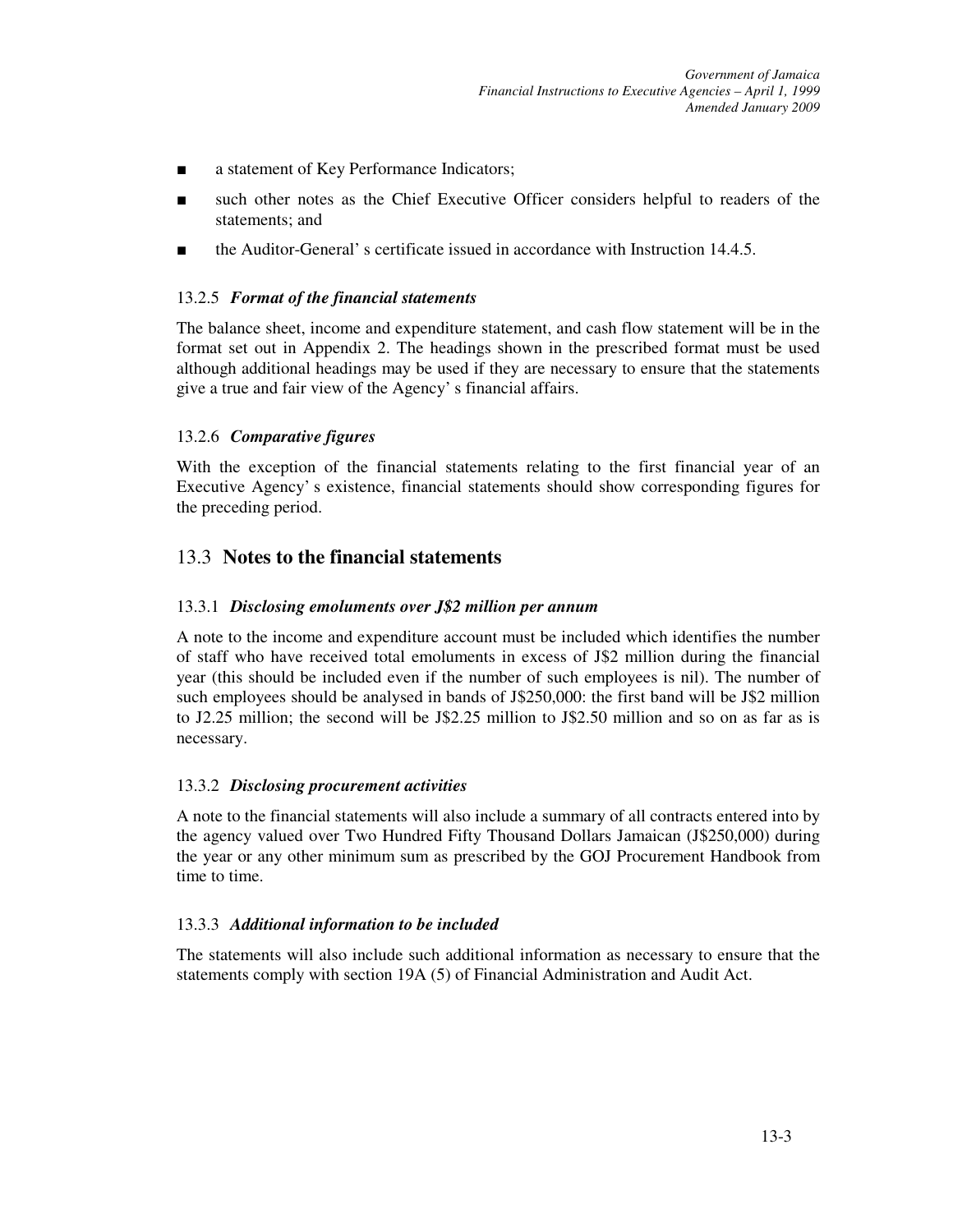- a statement of Key Performance Indicators;
- such other notes as the Chief Executive Officer considers helpful to readers of the statements; and
- the Auditor-General' s certificate issued in accordance with Instruction 14.4.5.

### 13.2.5 *Format of the financial statements*

The balance sheet, income and expenditure statement, and cash flow statement will be in the format set out in Appendix 2. The headings shown in the prescribed format must be used although additional headings may be used if they are necessary to ensure that the statements give a true and fair view of the Agency' s financial affairs.

### 13.2.6 *Comparative figures*

With the exception of the financial statements relating to the first financial year of an Executive Agency' s existence, financial statements should show corresponding figures for the preceding period.

## 13.3 Notes to the financial statements

### 13.3.1 *Disclosing emoluments over J$2 million per annum*

A note to the income and expenditure account must be included which identifies the number of staff who have received total emoluments in excess of J$2 million during the financial year (this should be included even if the number of such employees is nil). The number of such employees should be analysed in bands of J$250,000: the first band will be J$2 million to J2.25 million; the second will be J$2.25 million to J$2.50 million and so on as far as is necessary.

### 13.3.2 *Disclosing procurement activities*

A note to the financial statements will also include a summary of all contracts entered into by the agency valued over Two Hundred Fifty Thousand Dollars Jamaican (J$250,000) during the year or any other minimum sum as prescribed by the GOJ Procurement Handbook from time to time.

### 13.3.3 *Additional information to be included*

The statements will also include such additional information as necessary to ensure that the statements comply with section 19A (5) of Financial Administration and Audit Act.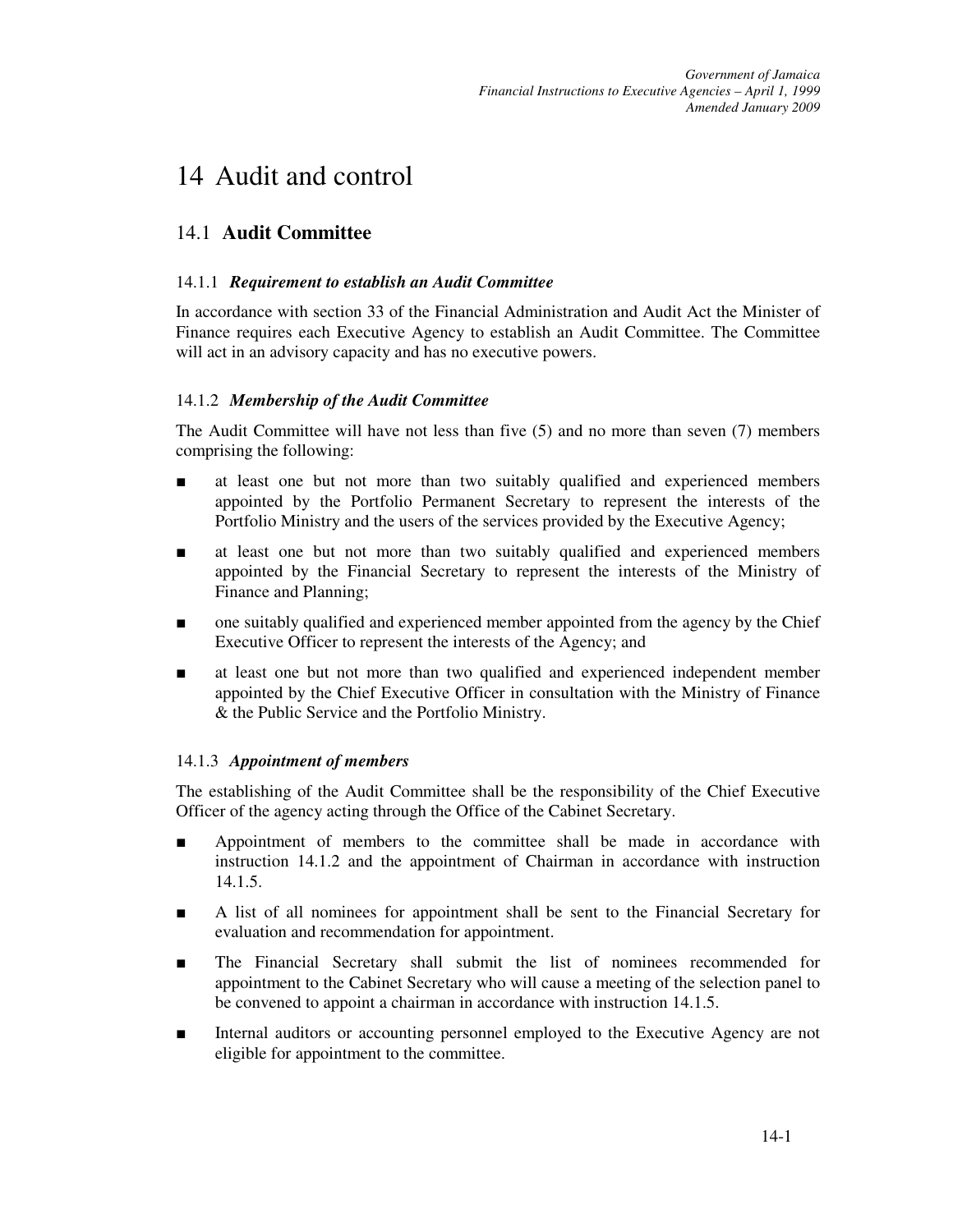# 14 Audit and control

## 14.1 **Audit Committee**

### 14.1.1 ***Requirement to establish an Audit Committee***

In accordance with section 33 of the Financial Administration and Audit Act the Minister of Finance requires each Executive Agency to establish an Audit Committee. The Committee will act in an advisory capacity and has no executive powers.

### 14.1.2 ***Membership of the Audit Committee***

The Audit Committee will have not less than five (5) and no more than seven (7) members comprising the following:

- at least one but not more than two suitably qualified and experienced members appointed by the Portfolio Permanent Secretary to represent the interests of the Portfolio Ministry and the users of the services provided by the Executive Agency;
- at least one but not more than two suitably qualified and experienced members appointed by the Financial Secretary to represent the interests of the Ministry of Finance and Planning;
- one suitably qualified and experienced member appointed from the agency by the Chief Executive Officer to represent the interests of the Agency; and
- at least one but not more than two qualified and experienced independent member appointed by the Chief Executive Officer in consultation with the Ministry of Finance & the Public Service and the Portfolio Ministry.

### 14.1.3 ***Appointment of members***

The establishing of the Audit Committee shall be the responsibility of the Chief Executive Officer of the agency acting through the Office of the Cabinet Secretary.

- Appointment of members to the committee shall be made in accordance with instruction 14.1.2 and the appointment of Chairman in accordance with instruction 14.1.5.
- A list of all nominees for appointment shall be sent to the Financial Secretary for evaluation and recommendation for appointment.
- The Financial Secretary shall submit the list of nominees recommended for appointment to the Cabinet Secretary who will cause a meeting of the selection panel to be convened to appoint a chairman in accordance with instruction 14.1.5.
- Internal auditors or accounting personnel employed to the Executive Agency are not eligible for appointment to the committee.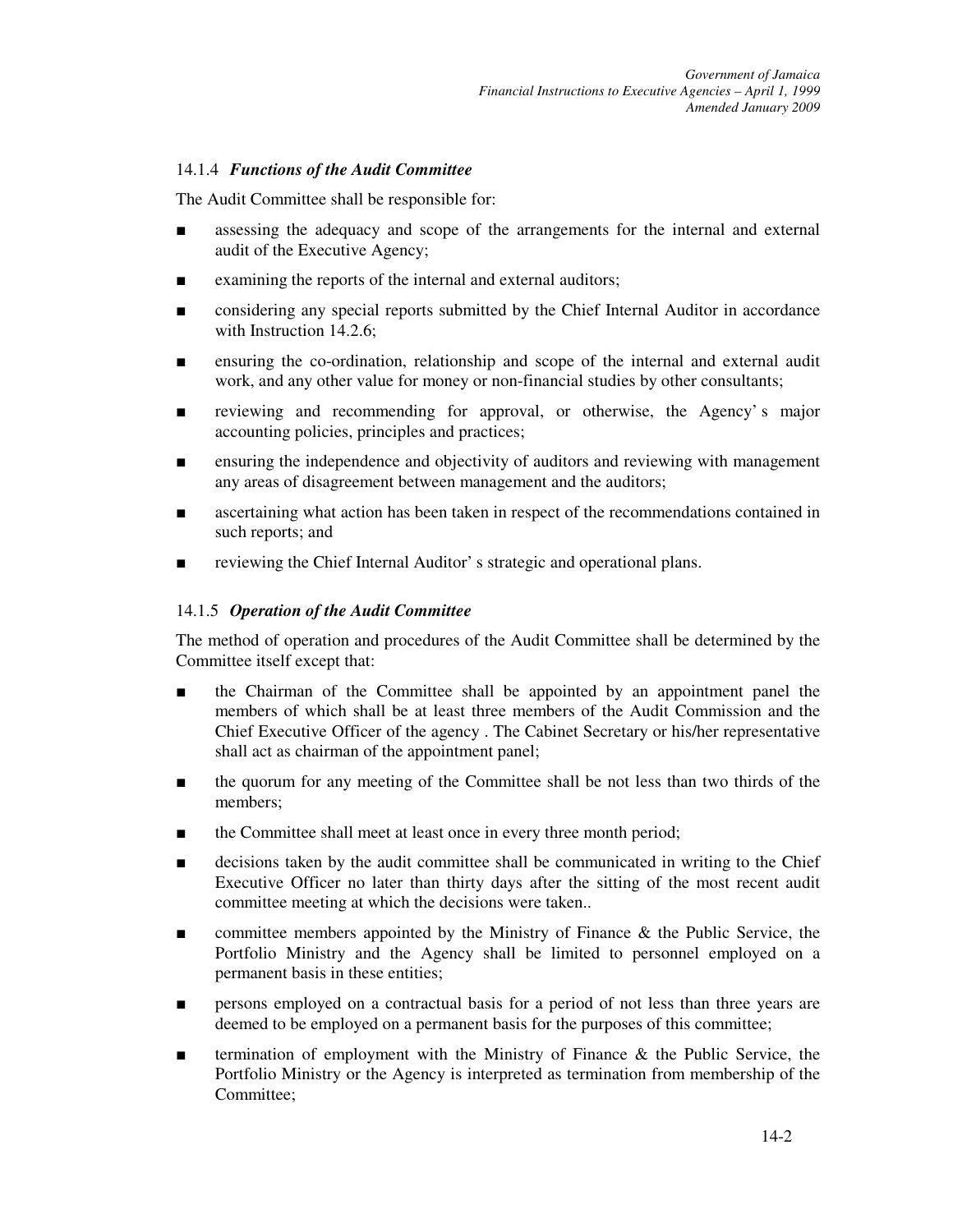### 14.1.4 *Functions of the Audit Committee*

The Audit Committee shall be responsible for:

- assessing the adequacy and scope of the arrangements for the internal and external audit of the Executive Agency;
- examining the reports of the internal and external auditors;
- considering any special reports submitted by the Chief Internal Auditor in accordance with Instruction 14.2.6;
- ensuring the co-ordination, relationship and scope of the internal and external audit work, and any other value for money or non-financial studies by other consultants;
- reviewing and recommending for approval, or otherwise, the Agency' s major accounting policies, principles and practices;
- ensuring the independence and objectivity of auditors and reviewing with management any areas of disagreement between management and the auditors;
- ascertaining what action has been taken in respect of the recommendations contained in such reports; and
- reviewing the Chief Internal Auditor' s strategic and operational plans.

### 14.1.5 *Operation of the Audit Committee*

The method of operation and procedures of the Audit Committee shall be determined by the Committee itself except that:

- the Chairman of the Committee shall be appointed by an appointment panel the members of which shall be at least three members of the Audit Commission and the Chief Executive Officer of the agency . The Cabinet Secretary or his/her representative shall act as chairman of the appointment panel;
- the quorum for any meeting of the Committee shall be not less than two thirds of the members;
- the Committee shall meet at least once in every three month period;
- decisions taken by the audit committee shall be communicated in writing to the Chief Executive Officer no later than thirty days after the sitting of the most recent audit committee meeting at which the decisions were taken..
- committee members appointed by the Ministry of Finance & the Public Service, the Portfolio Ministry and the Agency shall be limited to personnel employed on a permanent basis in these entities;
- persons employed on a contractual basis for a period of not less than three years are deemed to be employed on a permanent basis for the purposes of this committee;
- termination of employment with the Ministry of Finance & the Public Service, the Portfolio Ministry or the Agency is interpreted as termination from membership of the Committee;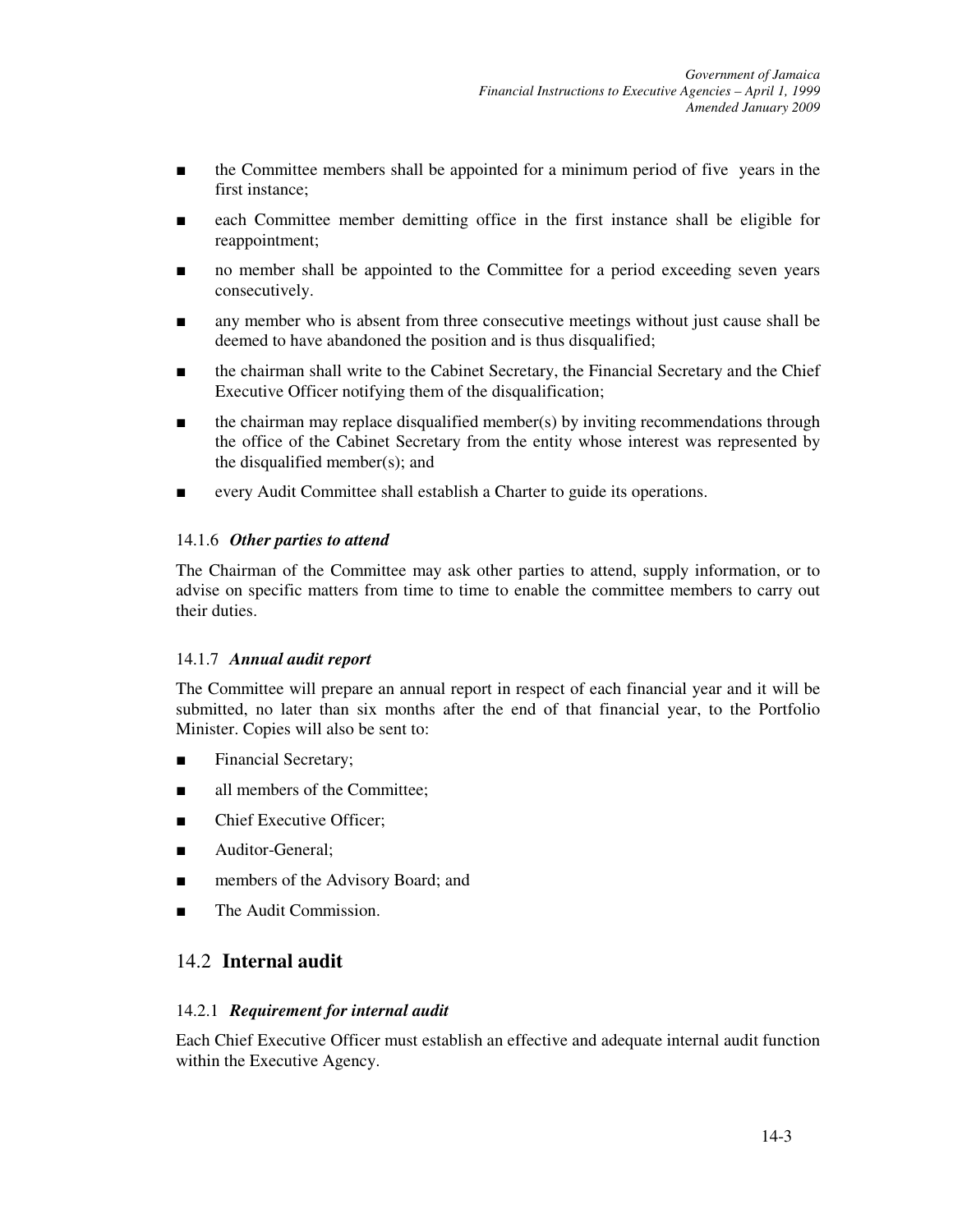- the Committee members shall be appointed for a minimum period of five years in the first instance;
- each Committee member demitting office in the first instance shall be eligible for reappointment;
- no member shall be appointed to the Committee for a period exceeding seven years consecutively.
- any member who is absent from three consecutive meetings without just cause shall be deemed to have abandoned the position and is thus disqualified;
- the chairman shall write to the Cabinet Secretary, the Financial Secretary and the Chief Executive Officer notifying them of the disqualification;
- the chairman may replace disqualified member(s) by inviting recommendations through the office of the Cabinet Secretary from the entity whose interest was represented by the disqualified member(s); and
- every Audit Committee shall establish a Charter to guide its operations.

#### 14.1.6 *Other parties to attend*

The Chairman of the Committee may ask other parties to attend, supply information, or to advise on specific matters from time to time to enable the committee members to carry out their duties.

#### 14.1.7 *Annual audit report*

The Committee will prepare an annual report in respect of each financial year and it will be submitted, no later than six months after the end of that financial year, to the Portfolio Minister. Copies will also be sent to:

- Financial Secretary;
- all members of the Committee;
- Chief Executive Officer;
- Auditor-General;
- members of the Advisory Board; and
- The Audit Commission.

## 14.2 **Internal audit**

#### 14.2.1 *Requirement for internal audit*

Each Chief Executive Officer must establish an effective and adequate internal audit function within the Executive Agency.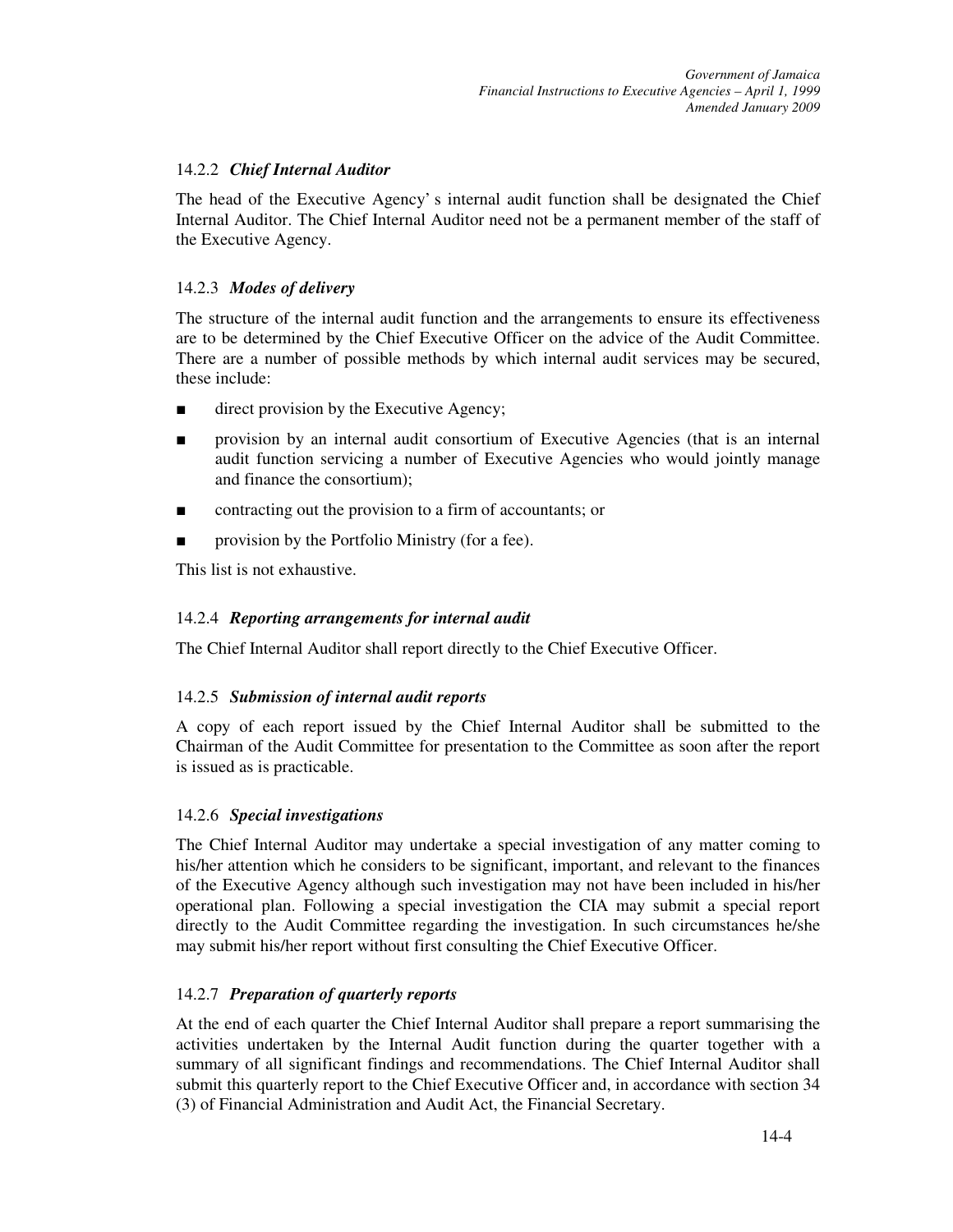### 14.2.2 *Chief Internal Auditor*

The head of the Executive Agency' s internal audit function shall be designated the Chief Internal Auditor. The Chief Internal Auditor need not be a permanent member of the staff of the Executive Agency.

### 14.2.3 *Modes of delivery*

The structure of the internal audit function and the arrangements to ensure its effectiveness are to be determined by the Chief Executive Officer on the advice of the Audit Committee. There are a number of possible methods by which internal audit services may be secured, these include:

- direct provision by the Executive Agency;
- provision by an internal audit consortium of Executive Agencies (that is an internal audit function servicing a number of Executive Agencies who would jointly manage and finance the consortium);
- contracting out the provision to a firm of accountants; or
- provision by the Portfolio Ministry (for a fee).

This list is not exhaustive.

### 14.2.4 *Reporting arrangements for internal audit*

The Chief Internal Auditor shall report directly to the Chief Executive Officer.

### 14.2.5 *Submission of internal audit reports*

A copy of each report issued by the Chief Internal Auditor shall be submitted to the Chairman of the Audit Committee for presentation to the Committee as soon after the report is issued as is practicable.

### 14.2.6 *Special investigations*

The Chief Internal Auditor may undertake a special investigation of any matter coming to his/her attention which he considers to be significant, important, and relevant to the finances of the Executive Agency although such investigation may not have been included in his/her operational plan. Following a special investigation the CIA may submit a special report directly to the Audit Committee regarding the investigation. In such circumstances he/she may submit his/her report without first consulting the Chief Executive Officer.

### 14.2.7 *Preparation of quarterly reports*

At the end of each quarter the Chief Internal Auditor shall prepare a report summarising the activities undertaken by the Internal Audit function during the quarter together with a summary of all significant findings and recommendations. The Chief Internal Auditor shall submit this quarterly report to the Chief Executive Officer and, in accordance with section 34 (3) of Financial Administration and Audit Act, the Financial Secretary.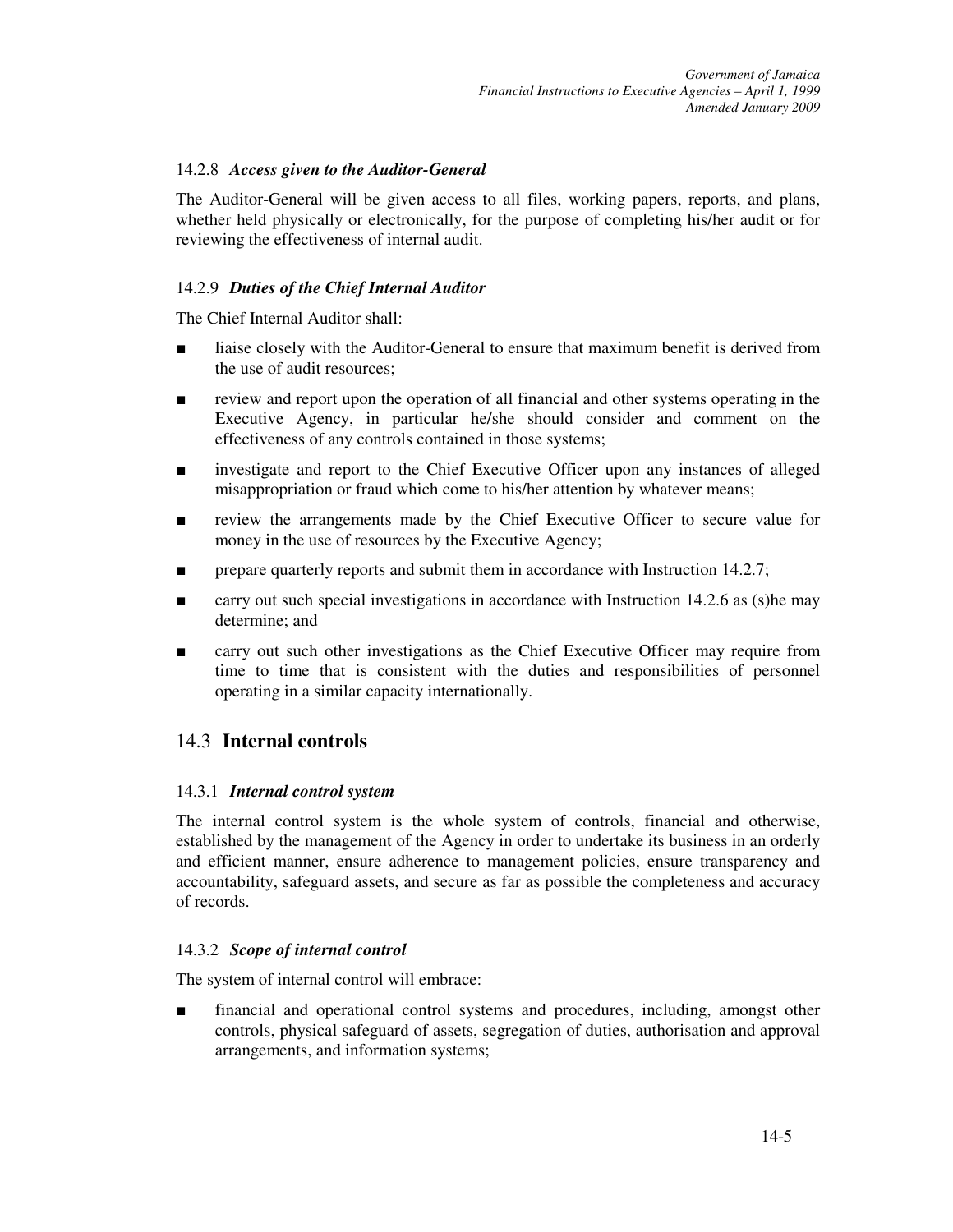#### 14.2.8 *Access given to the Auditor-General*

The Auditor-General will be given access to all files, working papers, reports, and plans, whether held physically or electronically, for the purpose of completing his/her audit or for reviewing the effectiveness of internal audit.

#### 14.2.9 *Duties of the Chief Internal Auditor*

The Chief Internal Auditor shall:

- liaise closely with the Auditor-General to ensure that maximum benefit is derived from the use of audit resources;
- review and report upon the operation of all financial and other systems operating in the Executive Agency, in particular he/she should consider and comment on the effectiveness of any controls contained in those systems;
- investigate and report to the Chief Executive Officer upon any instances of alleged misappropriation or fraud which come to his/her attention by whatever means;
- review the arrangements made by the Chief Executive Officer to secure value for money in the use of resources by the Executive Agency;
- prepare quarterly reports and submit them in accordance with Instruction 14.2.7;
- carry out such special investigations in accordance with Instruction 14.2.6 as (s)he may determine; and
- carry out such other investigations as the Chief Executive Officer may require from time to time that is consistent with the duties and responsibilities of personnel operating in a similar capacity internationally.

## 14.3 **Internal controls**

#### 14.3.1 *Internal control system*

The internal control system is the whole system of controls, financial and otherwise, established by the management of the Agency in order to undertake its business in an orderly and efficient manner, ensure adherence to management policies, ensure transparency and accountability, safeguard assets, and secure as far as possible the completeness and accuracy of records.

#### 14.3.2 *Scope of internal control*

The system of internal control will embrace:

- financial and operational control systems and procedures, including, amongst other controls, physical safeguard of assets, segregation of duties, authorisation and approval arrangements, and information systems;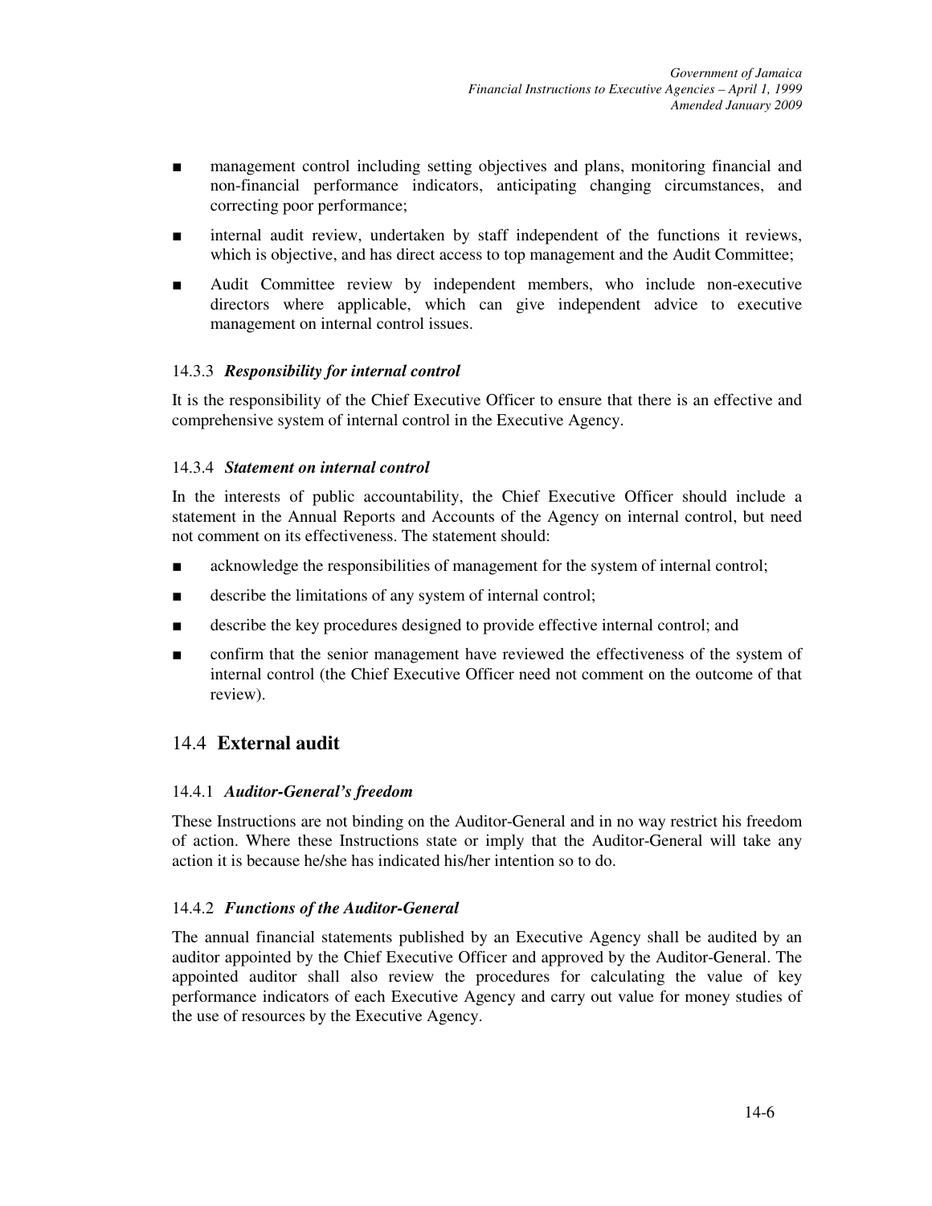- management control including setting objectives and plans, monitoring financial and non-financial performance indicators, anticipating changing circumstances, and correcting poor performance;
- internal audit review, undertaken by staff independent of the functions it reviews, which is objective, and has direct access to top management and the Audit Committee;
- Audit Committee review by independent members, who include non-executive directors where applicable, which can give independent advice to executive management on internal control issues.

#### 14.3.3 *Responsibility for internal control*

It is the responsibility of the Chief Executive Officer to ensure that there is an effective and comprehensive system of internal control in the Executive Agency.

#### 14.3.4 *Statement on internal control*

In the interests of public accountability, the Chief Executive Officer should include a statement in the Annual Reports and Accounts of the Agency on internal control, but need not comment on its effectiveness. The statement should:

- acknowledge the responsibilities of management for the system of internal control;
- describe the limitations of any system of internal control;
- describe the key procedures designed to provide effective internal control; and
- confirm that the senior management have reviewed the effectiveness of the system of internal control (the Chief Executive Officer need not comment on the outcome of that review).

## 14.4 **External audit**

#### 14.4.1 *Auditor-General's freedom*

These Instructions are not binding on the Auditor-General and in no way restrict his freedom of action. Where these Instructions state or imply that the Auditor-General will take any action it is because he/she has indicated his/her intention so to do.

#### 14.4.2 *Functions of the Auditor-General*

The annual financial statements published by an Executive Agency shall be audited by an auditor appointed by the Chief Executive Officer and approved by the Auditor-General. The appointed auditor shall also review the procedures for calculating the value of key performance indicators of each Executive Agency and carry out value for money studies of the use of resources by the Executive Agency.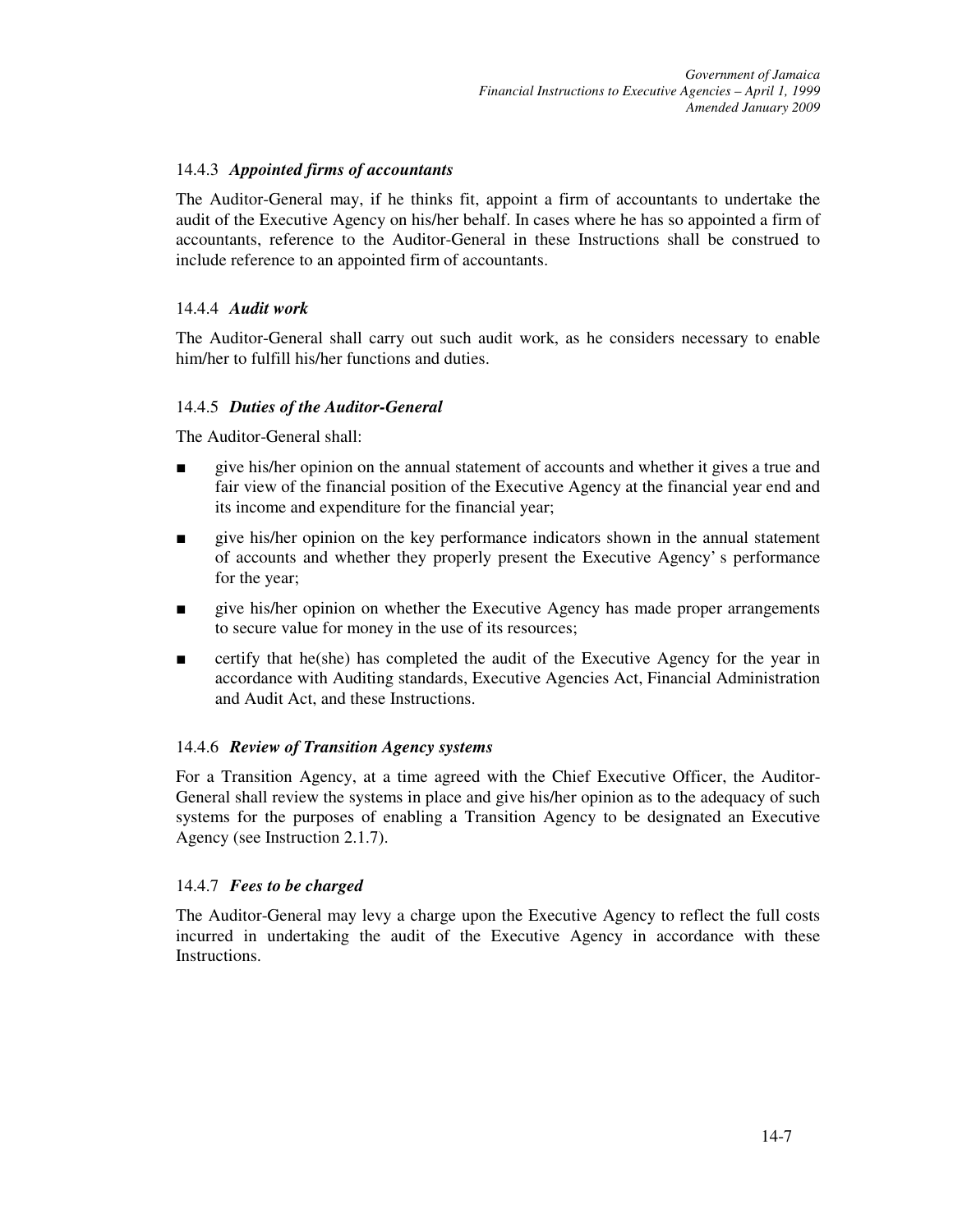#### 14.4.3 *Appointed firms of accountants*

The Auditor-General may, if he thinks fit, appoint a firm of accountants to undertake the audit of the Executive Agency on his/her behalf. In cases where he has so appointed a firm of accountants, reference to the Auditor-General in these Instructions shall be construed to include reference to an appointed firm of accountants.

#### 14.4.4 *Audit work*

The Auditor-General shall carry out such audit work, as he considers necessary to enable him/her to fulfill his/her functions and duties.

#### 14.4.5 *Duties of the Auditor-General*

The Auditor-General shall:

- give his/her opinion on the annual statement of accounts and whether it gives a true and fair view of the financial position of the Executive Agency at the financial year end and its income and expenditure for the financial year;
- give his/her opinion on the key performance indicators shown in the annual statement of accounts and whether they properly present the Executive Agency' s performance for the year;
- give his/her opinion on whether the Executive Agency has made proper arrangements to secure value for money in the use of its resources;
- certify that he(she) has completed the audit of the Executive Agency for the year in accordance with Auditing standards, Executive Agencies Act, Financial Administration and Audit Act, and these Instructions.

#### 14.4.6 *Review of Transition Agency systems*

For a Transition Agency, at a time agreed with the Chief Executive Officer, the Auditor-General shall review the systems in place and give his/her opinion as to the adequacy of such systems for the purposes of enabling a Transition Agency to be designated an Executive Agency (see Instruction 2.1.7).

#### 14.4.7 *Fees to be charged*

The Auditor-General may levy a charge upon the Executive Agency to reflect the full costs incurred in undertaking the audit of the Executive Agency in accordance with these Instructions.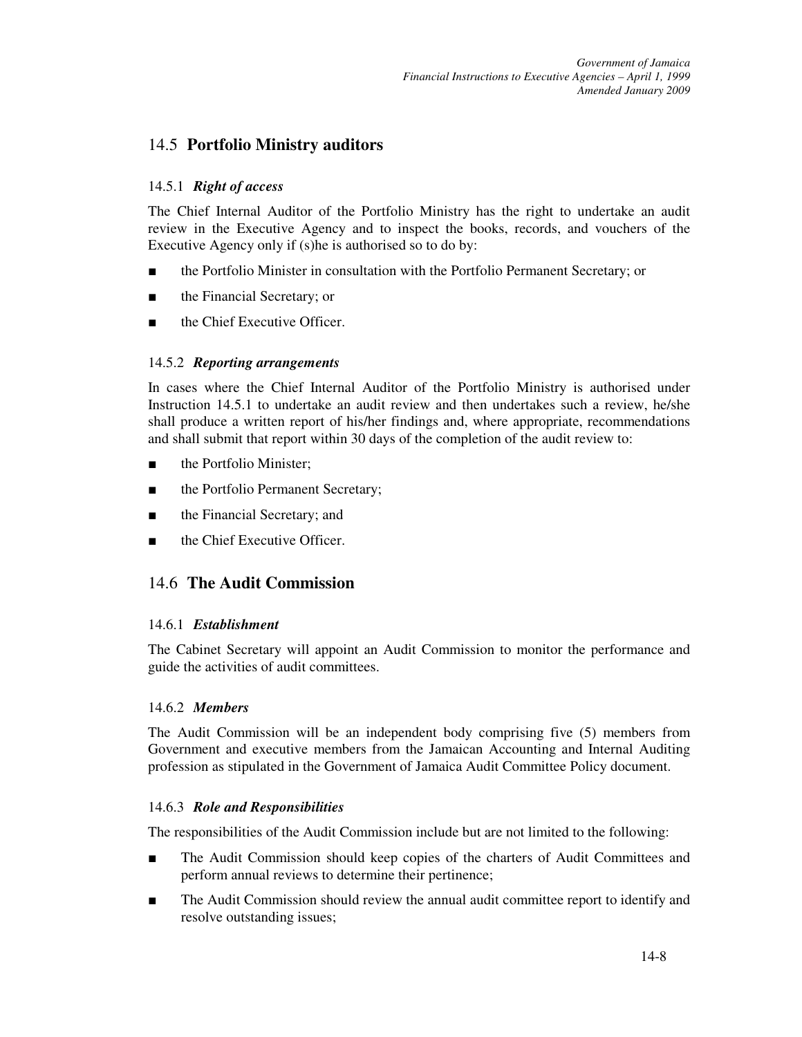## 14.5 **Portfolio Ministry auditors**

### 14.5.1 *Right of access*

The Chief Internal Auditor of the Portfolio Ministry has the right to undertake an audit review in the Executive Agency and to inspect the books, records, and vouchers of the Executive Agency only if (s)he is authorised so to do by:

- the Portfolio Minister in consultation with the Portfolio Permanent Secretary; or
- the Financial Secretary; or
- the Chief Executive Officer.

### 14.5.2 *Reporting arrangements*

In cases where the Chief Internal Auditor of the Portfolio Ministry is authorised under Instruction 14.5.1 to undertake an audit review and then undertakes such a review, he/she shall produce a written report of his/her findings and, where appropriate, recommendations and shall submit that report within 30 days of the completion of the audit review to:

- the Portfolio Minister;
- the Portfolio Permanent Secretary;
- the Financial Secretary; and
- the Chief Executive Officer.

## 14.6 **The Audit Commission**

### 14.6.1 *Establishment*

The Cabinet Secretary will appoint an Audit Commission to monitor the performance and guide the activities of audit committees.

### 14.6.2 *Members*

The Audit Commission will be an independent body comprising five (5) members from Government and executive members from the Jamaican Accounting and Internal Auditing profession as stipulated in the Government of Jamaica Audit Committee Policy document.

### 14.6.3 *Role and Responsibilities*

The responsibilities of the Audit Commission include but are not limited to the following:

- The Audit Commission should keep copies of the charters of Audit Committees and perform annual reviews to determine their pertinence;
- The Audit Commission should review the annual audit committee report to identify and resolve outstanding issues;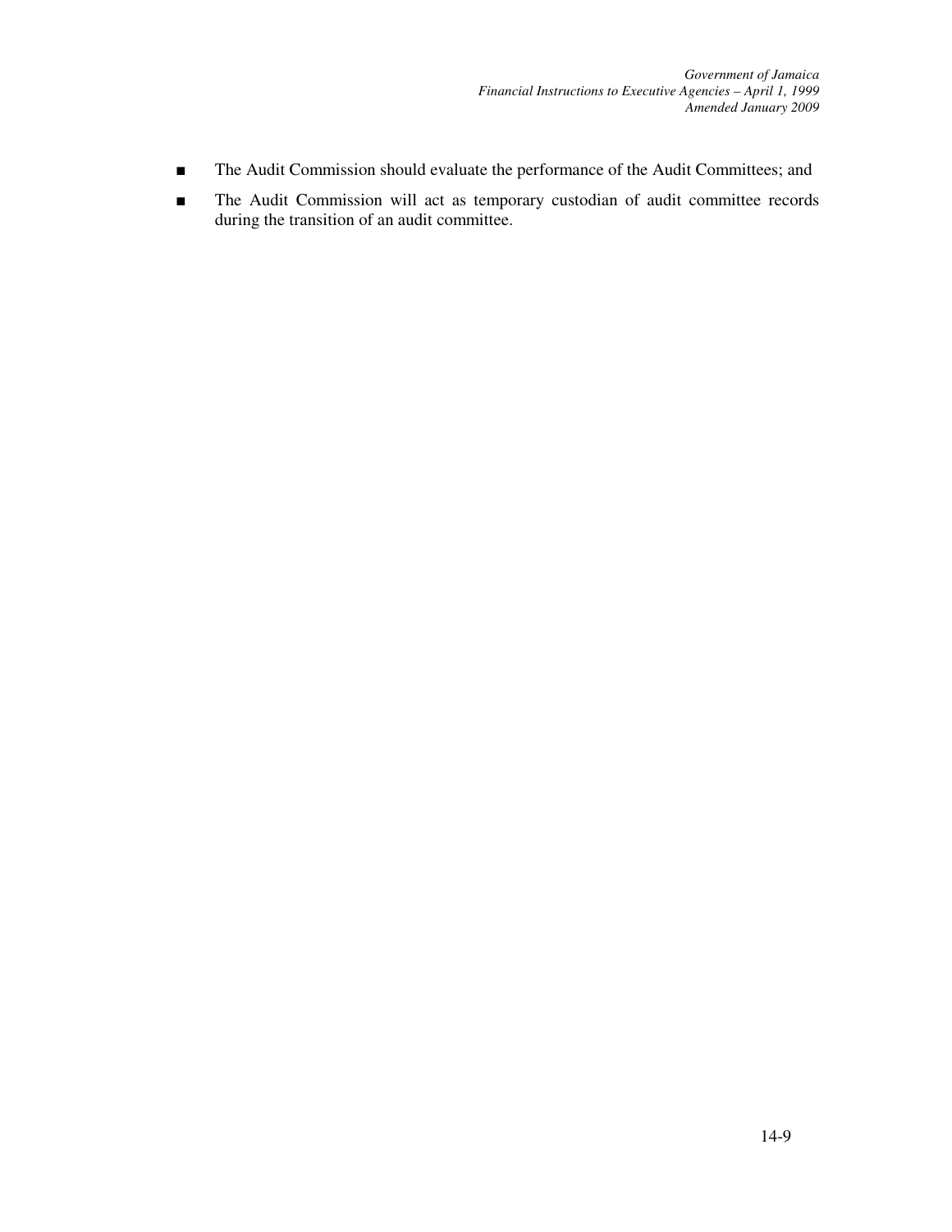- The Audit Commission should evaluate the performance of the Audit Committees; and
- The Audit Commission will act as temporary custodian of audit committee records during the transition of an audit committee.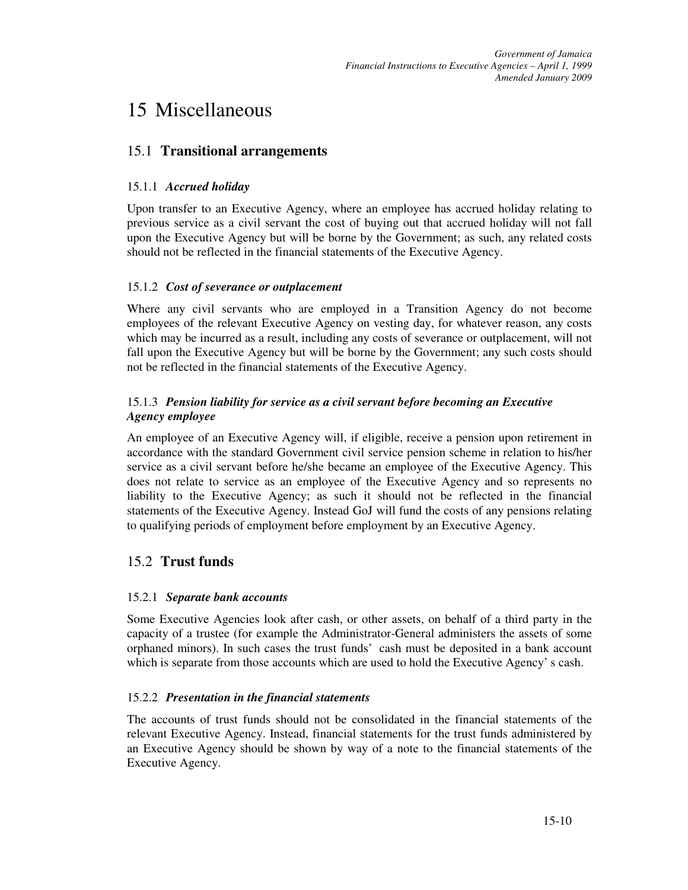# 15 Miscellaneous

## 15.1 **Transitional arrangements**

### 15.1.1 *Accrued holiday*

Upon transfer to an Executive Agency, where an employee has accrued holiday relating to previous service as a civil servant the cost of buying out that accrued holiday will not fall upon the Executive Agency but will be borne by the Government; as such, any related costs should not be reflected in the financial statements of the Executive Agency.

### 15.1.2 *Cost of severance or outplacement*

Where any civil servants who are employed in a Transition Agency do not become employees of the relevant Executive Agency on vesting day, for whatever reason, any costs which may be incurred as a result, including any costs of severance or outplacement, will not fall upon the Executive Agency but will be borne by the Government; any such costs should not be reflected in the financial statements of the Executive Agency.

### 15.1.3 *Pension liability for service as a civil servant before becoming an Executive Agency employee*

An employee of an Executive Agency will, if eligible, receive a pension upon retirement in accordance with the standard Government civil service pension scheme in relation to his/her service as a civil servant before he/she became an employee of the Executive Agency. This does not relate to service as an employee of the Executive Agency and so represents no liability to the Executive Agency; as such it should not be reflected in the financial statements of the Executive Agency. Instead GoJ will fund the costs of any pensions relating to qualifying periods of employment before employment by an Executive Agency.

## 15.2 **Trust funds**

### 15.2.1 *Separate bank accounts*

Some Executive Agencies look after cash, or other assets, on behalf of a third party in the capacity of a trustee (for example the Administrator-General administers the assets of some orphaned minors). In such cases the trust funds' cash must be deposited in a bank account which is separate from those accounts which are used to hold the Executive Agency's cash.

### 15.2.2 *Presentation in the financial statements*

The accounts of trust funds should not be consolidated in the financial statements of the relevant Executive Agency. Instead, financial statements for the trust funds administered by an Executive Agency should be shown by way of a note to the financial statements of the Executive Agency.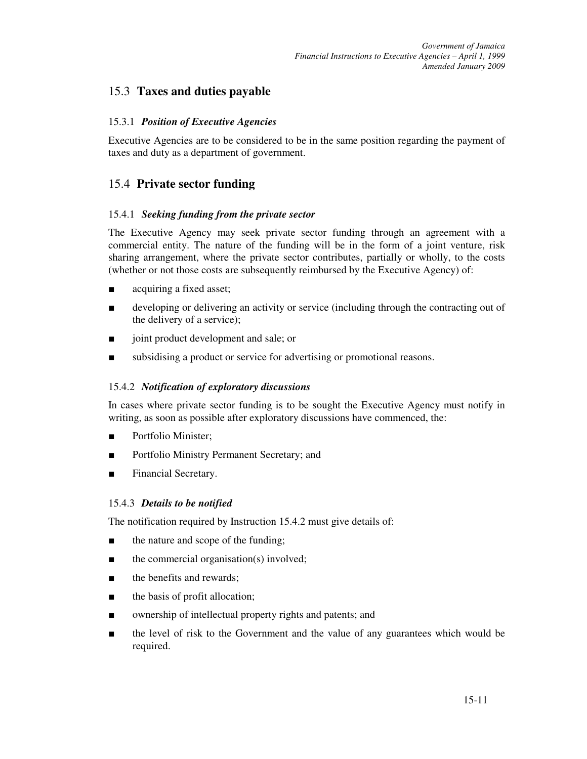## 15.3 **Taxes and duties payable**

### 15.3.1 ***Position of Executive Agencies***

Executive Agencies are to be considered to be in the same position regarding the payment of taxes and duty as a department of government.

## 15.4 **Private sector funding**

### 15.4.1 ***Seeking funding from the private sector***

The Executive Agency may seek private sector funding through an agreement with a commercial entity. The nature of the funding will be in the form of a joint venture, risk sharing arrangement, where the private sector contributes, partially or wholly, to the costs (whether or not those costs are subsequently reimbursed by the Executive Agency) of:

- acquiring a fixed asset;
- developing or delivering an activity or service (including through the contracting out of the delivery of a service);
- joint product development and sale; or
- subsidising a product or service for advertising or promotional reasons.

### 15.4.2 ***Notification of exploratory discussions***

In cases where private sector funding is to be sought the Executive Agency must notify in writing, as soon as possible after exploratory discussions have commenced, the:

- Portfolio Minister;
- Portfolio Ministry Permanent Secretary; and
- Financial Secretary.

### 15.4.3 ***Details to be notified***

The notification required by Instruction 15.4.2 must give details of:

- the nature and scope of the funding;
- the commercial organisation(s) involved;
- the benefits and rewards;
- the basis of profit allocation;
- ownership of intellectual property rights and patents; and
- the level of risk to the Government and the value of any guarantees which would be required.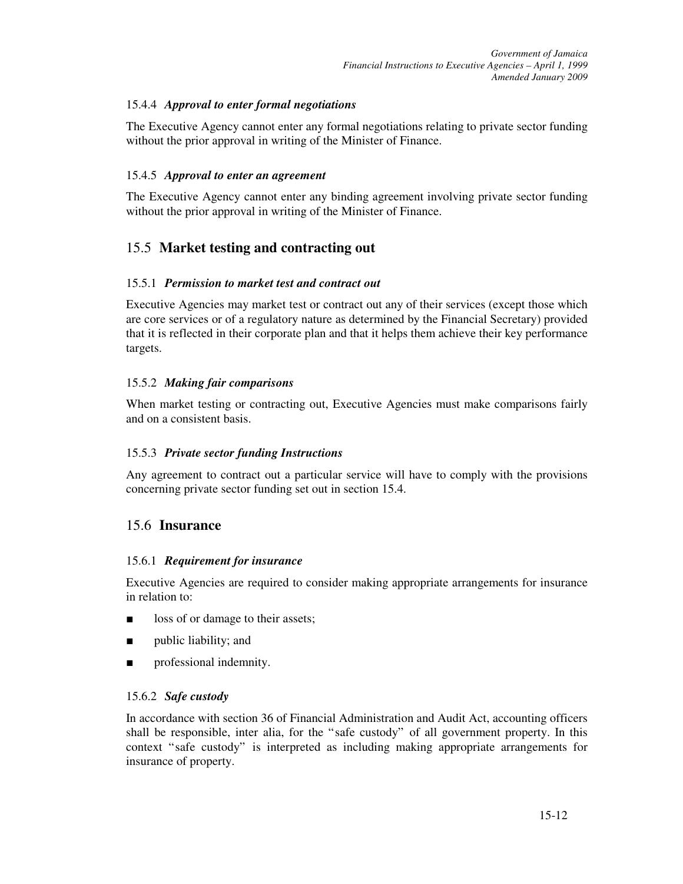### 15.4.4 *Approval to enter formal negotiations*

The Executive Agency cannot enter any formal negotiations relating to private sector funding without the prior approval in writing of the Minister of Finance.

### 15.4.5 *Approval to enter an agreement*

The Executive Agency cannot enter any binding agreement involving private sector funding without the prior approval in writing of the Minister of Finance.

## 15.5 **Market testing and contracting out**

### 15.5.1 *Permission to market test and contract out*

Executive Agencies may market test or contract out any of their services (except those which are core services or of a regulatory nature as determined by the Financial Secretary) provided that it is reflected in their corporate plan and that it helps them achieve their key performance targets.

### 15.5.2 *Making fair comparisons*

When market testing or contracting out, Executive Agencies must make comparisons fairly and on a consistent basis.

### 15.5.3 *Private sector funding Instructions*

Any agreement to contract out a particular service will have to comply with the provisions concerning private sector funding set out in section 15.4.

## 15.6 **Insurance**

### 15.6.1 *Requirement for insurance*

Executive Agencies are required to consider making appropriate arrangements for insurance in relation to:

- loss of or damage to their assets;
- public liability; and
- professional indemnity.

### 15.6.2 *Safe custody*

In accordance with section 36 of Financial Administration and Audit Act, accounting officers shall be responsible, inter alia, for the "safe custody" of all government property. In this context "safe custody" is interpreted as including making appropriate arrangements for insurance of property.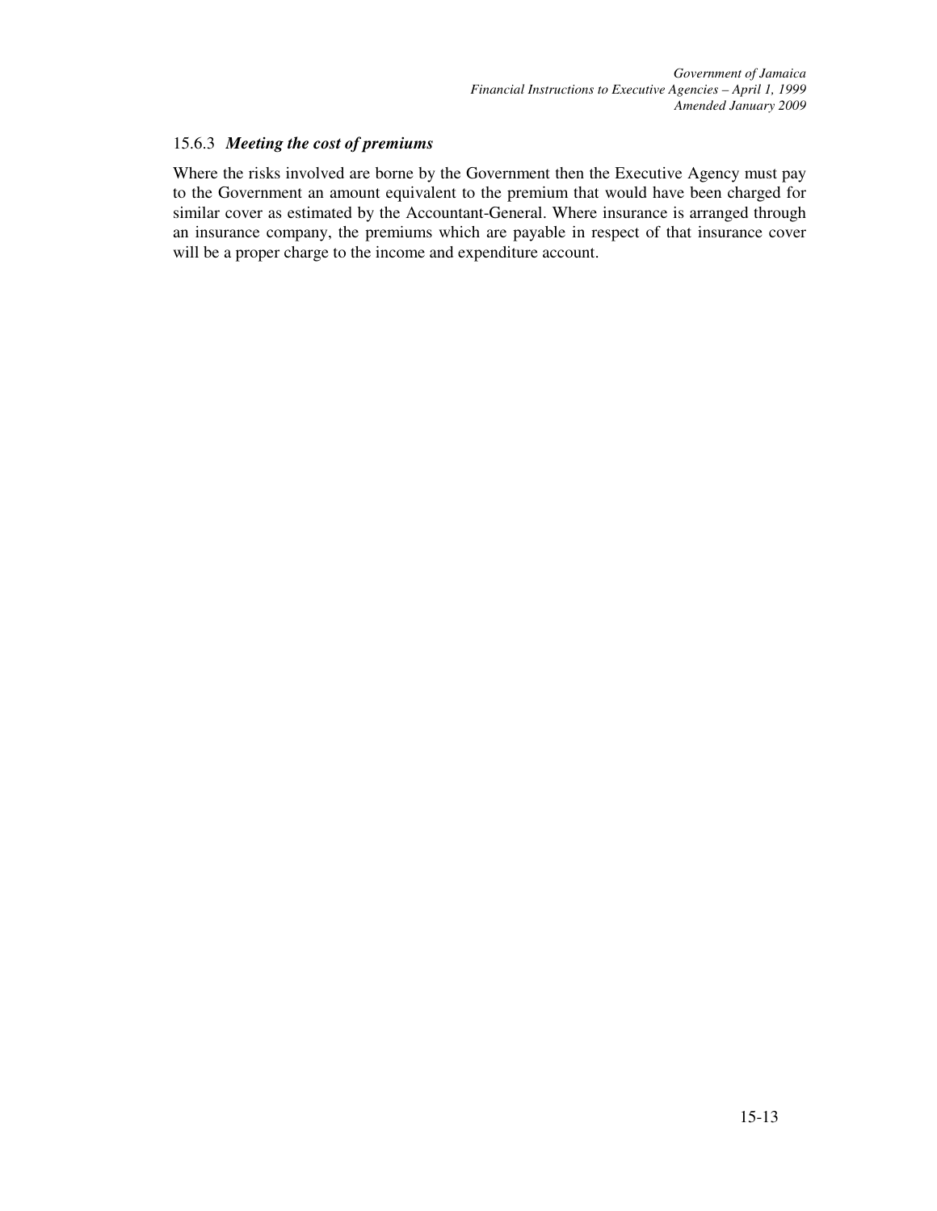### 15.6.3 *Meeting the cost of premiums*

Where the risks involved are borne by the Government then the Executive Agency must pay to the Government an amount equivalent to the premium that would have been charged for similar cover as estimated by the Accountant-General. Where insurance is arranged through an insurance company, the premiums which are payable in respect of that insurance cover will be a proper charge to the income and expenditure account.